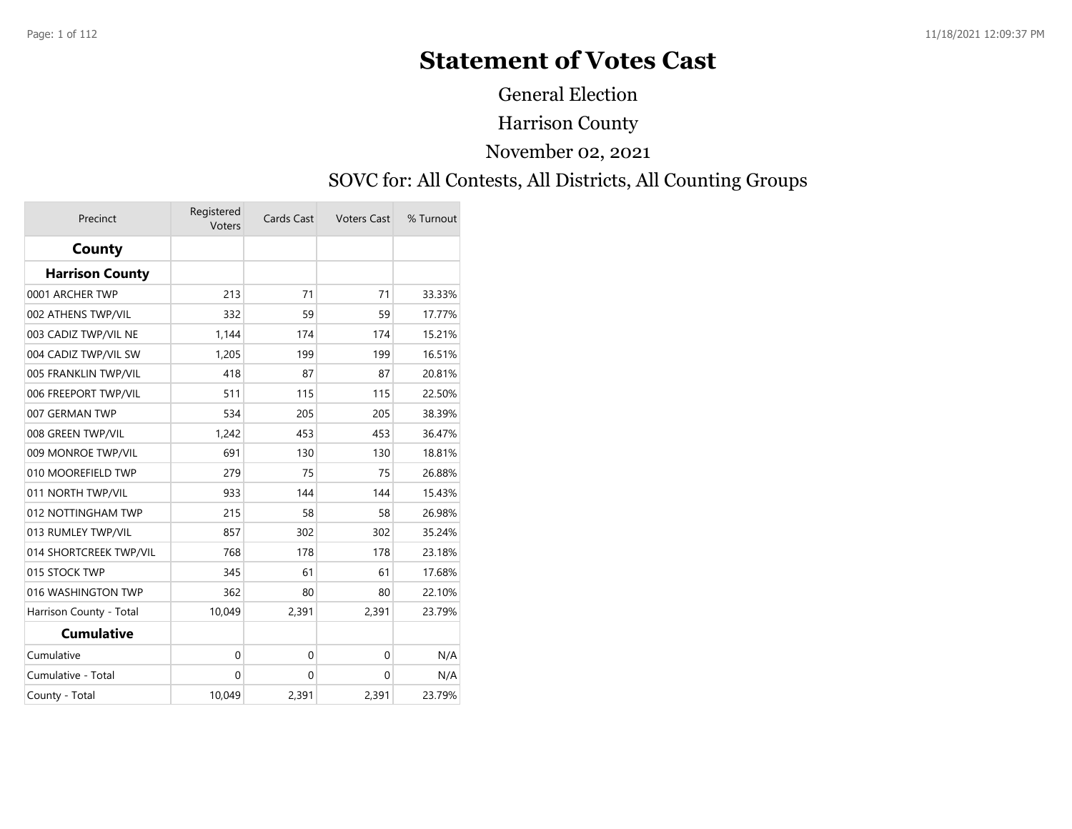# Statement of Votes Cast

General Election

Harrison County

November 02, 2021

SOVC for: All Contests, All Districts, All Counting Groups

| Precinct | Registered Voters | Cards Cast | Voters Cast | % Turnout |
|---|---|---|---|---|
| **County** | | | | |
| **Harrison County** | | | | |
| 0001 ARCHER TWP | 213 | 71 | 71 | 33.33% |
| 002 ATHENS TWP/VIL | 332 | 59 | 59 | 17.77% |
| 003 CADIZ TWP/VIL NE | 1,144 | 174 | 174 | 15.21% |
| 004 CADIZ TWP/VIL SW | 1,205 | 199 | 199 | 16.51% |
| 005 FRANKLIN TWP/VIL | 418 | 87 | 87 | 20.81% |
| 006 FREEPORT TWP/VIL | 511 | 115 | 115 | 22.50% |
| 007 GERMAN TWP | 534 | 205 | 205 | 38.39% |
| 008 GREEN TWP/VIL | 1,242 | 453 | 453 | 36.47% |
| 009 MONROE TWP/VIL | 691 | 130 | 130 | 18.81% |
| 010 MOOREFIELD TWP | 279 | 75 | 75 | 26.88% |
| 011 NORTH TWP/VIL | 933 | 144 | 144 | 15.43% |
| 012 NOTTINGHAM TWP | 215 | 58 | 58 | 26.98% |
| 013 RUMLEY TWP/VIL | 857 | 302 | 302 | 35.24% |
| 014 SHORTCREEK TWP/VIL | 768 | 178 | 178 | 23.18% |
| 015 STOCK TWP | 345 | 61 | 61 | 17.68% |
| 016 WASHINGTON TWP | 362 | 80 | 80 | 22.10% |
| Harrison County - Total | 10,049 | 2,391 | 2,391 | 23.79% |
| **Cumulative** | | | | |
| Cumulative | 0 | 0 | 0 | N/A |
| Cumulative - Total | 0 | 0 | 0 | N/A |
| County - Total | 10,049 | 2,391 | 2,391 | 23.79% |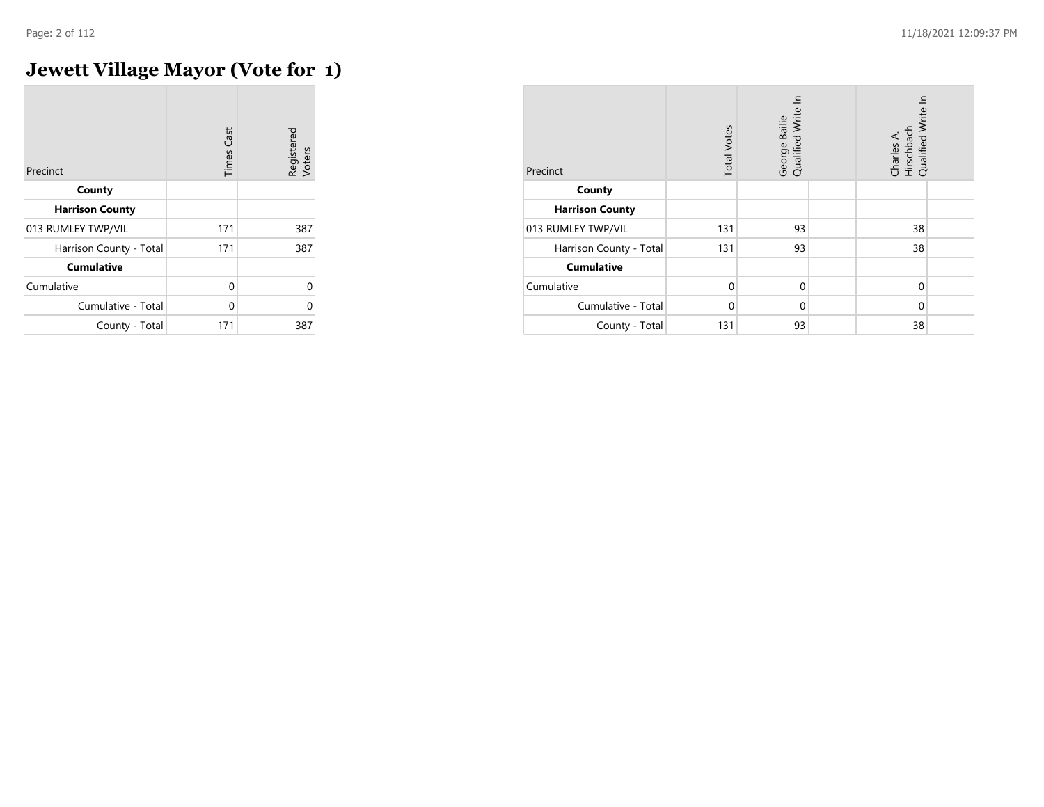# Jewett Village Mayor (Vote for 1)

| Precinct | Times Cast | Registered Voters |
|---|---|---|
| **County** | | |
| **Harrison County** | | |
| 013 RUMLEY TWP/VIL | 171 | 387 |
| Harrison County - Total | 171 | 387 |
| **Cumulative** | | |
| Cumulative | 0 | 0 |
| Cumulative - Total | 0 | 0 |
| County - Total | 171 | 387 |

| Precinct | Total Votes | George Bailie Qualified Write In | Charles A. Hirschbach Qualified Write In |
|---|---|---|---|
| **County** | | | |
| **Harrison County** | | | |
| 013 RUMLEY TWP/VIL | 131 | 93 | 38 |
| Harrison County - Total | 131 | 93 | 38 |
| **Cumulative** | | | |
| Cumulative | 0 | 0 | 0 |
| Cumulative - Total | 0 | 0 | 0 |
| County - Total | 131 | 93 | 38 |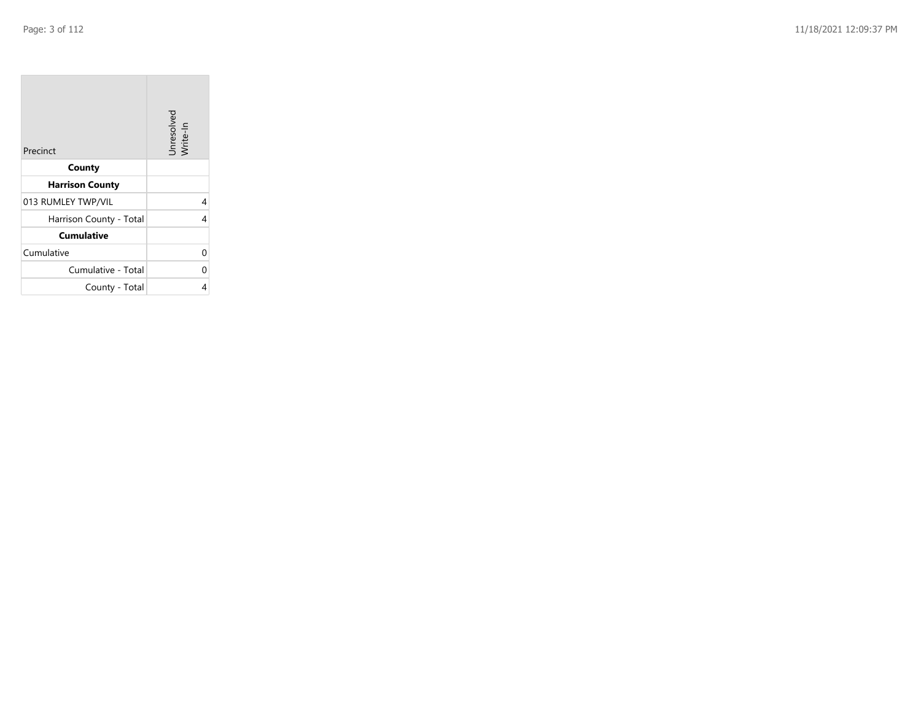| Precinct | Unresolved Write-In |
|---|---|
| **County** | |
| **Harrison County** | |
| 013 RUMLEY TWP/VIL | 4 |
| Harrison County - Total | 4 |
| **Cumulative** | |
| Cumulative | 0 |
| Cumulative - Total | 0 |
| County - Total | 4 |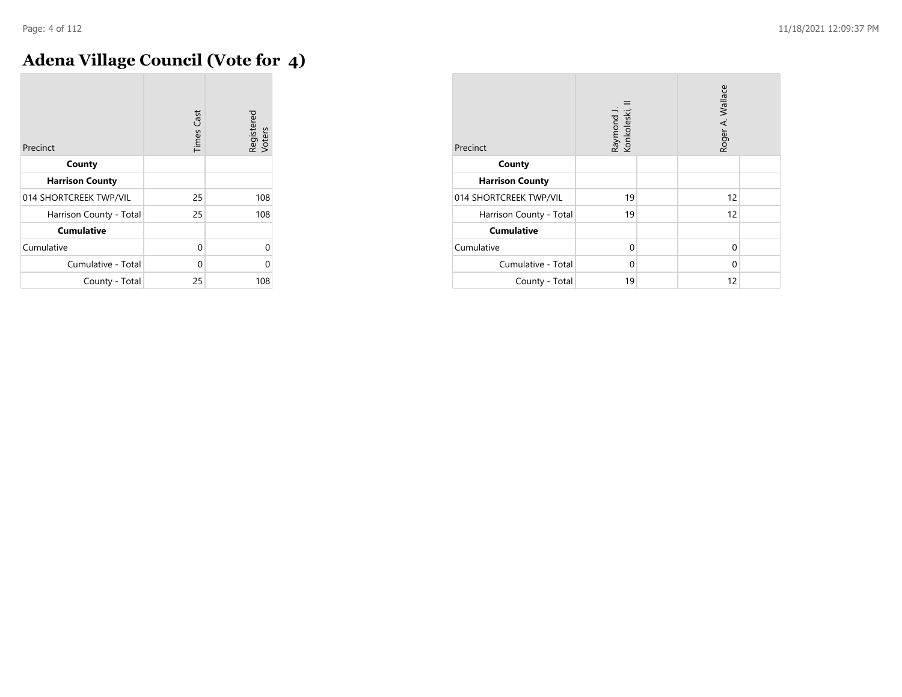# Adena Village Council (Vote for 4)

| Precinct | Times Cast | Registered Voters |
|---|---|---|
| **County** | | |
| **Harrison County** | | |
| 014 SHORTCREEK TWP/VIL | 25 | 108 |
| Harrison County - Total | 25 | 108 |
| **Cumulative** | | |
| Cumulative | 0 | 0 |
| Cumulative - Total | 0 | 0 |
| County - Total | 25 | 108 |

| Precinct | Raymond J. Konkoleski, II | | Roger A. Wallace | |
|---|---|---|---|---|
| **County** | | | | |
| **Harrison County** | | | | |
| 014 SHORTCREEK TWP/VIL | 19 | | 12 | |
| Harrison County - Total | 19 | | 12 | |
| **Cumulative** | | | | |
| Cumulative | 0 | | 0 | |
| Cumulative - Total | 0 | | 0 | |
| County - Total | 19 | | 12 | |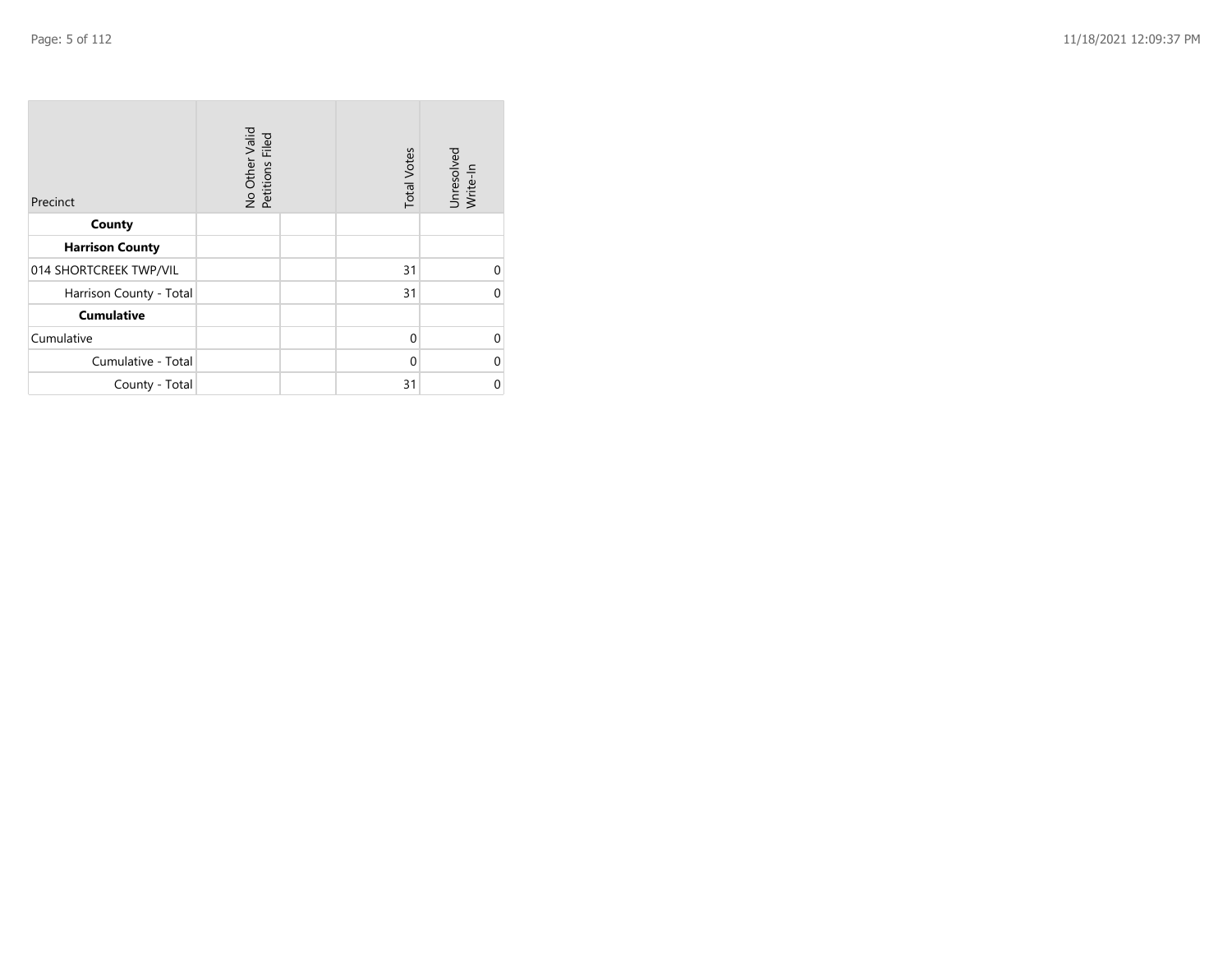| Precinct | No Other Valid Petitions Filed | | Total Votes | Unresolved Write-In |
|---|---|---|---|---|
| **County** | | | | |
| **Harrison County** | | | | |
| 014 SHORTCREEK TWP/VIL | | | 31 | 0 |
| Harrison County - Total | | | 31 | 0 |
| **Cumulative** | | | | |
| Cumulative | | | 0 | 0 |
| Cumulative - Total | | | 0 | 0 |
| County - Total | | | 31 | 0 |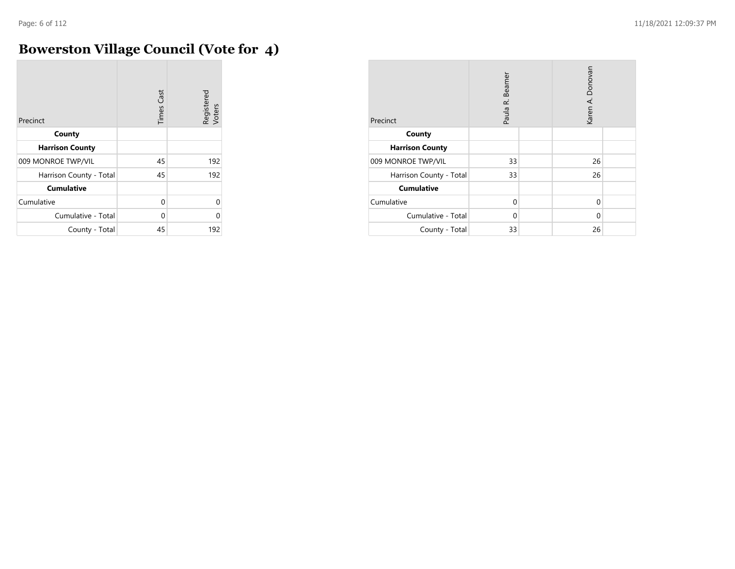# Bowerston Village Council (Vote for 4)

| Precinct | Times Cast | Registered Voters |
| --- | --- | --- |
| **County** | | |
| **Harrison County** | | |
| 009 MONROE TWP/VIL | 45 | 192 |
| Harrison County - Total | 45 | 192 |
| **Cumulative** | | |
| Cumulative | 0 | 0 |
| Cumulative - Total | 0 | 0 |
| County - Total | 45 | 192 |

| Precinct | Paula R. Beamer | | Karen A. Donovan | |
| --- | --- | --- | --- | --- |
| **County** | | | | |
| **Harrison County** | | | | |
| 009 MONROE TWP/VIL | 33 | | 26 | |
| Harrison County - Total | 33 | | 26 | |
| **Cumulative** | | | | |
| Cumulative | 0 | | 0 | |
| Cumulative - Total | 0 | | 0 | |
| County - Total | 33 | | 26 | |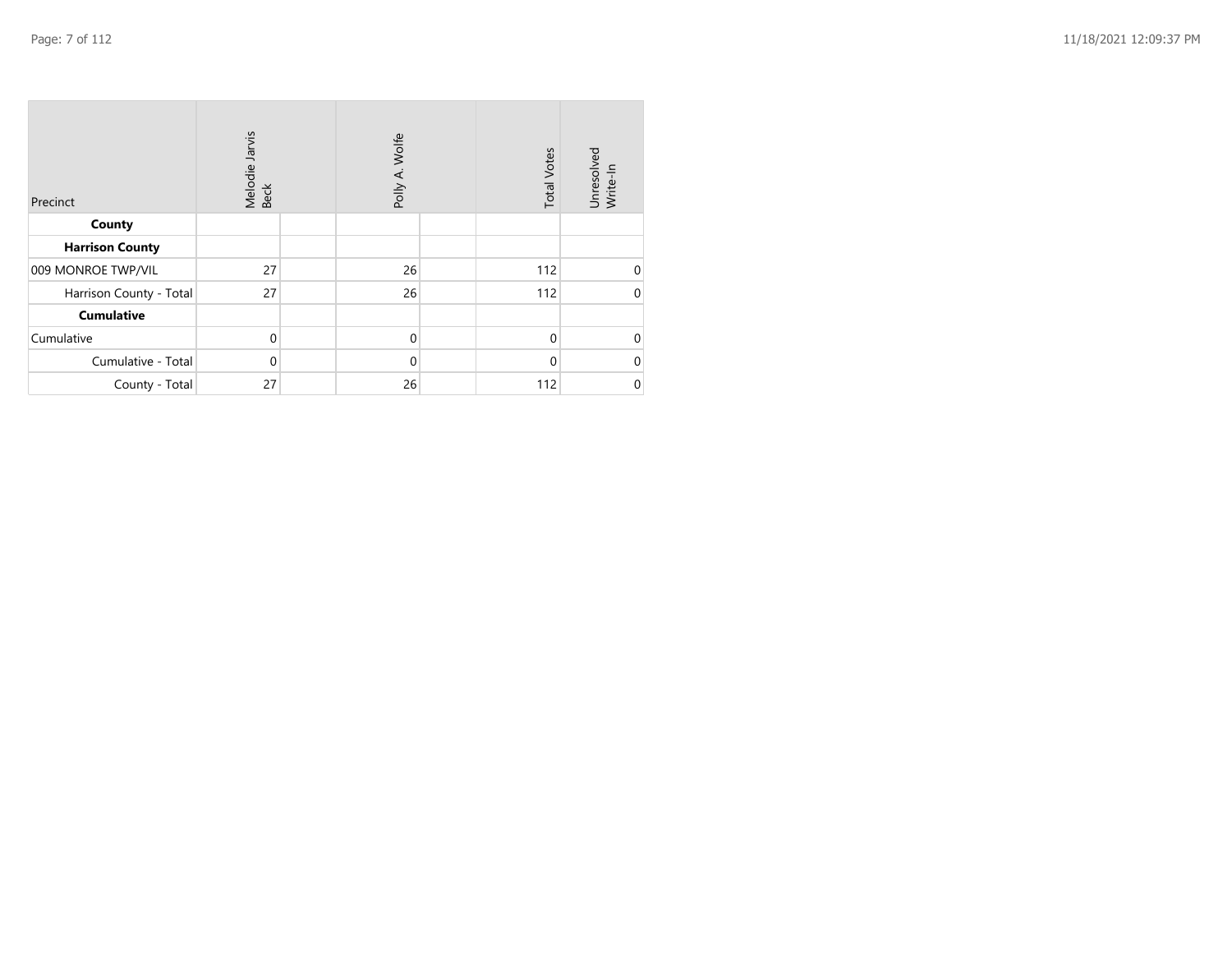| Precinct | Melodie Jarvis Beck | | Polly A. Wolfe | | Total Votes | Unresolved Write-In |
|---|---|---|---|---|---|---|
| **County** | | | | | | |
| **Harrison County** | | | | | | |
| 009 MONROE TWP/VIL | 27 | | 26 | | 112 | 0 |
| Harrison County - Total | 27 | | 26 | | 112 | 0 |
| **Cumulative** | | | | | | |
| Cumulative | 0 | | 0 | | 0 | 0 |
| Cumulative - Total | 0 | | 0 | | 0 | 0 |
| County - Total | 27 | | 26 | | 112 | 0 |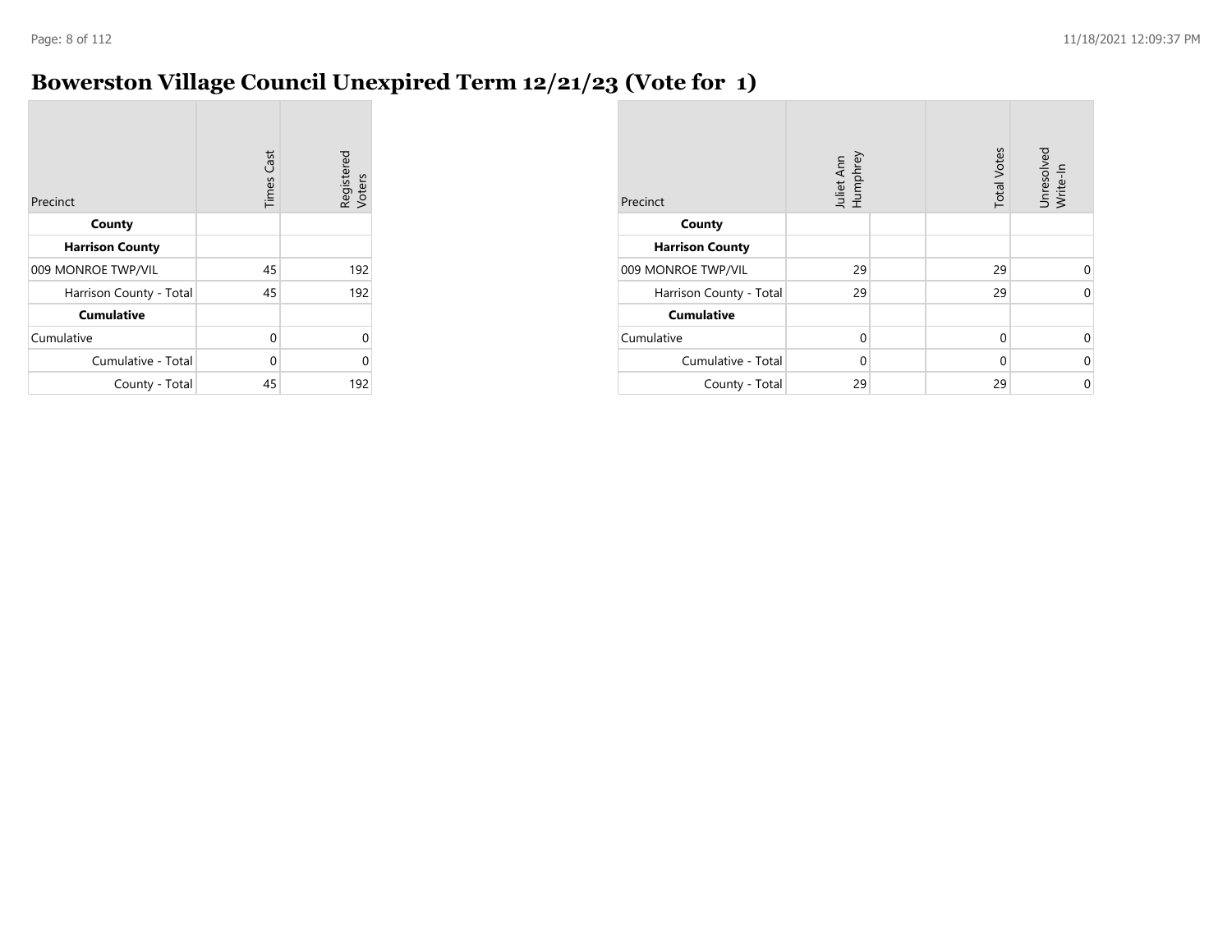# Bowerston Village Council Unexpired Term 12/21/23 (Vote for 1)

| Precinct | Times Cast | Registered Voters |
|---|---|---|
| **County** | | |
| **Harrison County** | | |
| 009 MONROE TWP/VIL | 45 | 192 |
| Harrison County - Total | 45 | 192 |
| **Cumulative** | | |
| Cumulative | 0 | 0 |
| Cumulative - Total | 0 | 0 |
| County - Total | 45 | 192 |

| Precinct | Juliet Ann Humphrey | | Total Votes | Unresolved Write-In |
|---|---|---|---|---|
| **County** | | | | |
| **Harrison County** | | | | |
| 009 MONROE TWP/VIL | 29 | | 29 | 0 |
| Harrison County - Total | 29 | | 29 | 0 |
| **Cumulative** | | | | |
| Cumulative | 0 | | 0 | 0 |
| Cumulative - Total | 0 | | 0 | 0 |
| County - Total | 29 | | 29 | 0 |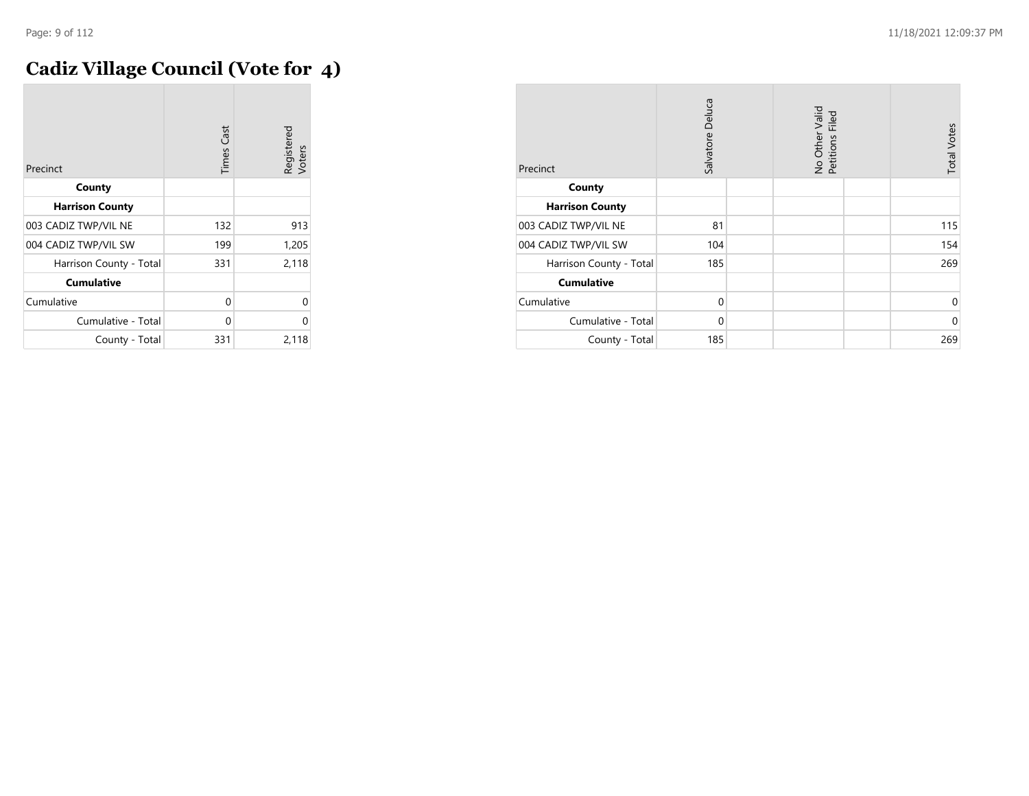# Cadiz Village Council (Vote for 4)

| Precinct | Times Cast | Registered Voters |
|---|---|---|
| **County** | | |
| **Harrison County** | | |
| 003 CADIZ TWP/VIL NE | 132 | 913 |
| 004 CADIZ TWP/VIL SW | 199 | 1,205 |
| Harrison County - Total | 331 | 2,118 |
| **Cumulative** | | |
| Cumulative | 0 | 0 |
| Cumulative - Total | 0 | 0 |
| County - Total | 331 | 2,118 |

| Precinct | Salvatore Deluca | | No Other Valid Petitions Filed | | Total Votes |
|---|---|---|---|---|---|
| **County** | | | | | |
| **Harrison County** | | | | | |
| 003 CADIZ TWP/VIL NE | 81 | | | | 115 |
| 004 CADIZ TWP/VIL SW | 104 | | | | 154 |
| Harrison County - Total | 185 | | | | 269 |
| **Cumulative** | | | | | |
| Cumulative | 0 | | | | 0 |
| Cumulative - Total | 0 | | | | 0 |
| County - Total | 185 | | | | 269 |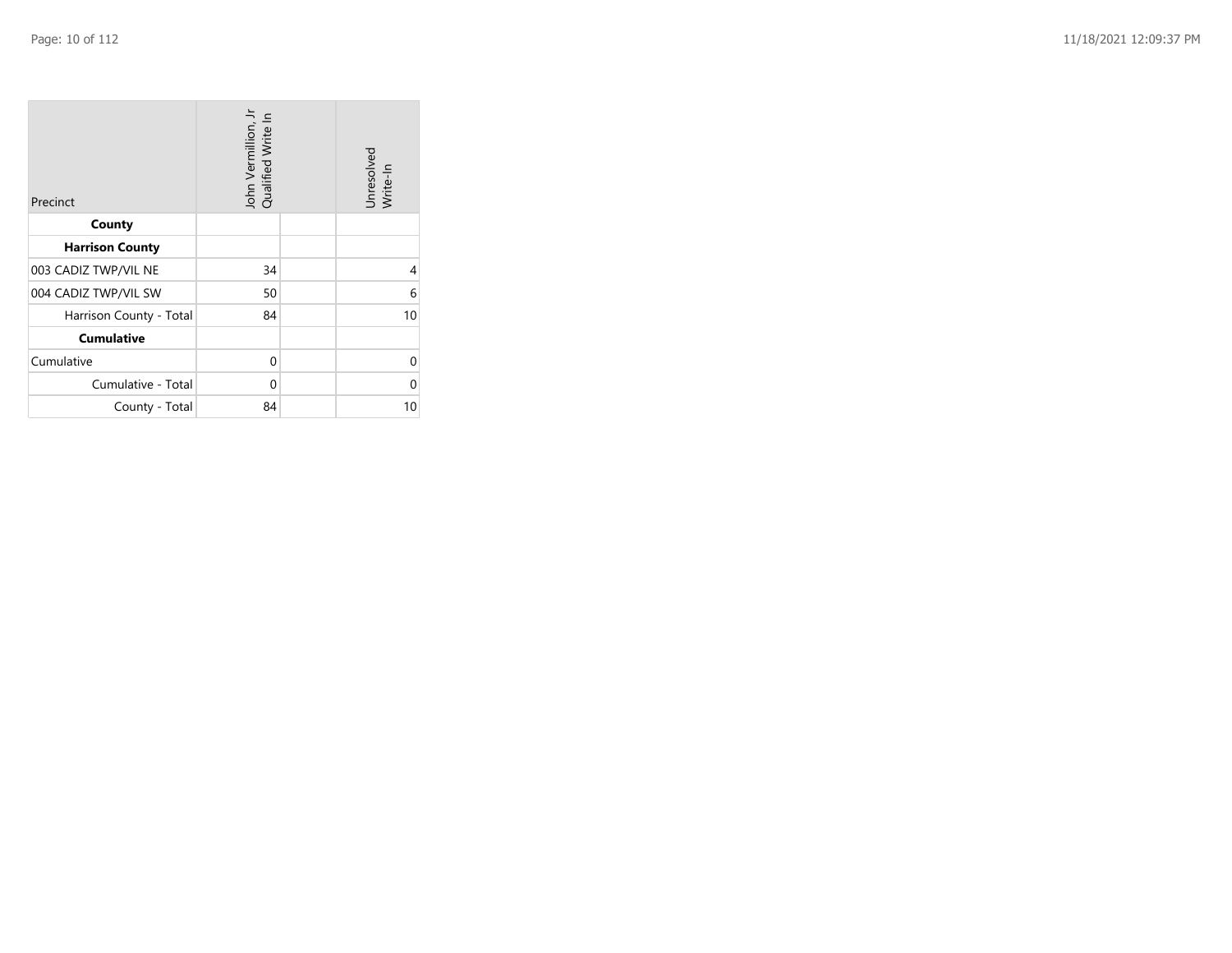| Precinct | John Vermillion, Jr Qualified Write In | | Unresolved Write-In |
|---|---|---|---|
| **County** | | | |
| **Harrison County** | | | |
| 003 CADIZ TWP/VIL NE | 34 | | 4 |
| 004 CADIZ TWP/VIL SW | 50 | | 6 |
| Harrison County - Total | 84 | | 10 |
| **Cumulative** | | | |
| Cumulative | 0 | | 0 |
| Cumulative - Total | 0 | | 0 |
| County - Total | 84 | | 10 |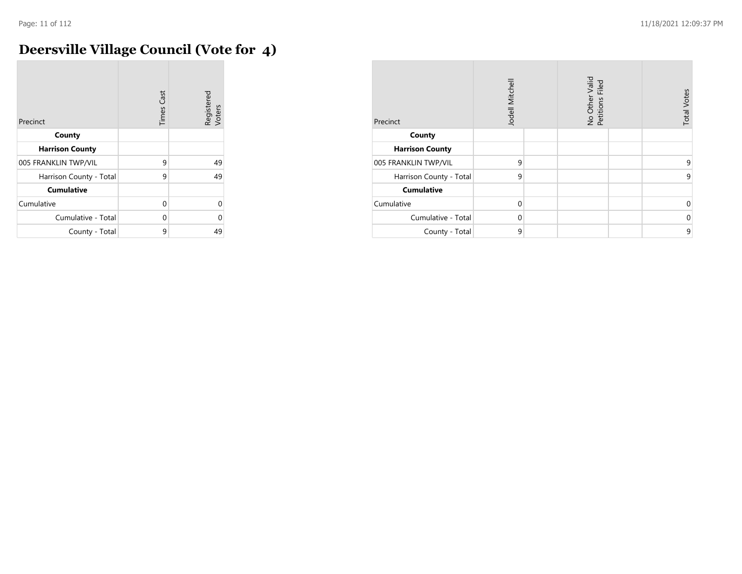# Deersville Village Council (Vote for 4)

| Precinct | Times Cast | Registered Voters |
|---|---|---|
| **County** | | |
| **Harrison County** | | |
| 005 FRANKLIN TWP/VIL | 9 | 49 |
| Harrison County - Total | 9 | 49 |
| **Cumulative** | | |
| Cumulative | 0 | 0 |
| Cumulative - Total | 0 | 0 |
| County - Total | 9 | 49 |

| Precinct | Jodell Mitchell | | No Other Valid Petitions Filed | | Total Votes |
|---|---|---|---|---|---|
| **County** | | | | | |
| **Harrison County** | | | | | |
| 005 FRANKLIN TWP/VIL | 9 | | | | 9 |
| Harrison County - Total | 9 | | | | 9 |
| **Cumulative** | | | | | |
| Cumulative | 0 | | | | 0 |
| Cumulative - Total | 0 | | | | 0 |
| County - Total | 9 | | | | 9 |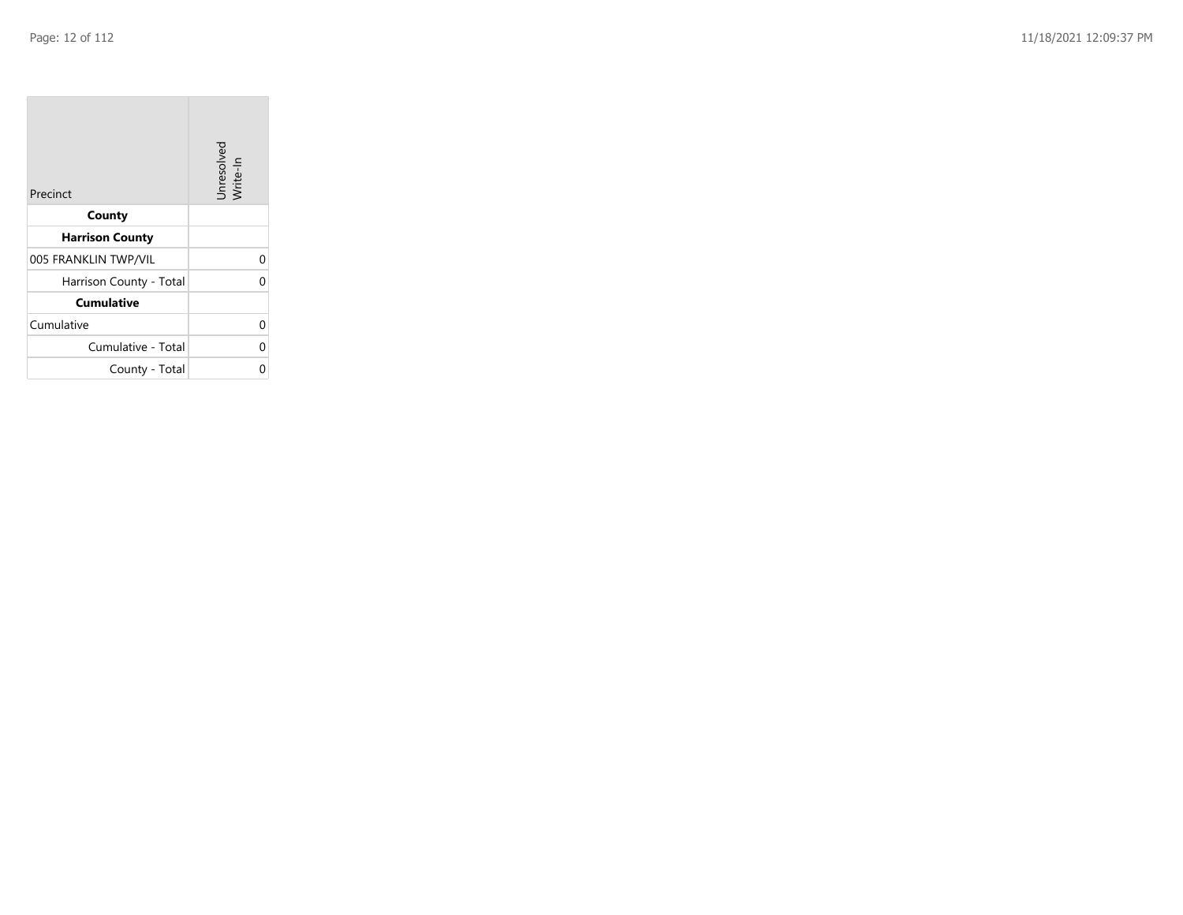| Precinct | Unresolved Write-In |
|---|---|
| **County** | |
| **Harrison County** | |
| 005 FRANKLIN TWP/VIL | 0 |
| Harrison County - Total | 0 |
| **Cumulative** | |
| Cumulative | 0 |
| Cumulative - Total | 0 |
| County - Total | 0 |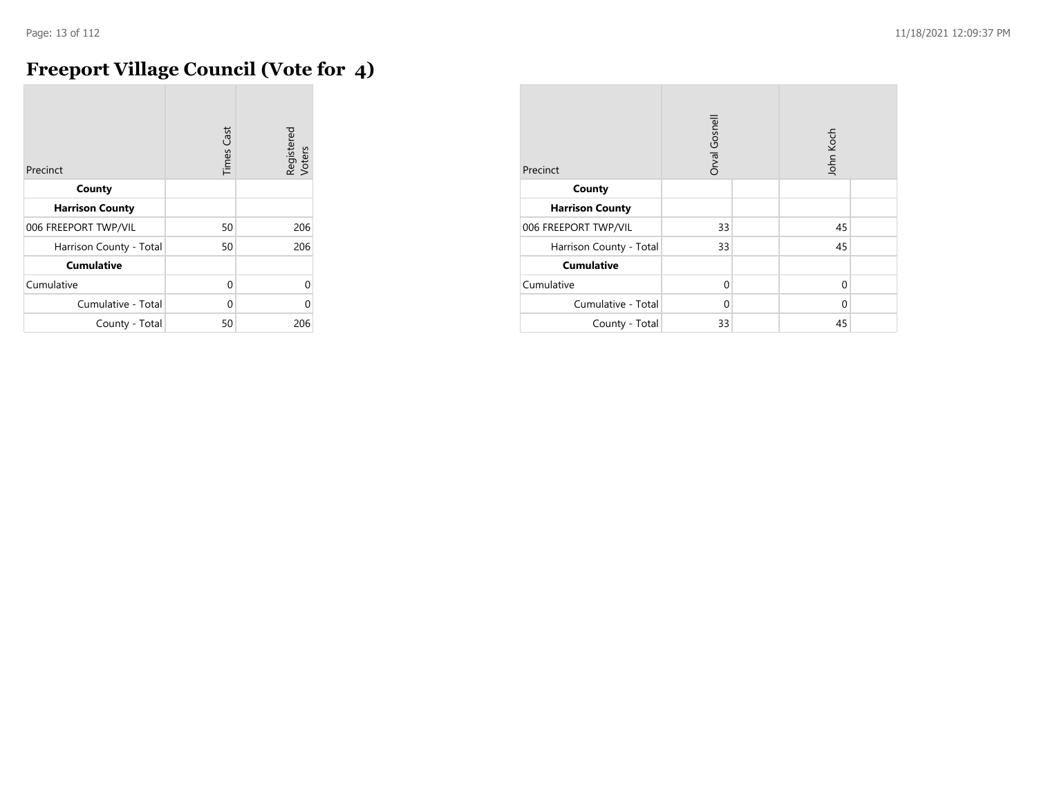# Freeport Village Council (Vote for 4)

| Precinct | Times Cast | Registered Voters |
|---|---|---|
| **County** | | |
| **Harrison County** | | |
| 006 FREEPORT TWP/VIL | 50 | 206 |
| Harrison County - Total | 50 | 206 |
| **Cumulative** | | |
| Cumulative | 0 | 0 |
| Cumulative - Total | 0 | 0 |
| County - Total | 50 | 206 |

| Precinct | Orval Gosnell | | John Koch | |
|---|---|---|---|---|
| **County** | | | | |
| **Harrison County** | | | | |
| 006 FREEPORT TWP/VIL | 33 | | 45 | |
| Harrison County - Total | 33 | | 45 | |
| **Cumulative** | | | | |
| Cumulative | 0 | | 0 | |
| Cumulative - Total | 0 | | 0 | |
| County - Total | 33 | | 45 | |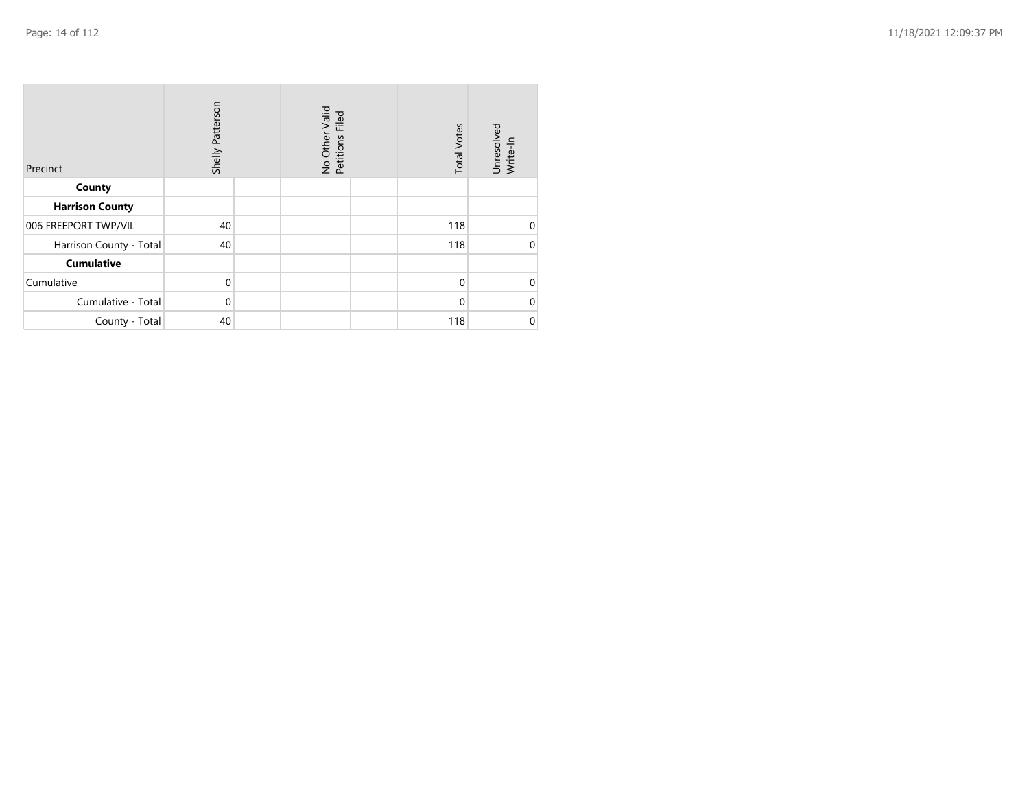| Precinct | Shelly Patterson | | No Other Valid Petitions Filed | | Total Votes | Unresolved Write-In |
|---|---|---|---|---|---|---|
| **County** | | | | | | |
| **Harrison County** | | | | | | |
| 006 FREEPORT TWP/VIL | 40 | | | | 118 | 0 |
| Harrison County - Total | 40 | | | | 118 | 0 |
| **Cumulative** | | | | | | |
| Cumulative | 0 | | | | 0 | 0 |
| Cumulative - Total | 0 | | | | 0 | 0 |
| County - Total | 40 | | | | 118 | 0 |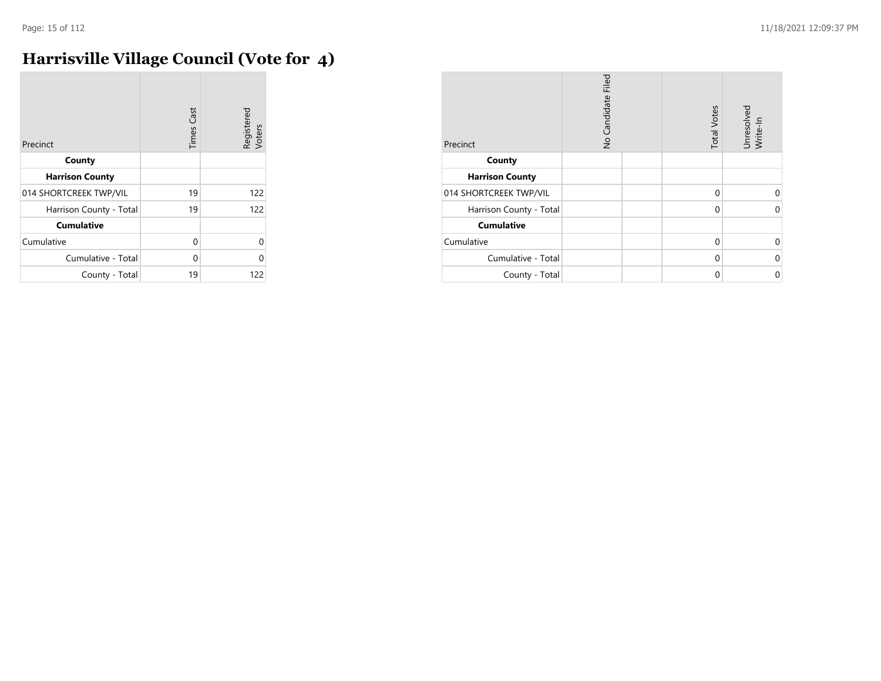# Harrisville Village Council (Vote for 4)

| Precinct | Times Cast | Registered Voters |
|---|---|---|
| **County** | | |
| **Harrison County** | | |
| 014 SHORTCREEK TWP/VIL | 19 | 122 |
| Harrison County - Total | 19 | 122 |
| **Cumulative** | | |
| Cumulative | 0 | 0 |
| Cumulative - Total | 0 | 0 |
| County - Total | 19 | 122 |

| Precinct | No Candidate Filed | | Total Votes | Unresolved Write-In |
|---|---|---|---|---|
| **County** | | | | |
| **Harrison County** | | | | |
| 014 SHORTCREEK TWP/VIL | | | 0 | 0 |
| Harrison County - Total | | | 0 | 0 |
| **Cumulative** | | | | |
| Cumulative | | | 0 | 0 |
| Cumulative - Total | | | 0 | 0 |
| County - Total | | | 0 | 0 |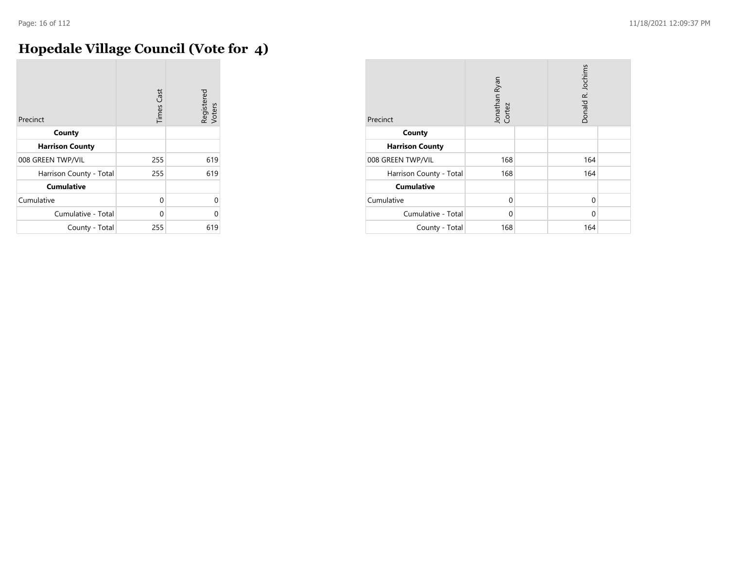# Hopedale Village Council (Vote for 4)

| Precinct | Times Cast | Registered Voters |
|---|---|---|
| **County** | | |
| **Harrison County** | | |
| 008 GREEN TWP/VIL | 255 | 619 |
| Harrison County - Total | 255 | 619 |
| **Cumulative** | | |
| Cumulative | 0 | 0 |
| Cumulative - Total | 0 | 0 |
| County - Total | 255 | 619 |

| Precinct | Jonathan Ryan Cortez | | Donald R. Jochims | |
|---|---|---|---|---|
| **County** | | | | |
| **Harrison County** | | | | |
| 008 GREEN TWP/VIL | 168 | | 164 | |
| Harrison County - Total | 168 | | 164 | |
| **Cumulative** | | | | |
| Cumulative | 0 | | 0 | |
| Cumulative - Total | 0 | | 0 | |
| County - Total | 168 | | 164 | |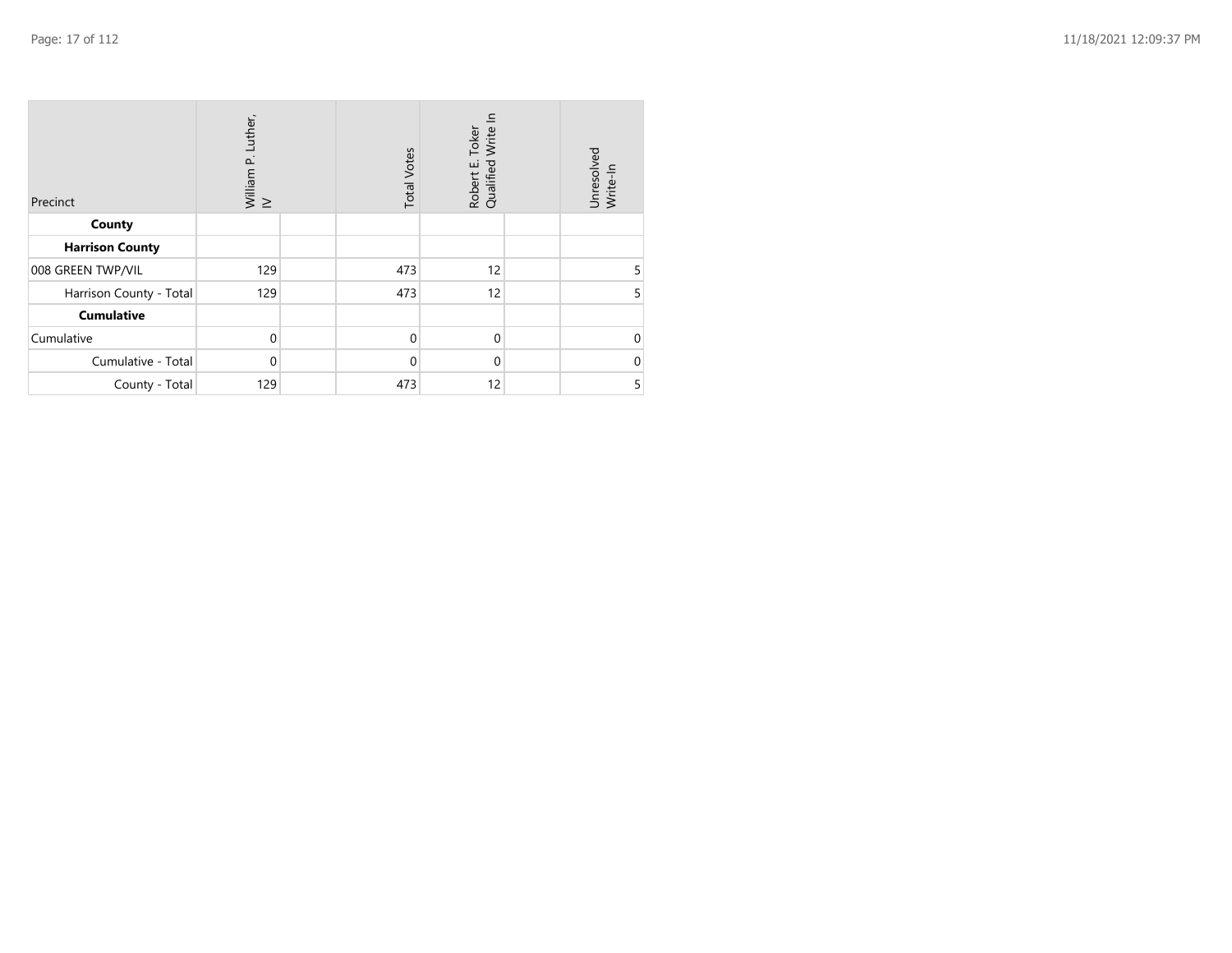| Precinct | William P. Luther, IV | | Total Votes | Robert E. Toker Qualified Write In | | Unresolved Write-In |
|---|---|---|---|---|---|---|
| **County** | | | | | | |
| **Harrison County** | | | | | | |
| 008 GREEN TWP/VIL | 129 | | 473 | 12 | | 5 |
| Harrison County - Total | 129 | | 473 | 12 | | 5 |
| **Cumulative** | | | | | | |
| Cumulative | 0 | | 0 | 0 | | 0 |
| Cumulative - Total | 0 | | 0 | 0 | | 0 |
| County - Total | 129 | | 473 | 12 | | 5 |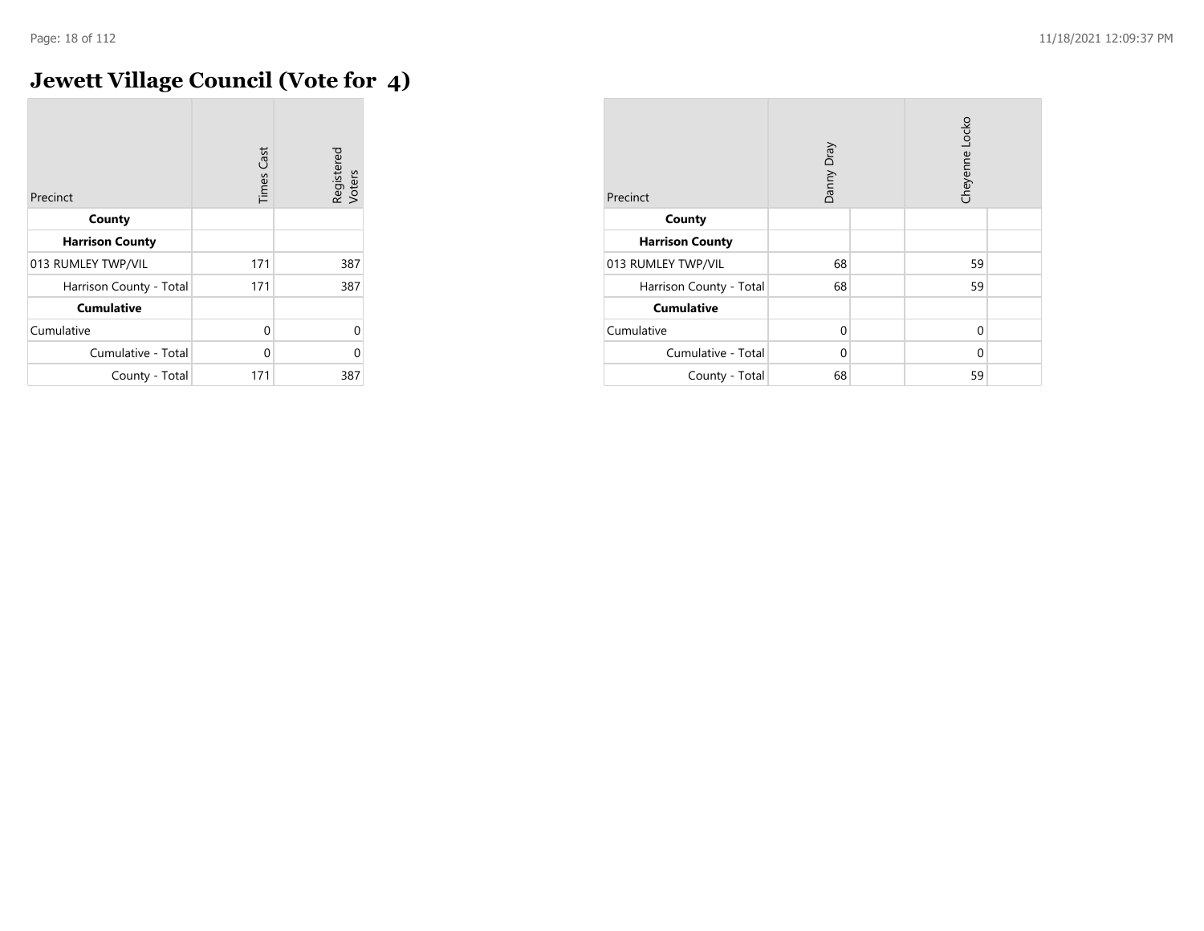# Jewett Village Council (Vote for 4)

| Precinct | Times Cast | Registered Voters |
|---|---|---|
| **County** | | |
| **Harrison County** | | |
| 013 RUMLEY TWP/VIL | 171 | 387 |
| Harrison County - Total | 171 | 387 |
| **Cumulative** | | |
| Cumulative | 0 | 0 |
| Cumulative - Total | 0 | 0 |
| County - Total | 171 | 387 |

| Precinct | Danny Dray | | Cheyenne Locko | |
|---|---|---|---|---|
| **County** | | | | |
| **Harrison County** | | | | |
| 013 RUMLEY TWP/VIL | 68 | | 59 | |
| Harrison County - Total | 68 | | 59 | |
| **Cumulative** | | | | |
| Cumulative | 0 | | 0 | |
| Cumulative - Total | 0 | | 0 | |
| County - Total | 68 | | 59 | |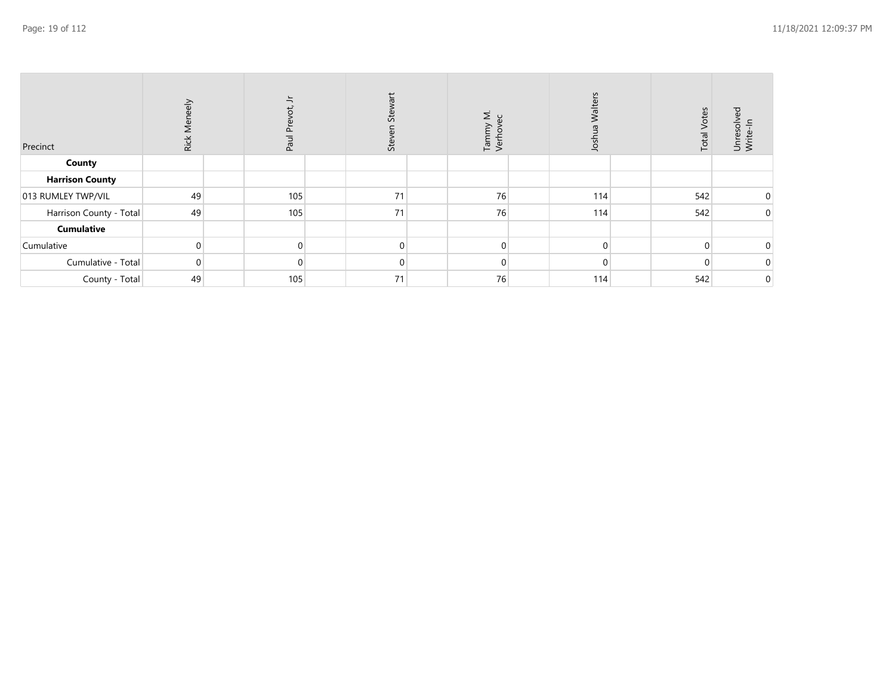| Precinct | Rick Meneely | Paul Prevot, Jr | Steven Stewart | Tammy M. Verhovec | Joshua Walters | Total Votes | Unresolved Write-In |
|---|---|---|---|---|---|---|---|
| **County** | | | | | | | |
| **Harrison County** | | | | | | | |
| 013 RUMLEY TWP/VIL | 49 | 105 | 71 | 76 | 114 | 542 | 0 |
| Harrison County - Total | 49 | 105 | 71 | 76 | 114 | 542 | 0 |
| **Cumulative** | | | | | | | |
| Cumulative | 0 | 0 | 0 | 0 | 0 | 0 | 0 |
| Cumulative - Total | 0 | 0 | 0 | 0 | 0 | 0 | 0 |
| County - Total | 49 | 105 | 71 | 76 | 114 | 542 | 0 |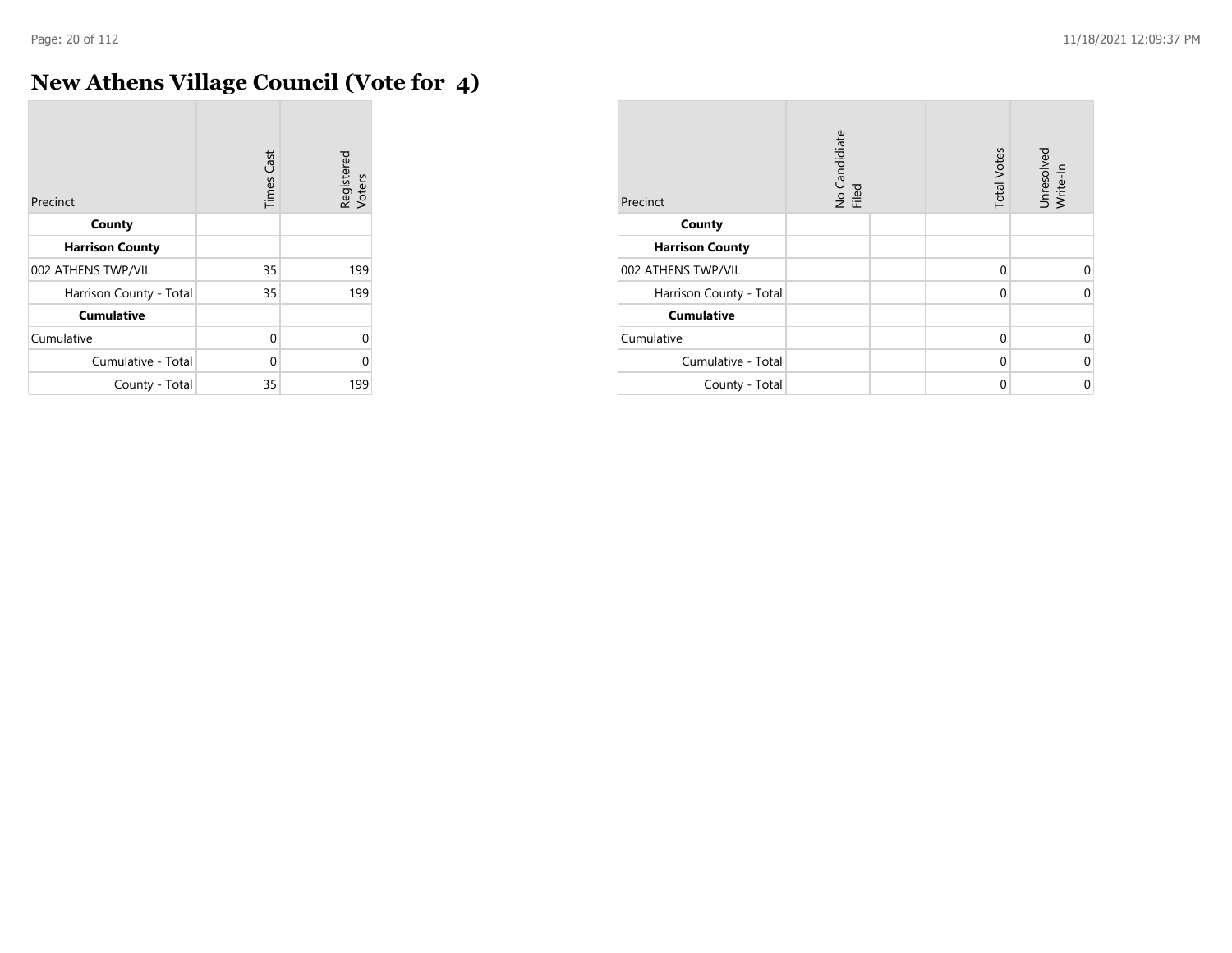# New Athens Village Council (Vote for 4)

| Precinct | Times Cast | Registered Voters |
|---|---|---|
| **County** | | |
| **Harrison County** | | |
| 002 ATHENS TWP/VIL | 35 | 199 |
| Harrison County - Total | 35 | 199 |
| **Cumulative** | | |
| Cumulative | 0 | 0 |
| Cumulative - Total | 0 | 0 |
| County - Total | 35 | 199 |

| Precinct | No Candidiate Filed | | Total Votes | Unresolved Write-In |
|---|---|---|---|---|
| **County** | | | | |
| **Harrison County** | | | | |
| 002 ATHENS TWP/VIL | | | 0 | 0 |
| Harrison County - Total | | | 0 | 0 |
| **Cumulative** | | | | |
| Cumulative | | | 0 | 0 |
| Cumulative - Total | | | 0 | 0 |
| County - Total | | | 0 | 0 |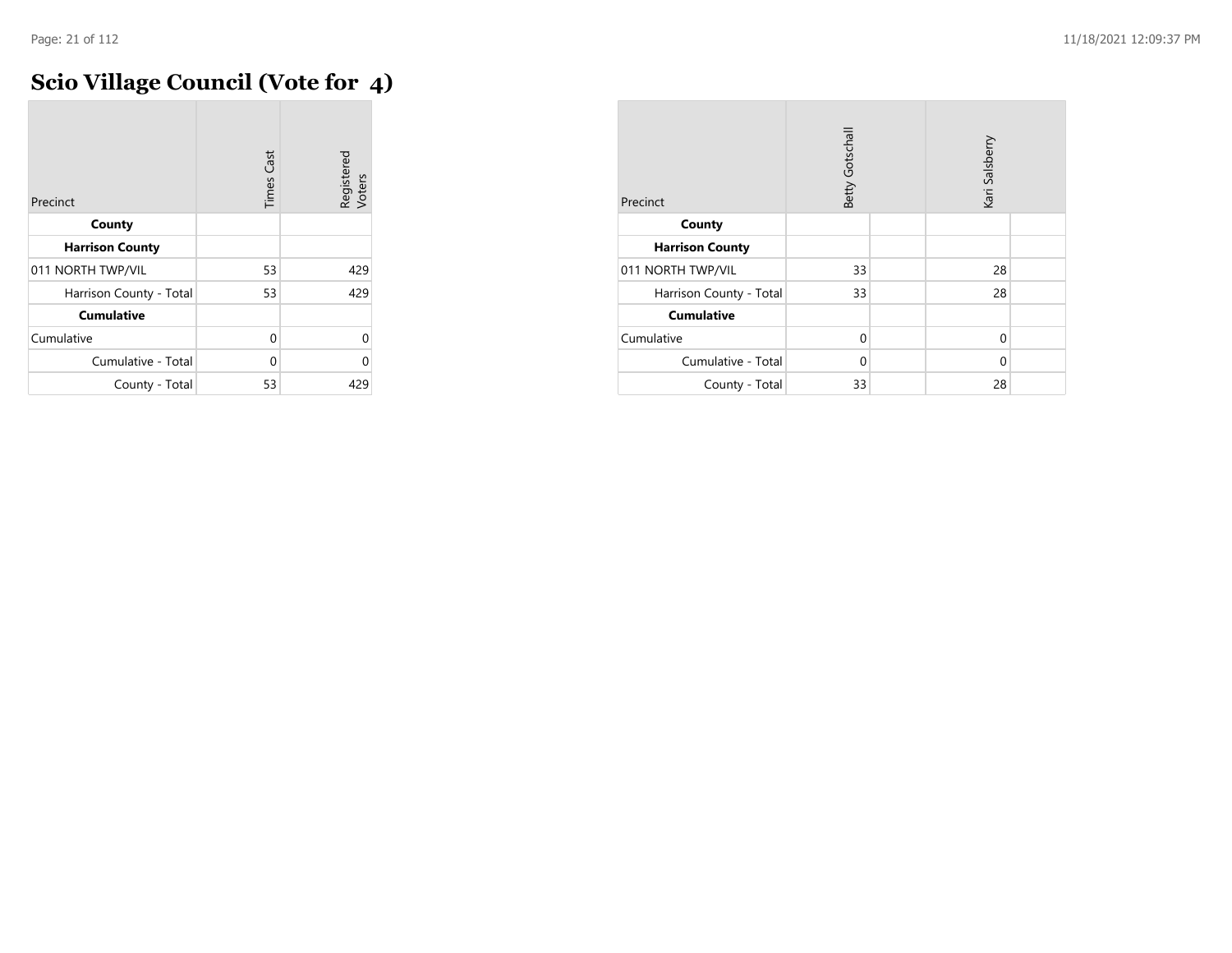# Scio Village Council (Vote for 4)

| Precinct | Times Cast | Registered Voters |
|---|---|---|
| **County** | | |
| **Harrison County** | | |
| 011 NORTH TWP/VIL | 53 | 429 |
| Harrison County - Total | 53 | 429 |
| **Cumulative** | | |
| Cumulative | 0 | 0 |
| Cumulative - Total | 0 | 0 |
| County - Total | 53 | 429 |

| Precinct | Betty Gotschall | | Kari Salsberry | |
|---|---|---|---|---|
| **County** | | | | |
| **Harrison County** | | | | |
| 011 NORTH TWP/VIL | 33 | | 28 | |
| Harrison County - Total | 33 | | 28 | |
| **Cumulative** | | | | |
| Cumulative | 0 | | 0 | |
| Cumulative - Total | 0 | | 0 | |
| County - Total | 33 | | 28 | |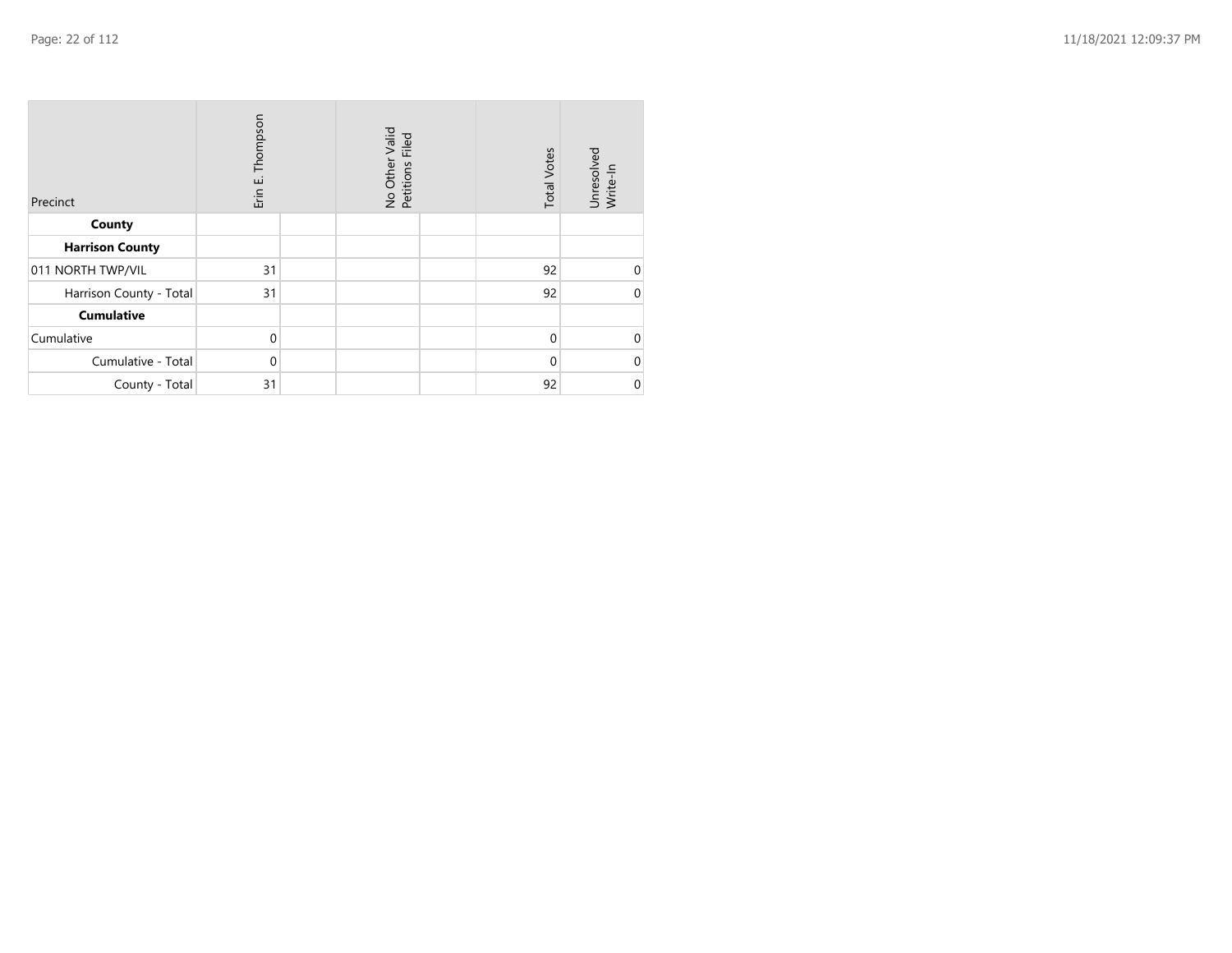| Precinct | Erin E. Thompson | | No Other Valid Petitions Filed | | Total Votes | Unresolved Write-In |
|---|---|---|---|---|---|---|
| **County** | | | | | | |
| **Harrison County** | | | | | | |
| 011 NORTH TWP/VIL | 31 | | | | 92 | 0 |
| Harrison County - Total | 31 | | | | 92 | 0 |
| **Cumulative** | | | | | | |
| Cumulative | 0 | | | | 0 | 0 |
| Cumulative - Total | 0 | | | | 0 | 0 |
| County - Total | 31 | | | | 92 | 0 |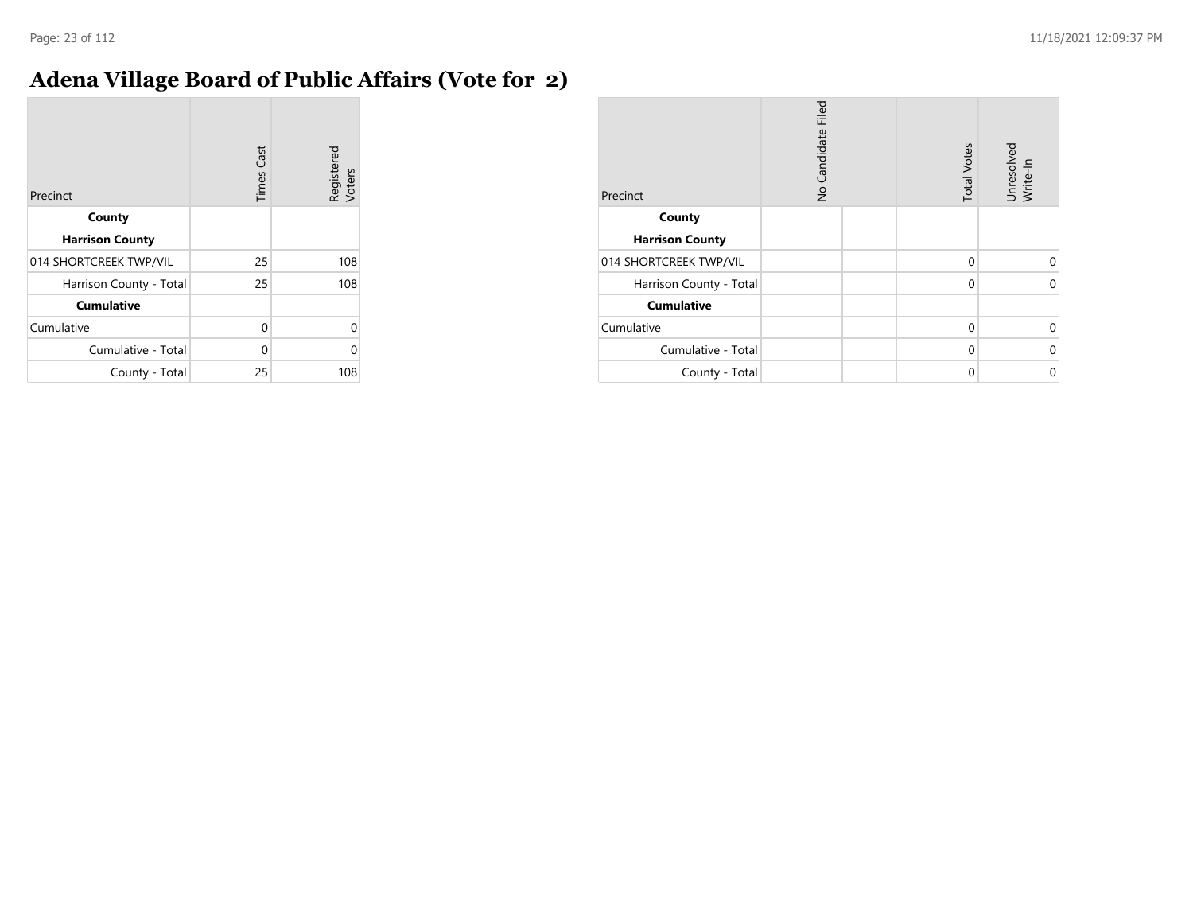# Adena Village Board of Public Affairs (Vote for 2)

| Precinct | Times Cast | Registered Voters |
|---|---|---|
| **County** | | |
| **Harrison County** | | |
| 014 SHORTCREEK TWP/VIL | 25 | 108 |
| Harrison County - Total | 25 | 108 |
| **Cumulative** | | |
| Cumulative | 0 | 0 |
| Cumulative - Total | 0 | 0 |
| County - Total | 25 | 108 |

| Precinct | No Candidate Filed | | Total Votes | Unresolved Write-In |
|---|---|---|---|---|
| **County** | | | | |
| **Harrison County** | | | | |
| 014 SHORTCREEK TWP/VIL | | | 0 | 0 |
| Harrison County - Total | | | 0 | 0 |
| **Cumulative** | | | | |
| Cumulative | | | 0 | 0 |
| Cumulative - Total | | | 0 | 0 |
| County - Total | | | 0 | 0 |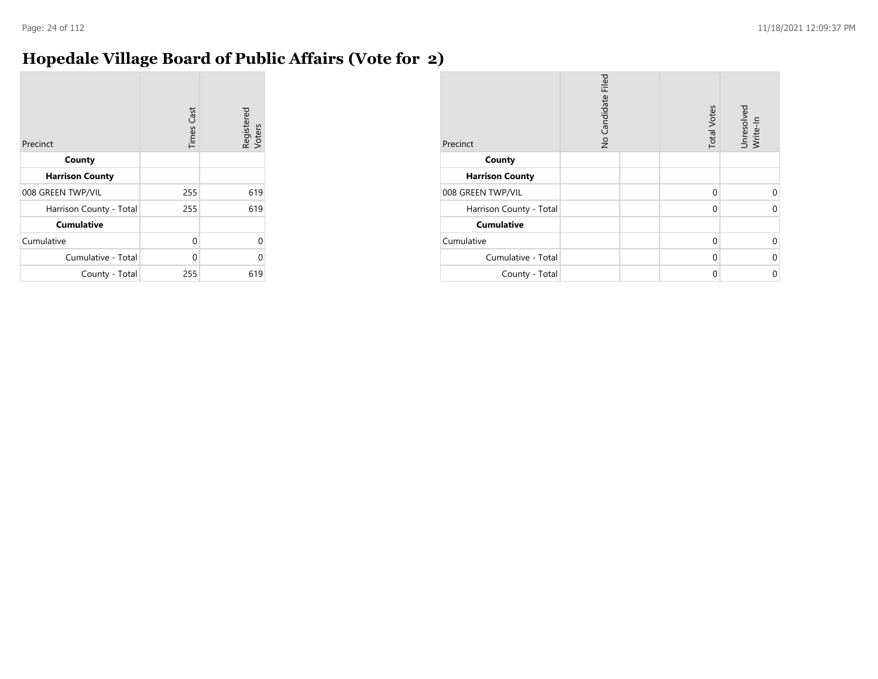# Hopedale Village Board of Public Affairs (Vote for 2)

| Precinct | Times Cast | Registered Voters |
|---|---|---|
| **County** | | |
| **Harrison County** | | |
| 008 GREEN TWP/VIL | 255 | 619 |
| Harrison County - Total | 255 | 619 |
| **Cumulative** | | |
| Cumulative | 0 | 0 |
| Cumulative - Total | 0 | 0 |
| County - Total | 255 | 619 |

| Precinct | No Candidate Filed | | Total Votes | Unresolved Write-In |
|---|---|---|---|---|
| **County** | | | | |
| **Harrison County** | | | | |
| 008 GREEN TWP/VIL | | | 0 | 0 |
| Harrison County - Total | | | 0 | 0 |
| **Cumulative** | | | | |
| Cumulative | | | 0 | 0 |
| Cumulative - Total | | | 0 | 0 |
| County - Total | | | 0 | 0 |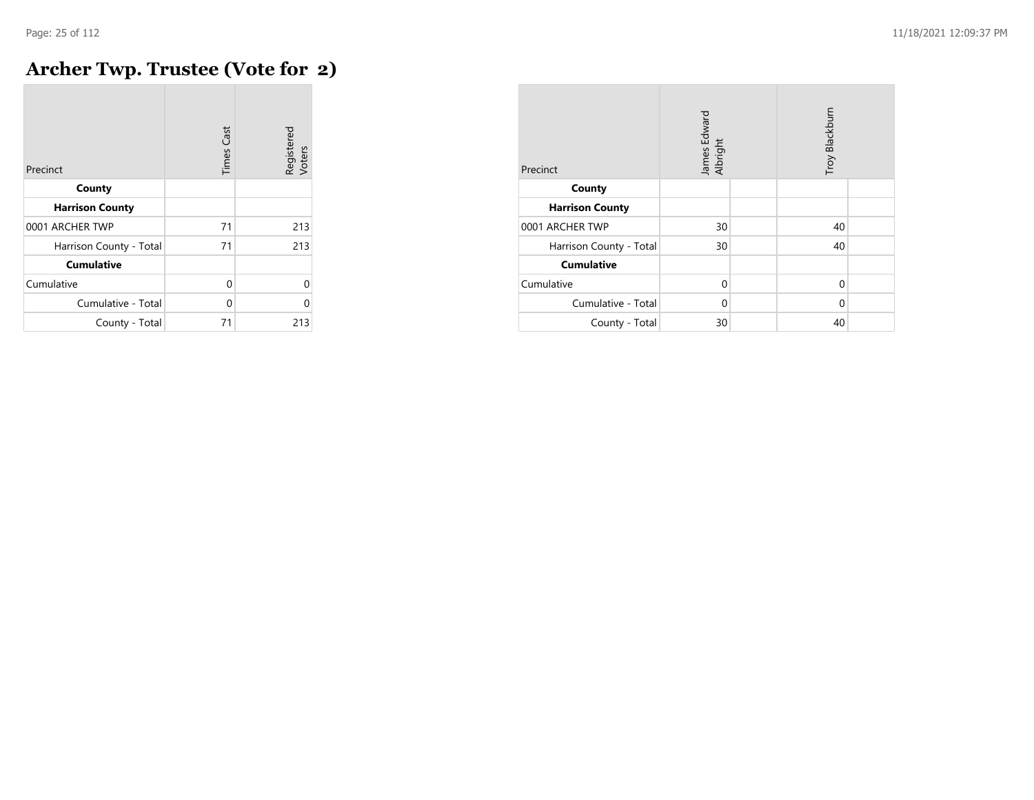# Archer Twp. Trustee (Vote for 2)

| Precinct | Times Cast | Registered Voters |
|---|---|---|
| **County** | | |
| **Harrison County** | | |
| 0001 ARCHER TWP | 71 | 213 |
| Harrison County - Total | 71 | 213 |
| **Cumulative** | | |
| Cumulative | 0 | 0 |
| Cumulative - Total | 0 | 0 |
| County - Total | 71 | 213 |

| Precinct | James Edward Albright | | Troy Blackburn | |
|---|---|---|---|---|
| **County** | | | | |
| **Harrison County** | | | | |
| 0001 ARCHER TWP | 30 | | 40 | |
| Harrison County - Total | 30 | | 40 | |
| **Cumulative** | | | | |
| Cumulative | 0 | | 0 | |
| Cumulative - Total | 0 | | 0 | |
| County - Total | 30 | | 40 | |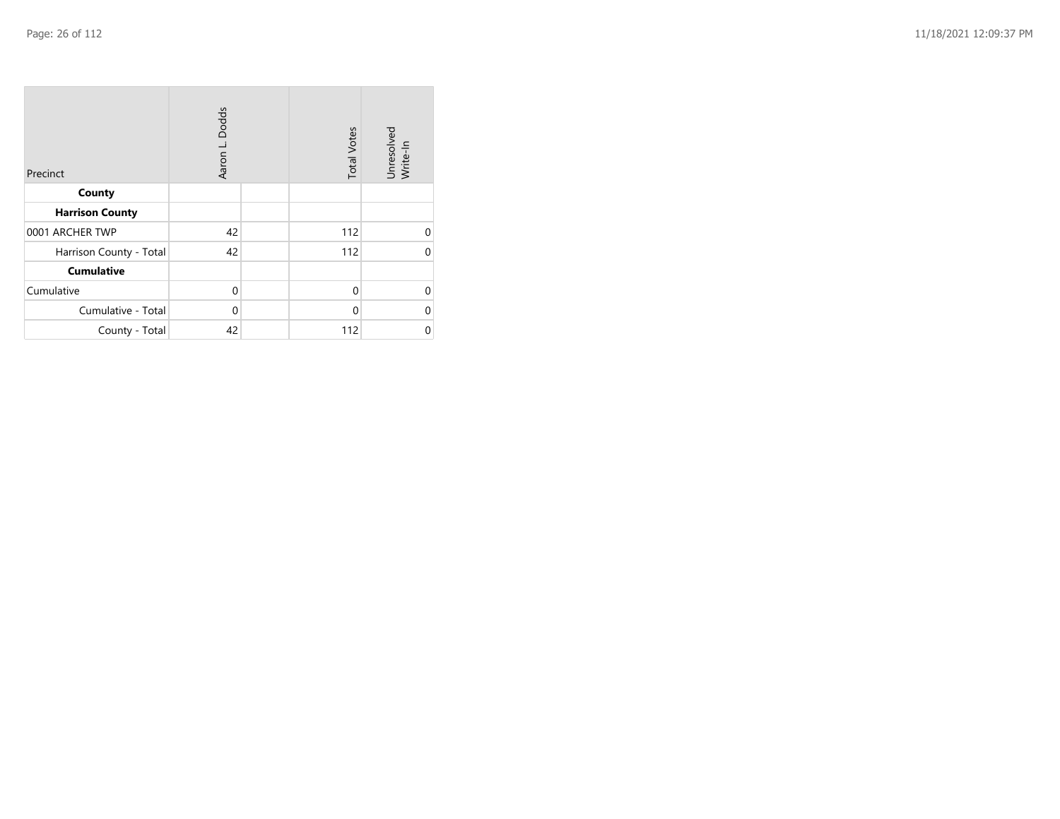| Precinct | Aaron L. Dodds | | Total Votes | Unresolved Write-In |
|---|---|---|---|---|
| **County** | | | | |
| **Harrison County** | | | | |
| 0001 ARCHER TWP | 42 | | 112 | 0 |
| Harrison County - Total | 42 | | 112 | 0 |
| **Cumulative** | | | | |
| Cumulative | 0 | | 0 | 0 |
| Cumulative - Total | 0 | | 0 | 0 |
| County - Total | 42 | | 112 | 0 |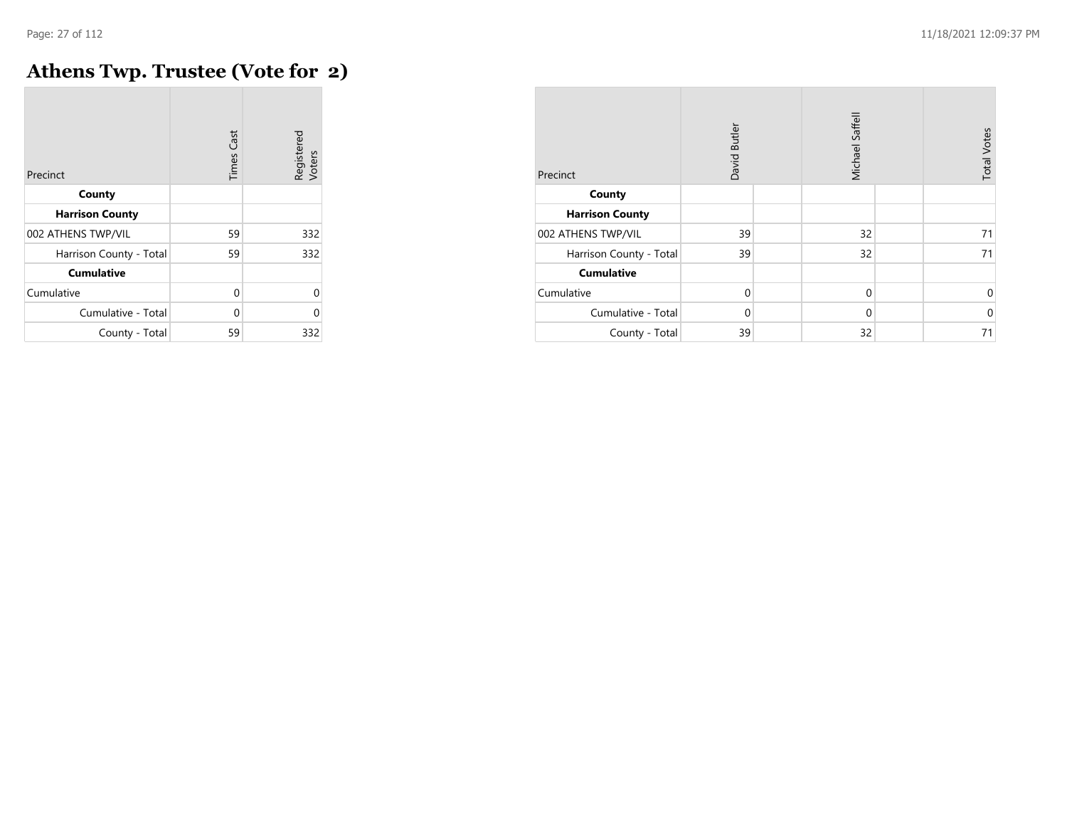# Athens Twp. Trustee (Vote for 2)

| Precinct | Times Cast | Registered Voters |
|---|---|---|
| **County** | | |
| **Harrison County** | | |
| 002 ATHENS TWP/VIL | 59 | 332 |
| Harrison County - Total | 59 | 332 |
| **Cumulative** | | |
| Cumulative | 0 | 0 |
| Cumulative - Total | 0 | 0 |
| County - Total | 59 | 332 |

| Precinct | David Butler | Michael Saffell | Total Votes |
|---|---|---|---|
| **County** | | | |
| **Harrison County** | | | |
| 002 ATHENS TWP/VIL | 39 | 32 | 71 |
| Harrison County - Total | 39 | 32 | 71 |
| **Cumulative** | | | |
| Cumulative | 0 | 0 | 0 |
| Cumulative - Total | 0 | 0 | 0 |
| County - Total | 39 | 32 | 71 |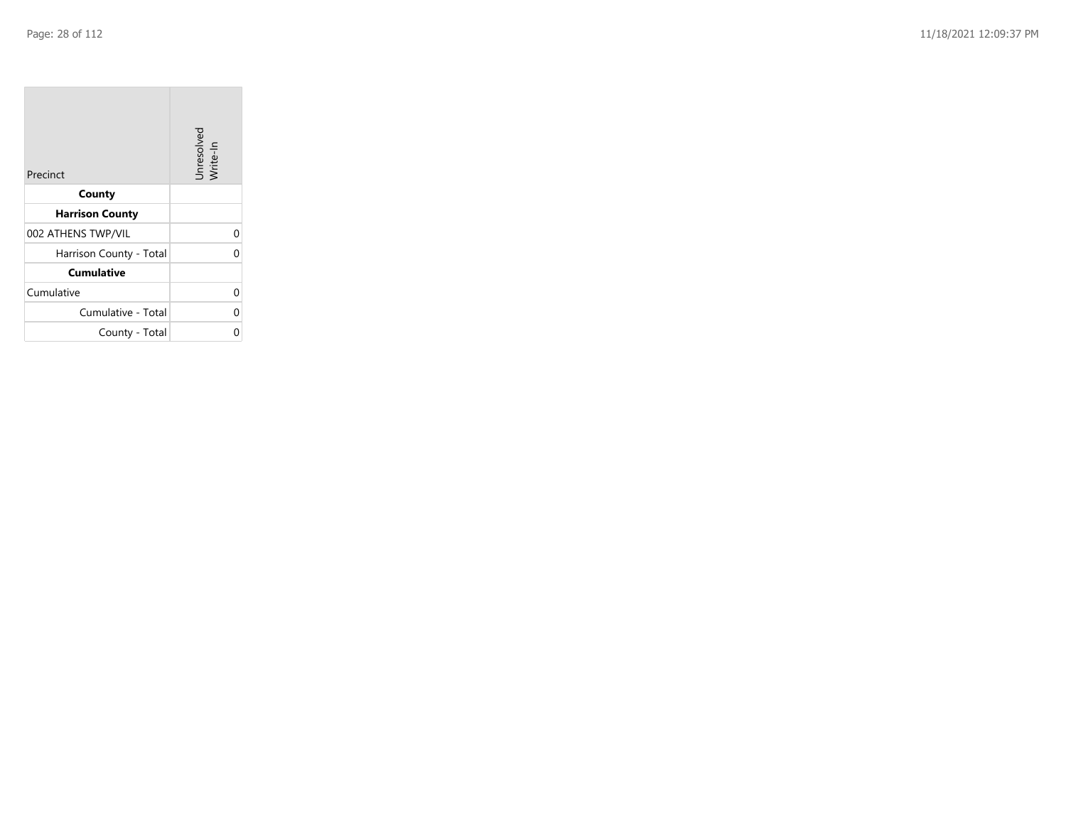| Precinct | Unresolved Write-In |
|---|---|
| **County** | |
| **Harrison County** | |
| 002 ATHENS TWP/VIL | 0 |
| Harrison County - Total | 0 |
| **Cumulative** | |
| Cumulative | 0 |
| Cumulative - Total | 0 |
| County - Total | 0 |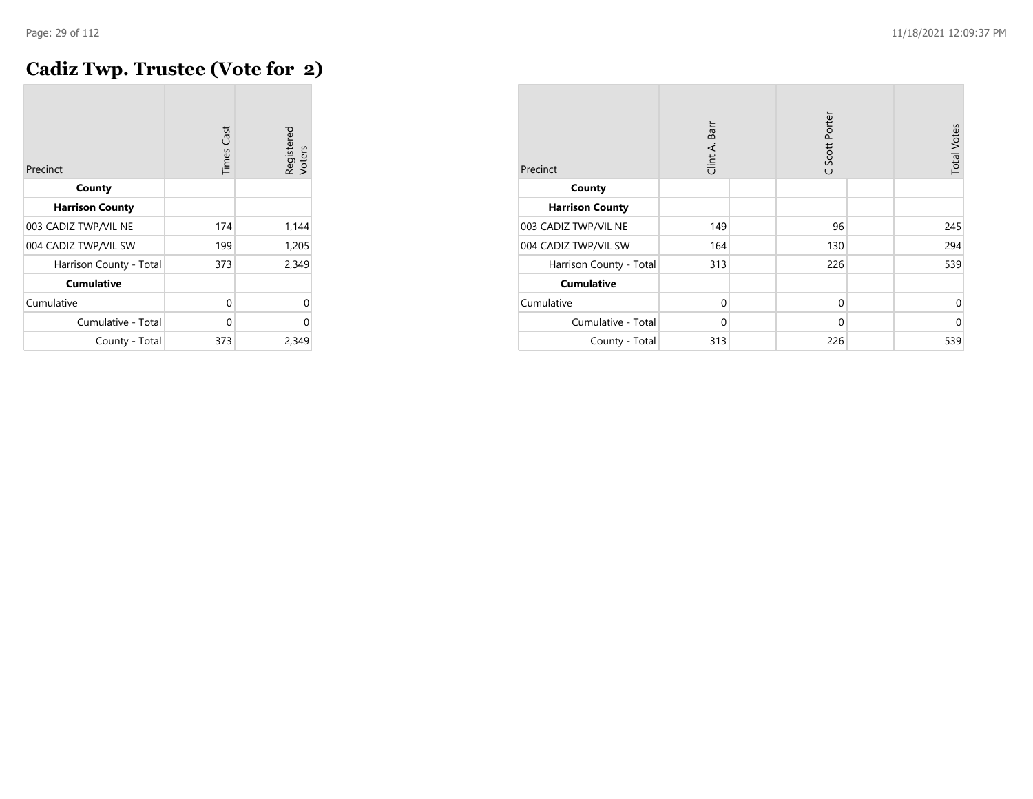# Cadiz Twp. Trustee (Vote for 2)

| Precinct | Times Cast | Registered Voters |
|---|---|---|
| **County** | | |
| **Harrison County** | | |
| 003 CADIZ TWP/VIL NE | 174 | 1,144 |
| 004 CADIZ TWP/VIL SW | 199 | 1,205 |
| Harrison County - Total | 373 | 2,349 |
| **Cumulative** | | |
| Cumulative | 0 | 0 |
| Cumulative - Total | 0 | 0 |
| County - Total | 373 | 2,349 |

| Precinct | Clint A. Barr | | C Scott Porter | | Total Votes |
|---|---|---|---|---|---|
| **County** | | | | | |
| **Harrison County** | | | | | |
| 003 CADIZ TWP/VIL NE | 149 | | 96 | | 245 |
| 004 CADIZ TWP/VIL SW | 164 | | 130 | | 294 |
| Harrison County - Total | 313 | | 226 | | 539 |
| **Cumulative** | | | | | |
| Cumulative | 0 | | 0 | | 0 |
| Cumulative - Total | 0 | | 0 | | 0 |
| County - Total | 313 | | 226 | | 539 |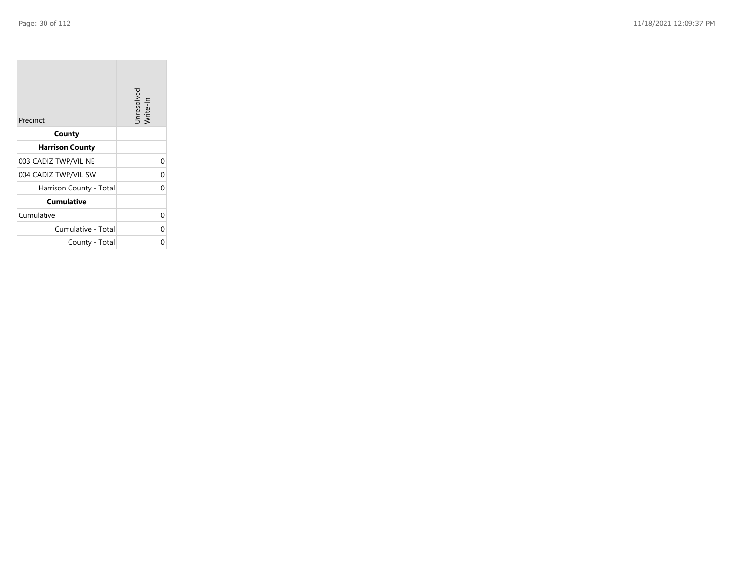| Precinct | Unresolved Write-In |
|---|---|
| **County** | |
| **Harrison County** | |
| 003 CADIZ TWP/VIL NE | 0 |
| 004 CADIZ TWP/VIL SW | 0 |
| Harrison County - Total | 0 |
| **Cumulative** | |
| Cumulative | 0 |
| Cumulative - Total | 0 |
| County - Total | 0 |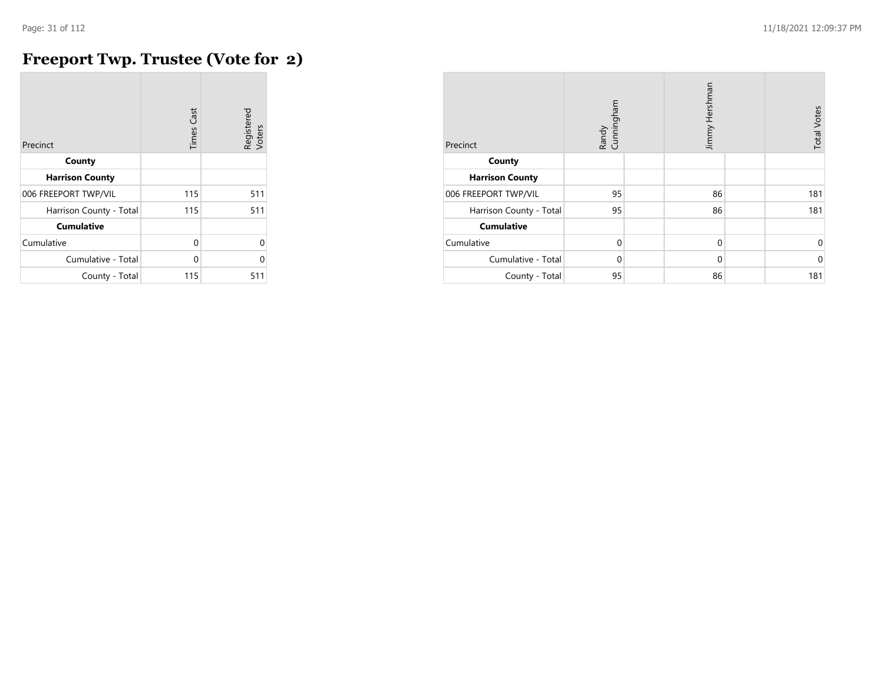# Freeport Twp. Trustee (Vote for 2)

| Precinct | Times Cast | Registered Voters |
|---|---|---|
| **County** | | |
| **Harrison County** | | |
| 006 FREEPORT TWP/VIL | 115 | 511 |
| Harrison County - Total | 115 | 511 |
| **Cumulative** | | |
| Cumulative | 0 | 0 |
| Cumulative - Total | 0 | 0 |
| County - Total | 115 | 511 |

| Precinct | Randy Cunningham | Jimmy Hershman | Total Votes |
|---|---|---|---|
| **County** | | | |
| **Harrison County** | | | |
| 006 FREEPORT TWP/VIL | 95 | 86 | 181 |
| Harrison County - Total | 95 | 86 | 181 |
| **Cumulative** | | | |
| Cumulative | 0 | 0 | 0 |
| Cumulative - Total | 0 | 0 | 0 |
| County - Total | 95 | 86 | 181 |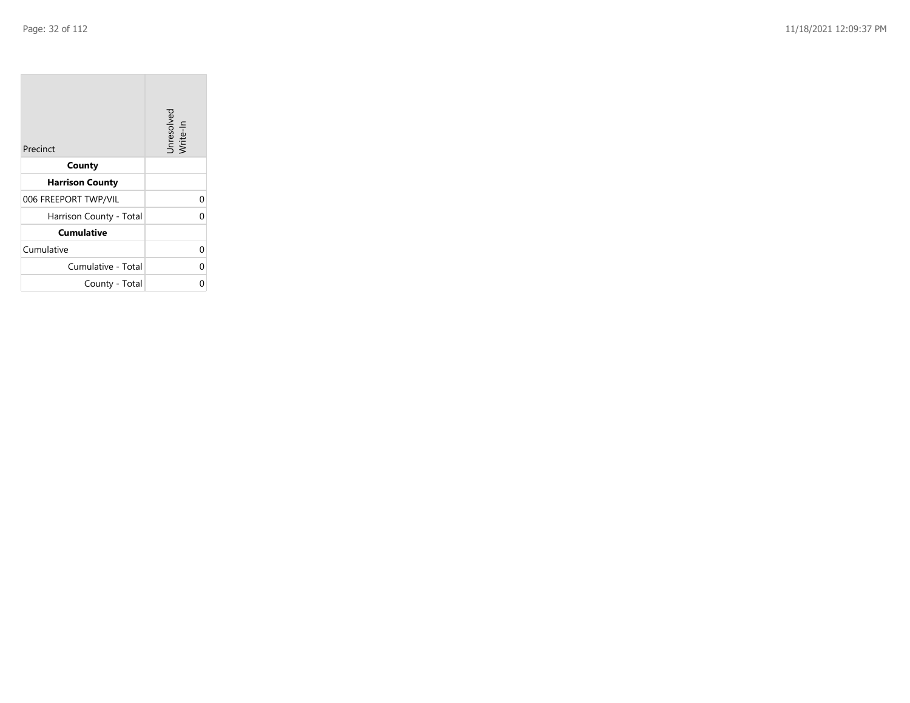| Precinct | Unresolved Write-In |
|---|---|
| **County** | |
| **Harrison County** | |
| 006 FREEPORT TWP/VIL | 0 |
| Harrison County - Total | 0 |
| **Cumulative** | |
| Cumulative | 0 |
| Cumulative - Total | 0 |
| County - Total | 0 |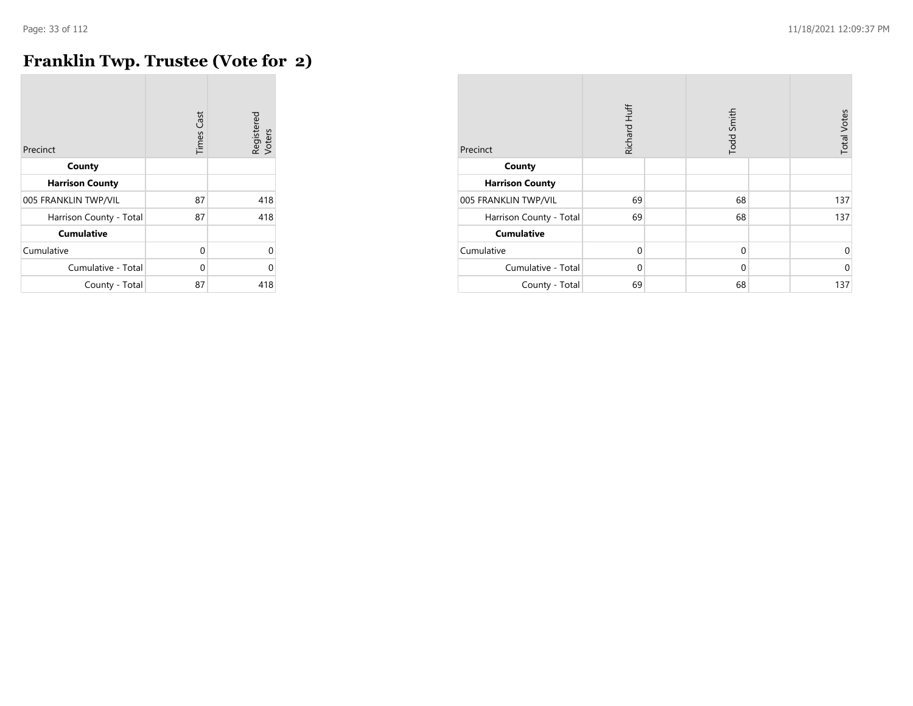# Franklin Twp. Trustee (Vote for 2)

| Precinct | Times Cast | Registered Voters |
|---|---|---|
| **County** | | |
| **Harrison County** | | |
| 005 FRANKLIN TWP/VIL | 87 | 418 |
| Harrison County - Total | 87 | 418 |
| **Cumulative** | | |
| Cumulative | 0 | 0 |
| Cumulative - Total | 0 | 0 |
| County - Total | 87 | 418 |

| Precinct | Richard Huff | Todd Smith | Total Votes |
|---|---|---|---|
| **County** | | | |
| **Harrison County** | | | |
| 005 FRANKLIN TWP/VIL | 69 | 68 | 137 |
| Harrison County - Total | 69 | 68 | 137 |
| **Cumulative** | | | |
| Cumulative | 0 | 0 | 0 |
| Cumulative - Total | 0 | 0 | 0 |
| County - Total | 69 | 68 | 137 |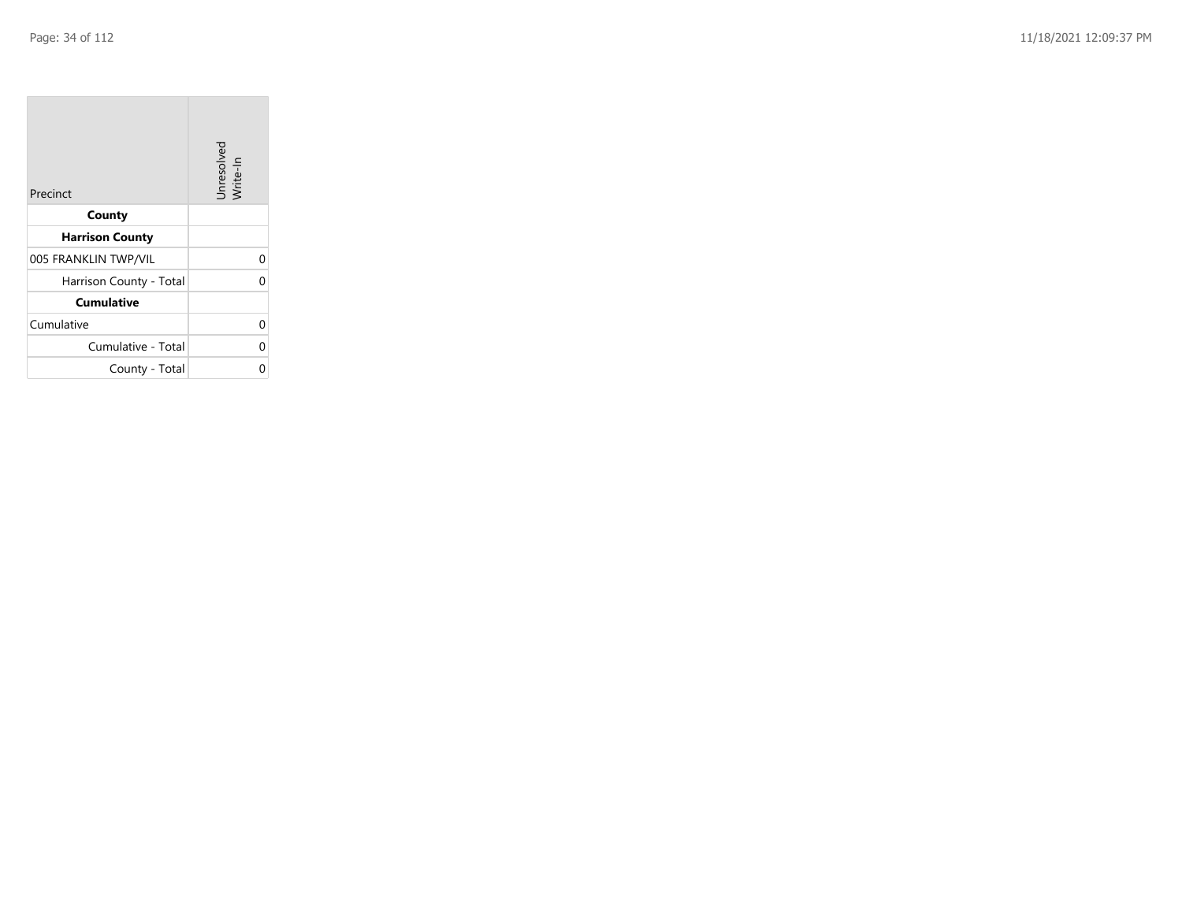| Precinct | Unresolved Write-In |
|---|---|
| **County** | |
| **Harrison County** | |
| 005 FRANKLIN TWP/VIL | 0 |
| Harrison County - Total | 0 |
| **Cumulative** | |
| Cumulative | 0 |
| Cumulative - Total | 0 |
| County - Total | 0 |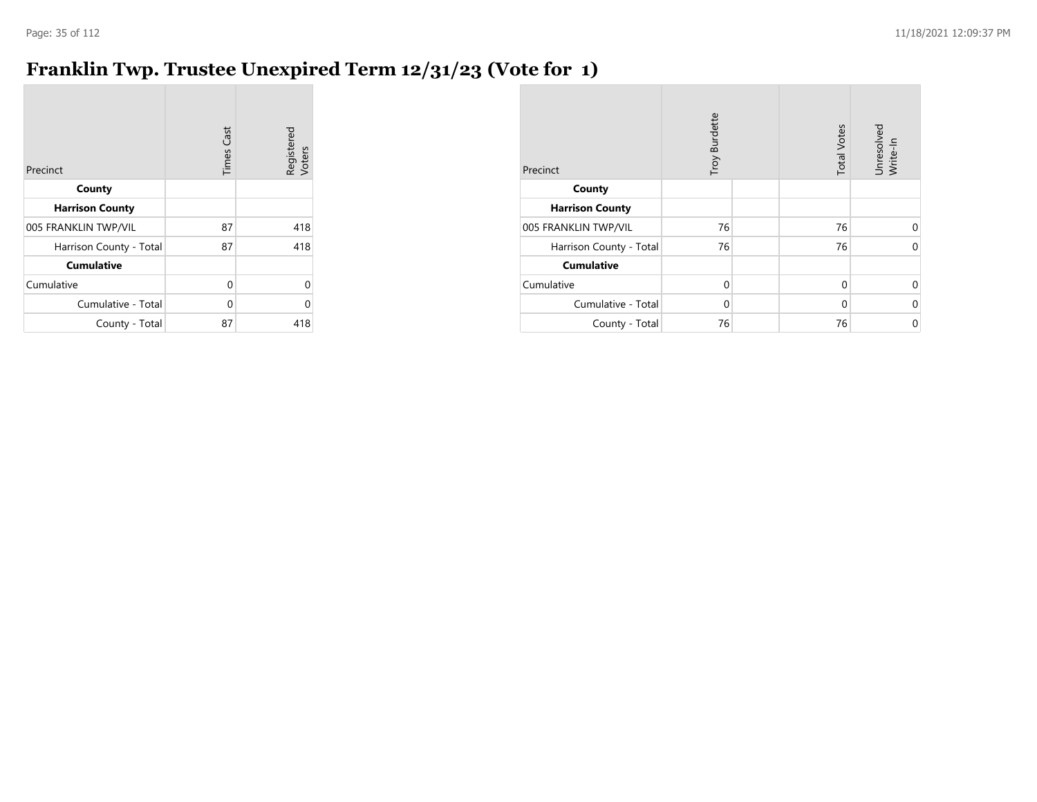# Franklin Twp. Trustee Unexpired Term 12/31/23 (Vote for 1)

| Precinct | Times Cast | Registered Voters |
|---|---|---|
| **County** | | |
| **Harrison County** | | |
| 005 FRANKLIN TWP/VIL | 87 | 418 |
| Harrison County - Total | 87 | 418 |
| **Cumulative** | | |
| Cumulative | 0 | 0 |
| Cumulative - Total | 0 | 0 |
| County - Total | 87 | 418 |

| Precinct | Troy Burdette | | Total Votes | Unresolved Write-In |
|---|---|---|---|---|
| **County** | | | | |
| **Harrison County** | | | | |
| 005 FRANKLIN TWP/VIL | 76 | | 76 | 0 |
| Harrison County - Total | 76 | | 76 | 0 |
| **Cumulative** | | | | |
| Cumulative | 0 | | 0 | 0 |
| Cumulative - Total | 0 | | 0 | 0 |
| County - Total | 76 | | 76 | 0 |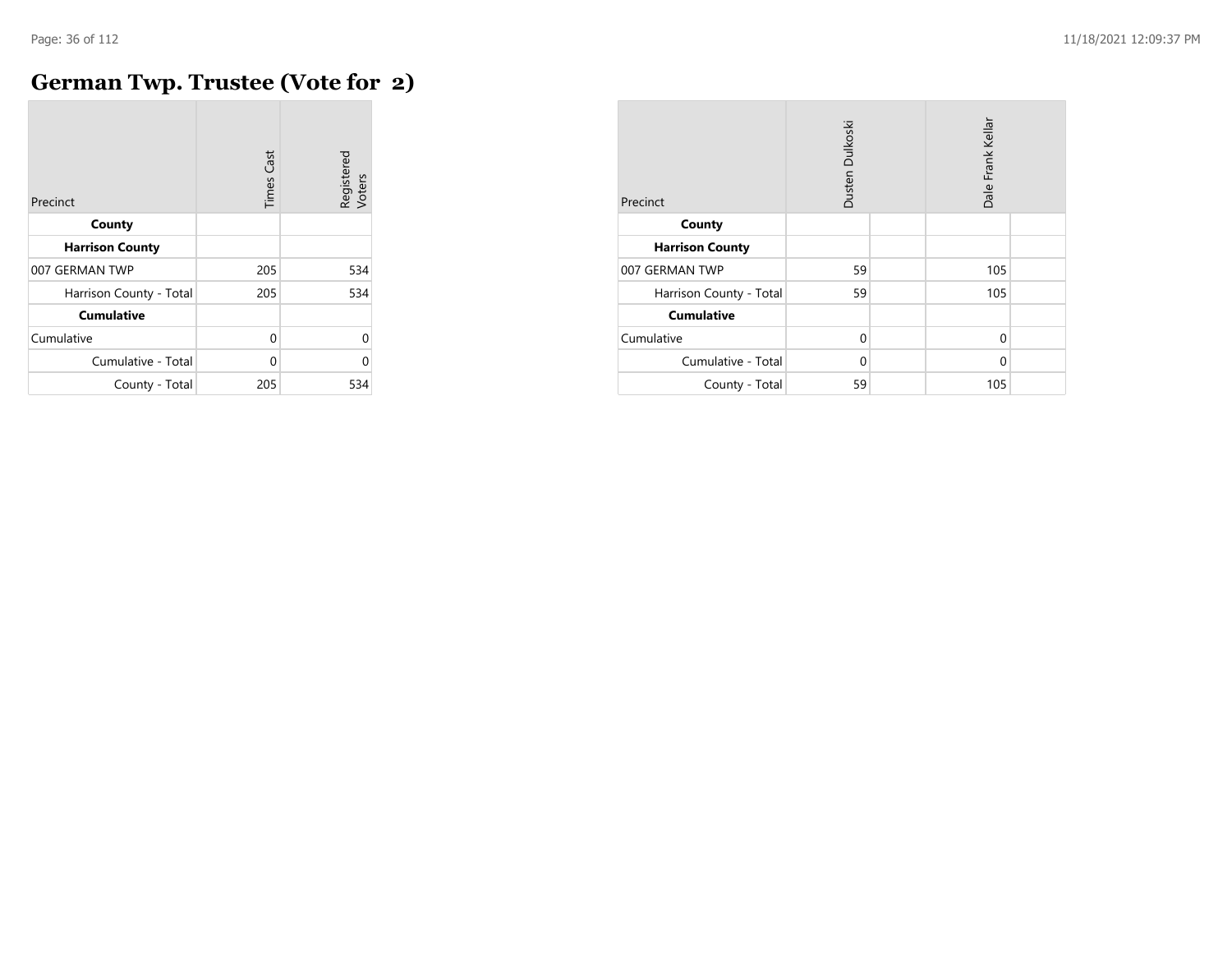# German Twp. Trustee (Vote for 2)

| Precinct | Times Cast | Registered Voters |
|---|---|---|
| **County** | | |
| **Harrison County** | | |
| 007 GERMAN TWP | 205 | 534 |
| Harrison County - Total | 205 | 534 |
| **Cumulative** | | |
| Cumulative | 0 | 0 |
| Cumulative - Total | 0 | 0 |
| County - Total | 205 | 534 |

| Precinct | Dusten Dulkoski | | Dale Frank Kellar | |
|---|---|---|---|---|
| **County** | | | | |
| **Harrison County** | | | | |
| 007 GERMAN TWP | 59 | | 105 | |
| Harrison County - Total | 59 | | 105 | |
| **Cumulative** | | | | |
| Cumulative | 0 | | 0 | |
| Cumulative - Total | 0 | | 0 | |
| County - Total | 59 | | 105 | |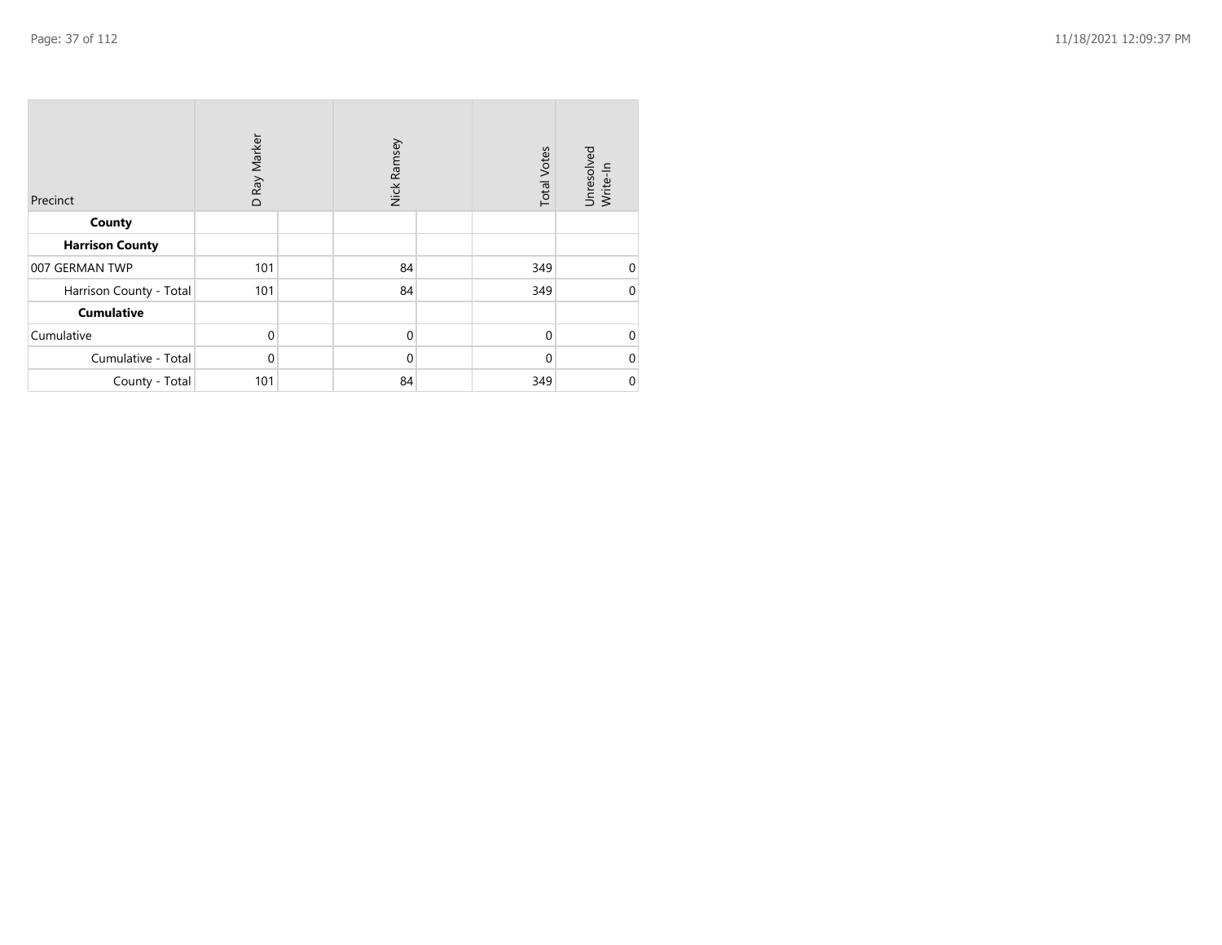| Precinct | D Ray Marker | | Nick Ramsey | | Total Votes | Unresolved Write-In |
|---|---|---|---|---|---|---|
| **County** | | | | | | |
| **Harrison County** | | | | | | |
| 007 GERMAN TWP | 101 | | 84 | | 349 | 0 |
| Harrison County - Total | 101 | | 84 | | 349 | 0 |
| **Cumulative** | | | | | | |
| Cumulative | 0 | | 0 | | 0 | 0 |
| Cumulative - Total | 0 | | 0 | | 0 | 0 |
| County - Total | 101 | | 84 | | 349 | 0 |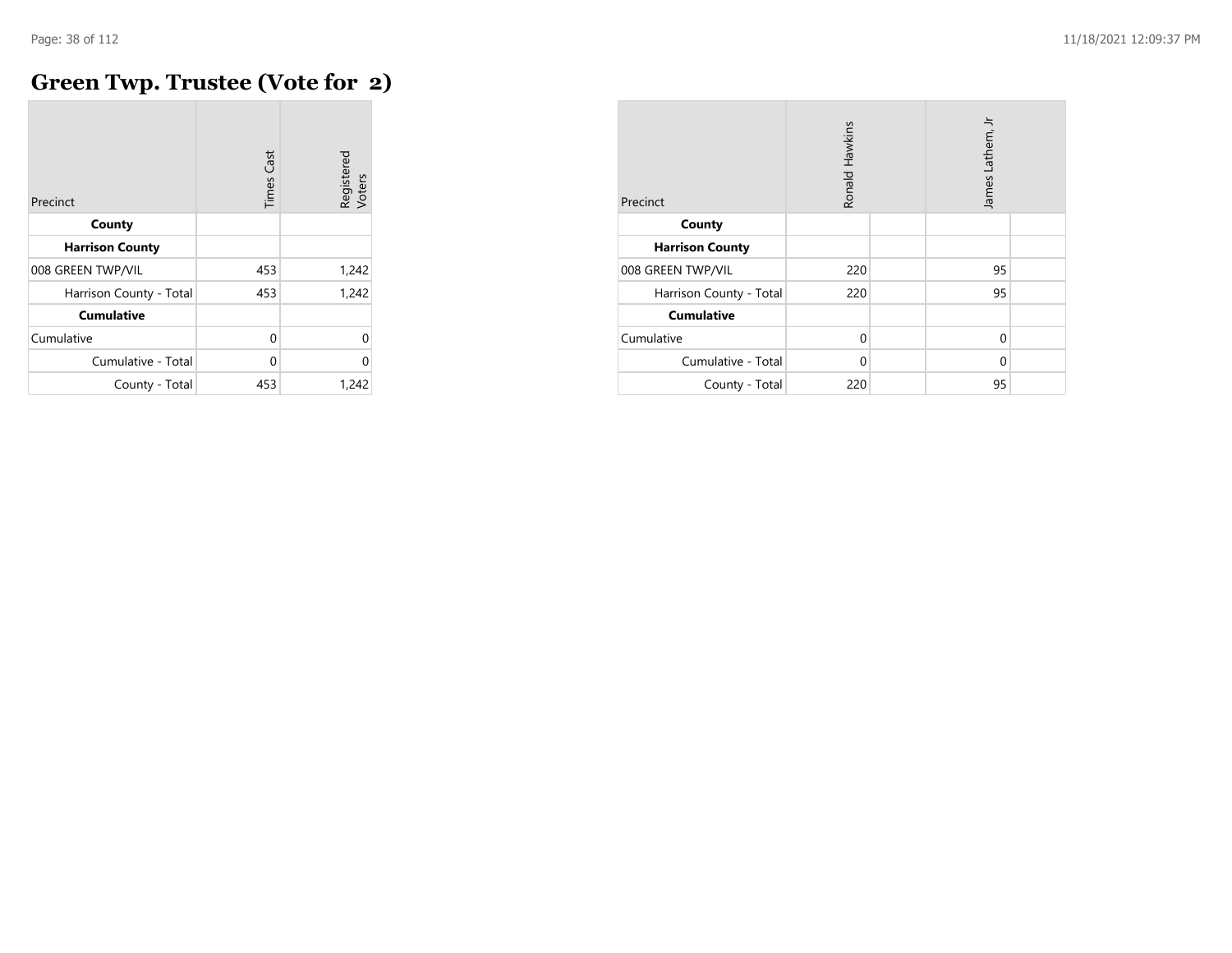# Green Twp. Trustee (Vote for 2)

| Precinct | Times Cast | Registered Voters |
|---|---|---|
| **County** | | |
| **Harrison County** | | |
| 008 GREEN TWP/VIL | 453 | 1,242 |
| Harrison County - Total | 453 | 1,242 |
| **Cumulative** | | |
| Cumulative | 0 | 0 |
| Cumulative - Total | 0 | 0 |
| County - Total | 453 | 1,242 |

| Precinct | Ronald Hawkins | | James Lathem, Jr | |
|---|---|---|---|---|
| **County** | | | | |
| **Harrison County** | | | | |
| 008 GREEN TWP/VIL | 220 | | 95 | |
| Harrison County - Total | 220 | | 95 | |
| **Cumulative** | | | | |
| Cumulative | 0 | | 0 | |
| Cumulative - Total | 0 | | 0 | |
| County - Total | 220 | | 95 | |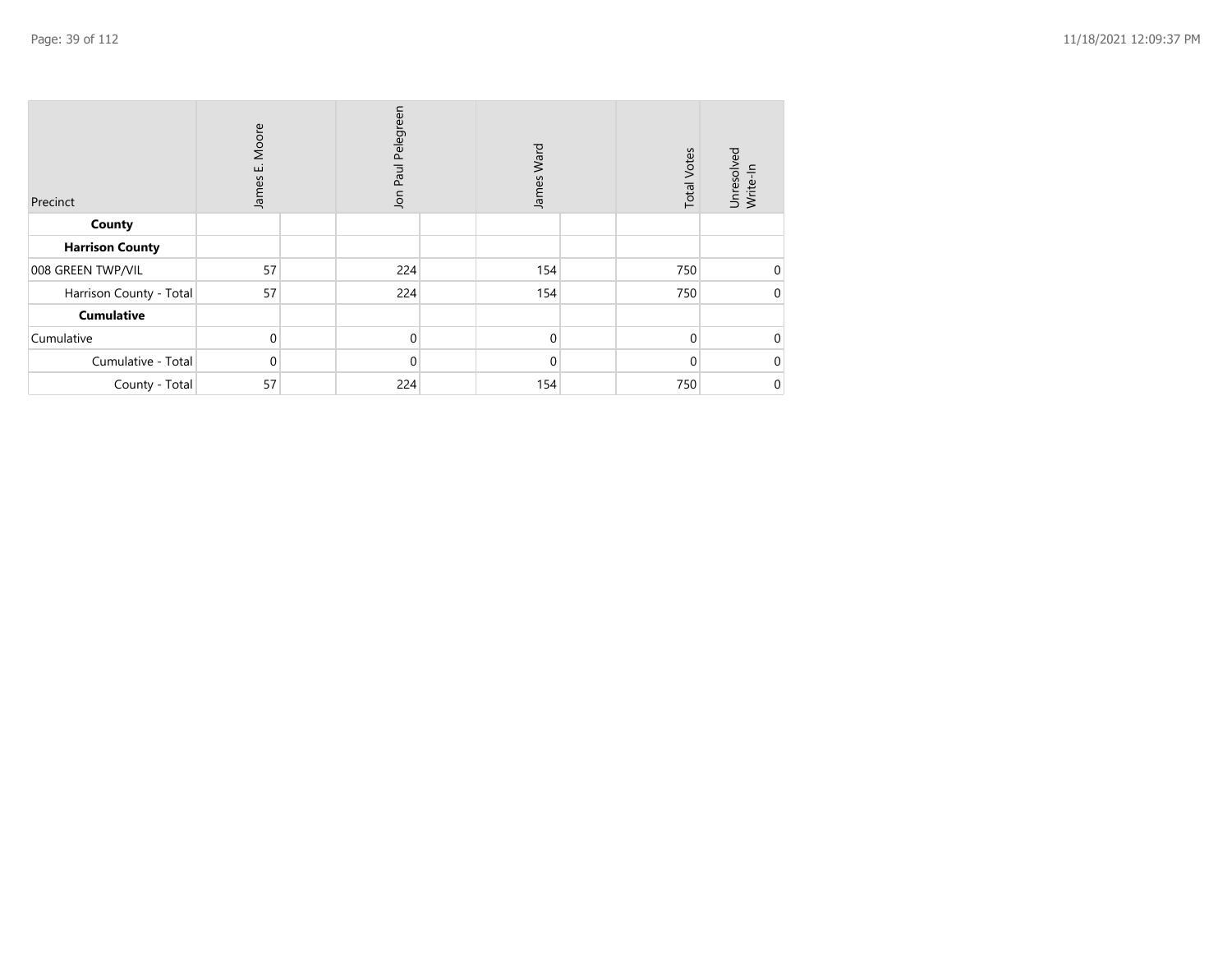| Precinct | James E. Moore | | Jon Paul Pelegreen | | James Ward | | Total Votes | Unresolved Write-In |
|---|---|---|---|---|---|---|---|---|
| **County** | | | | | | | | |
| **Harrison County** | | | | | | | | |
| 008 GREEN TWP/VIL | 57 | | 224 | | 154 | | 750 | 0 |
| Harrison County - Total | 57 | | 224 | | 154 | | 750 | 0 |
| **Cumulative** | | | | | | | | |
| Cumulative | 0 | | 0 | | 0 | | 0 | 0 |
| Cumulative - Total | 0 | | 0 | | 0 | | 0 | 0 |
| County - Total | 57 | | 224 | | 154 | | 750 | 0 |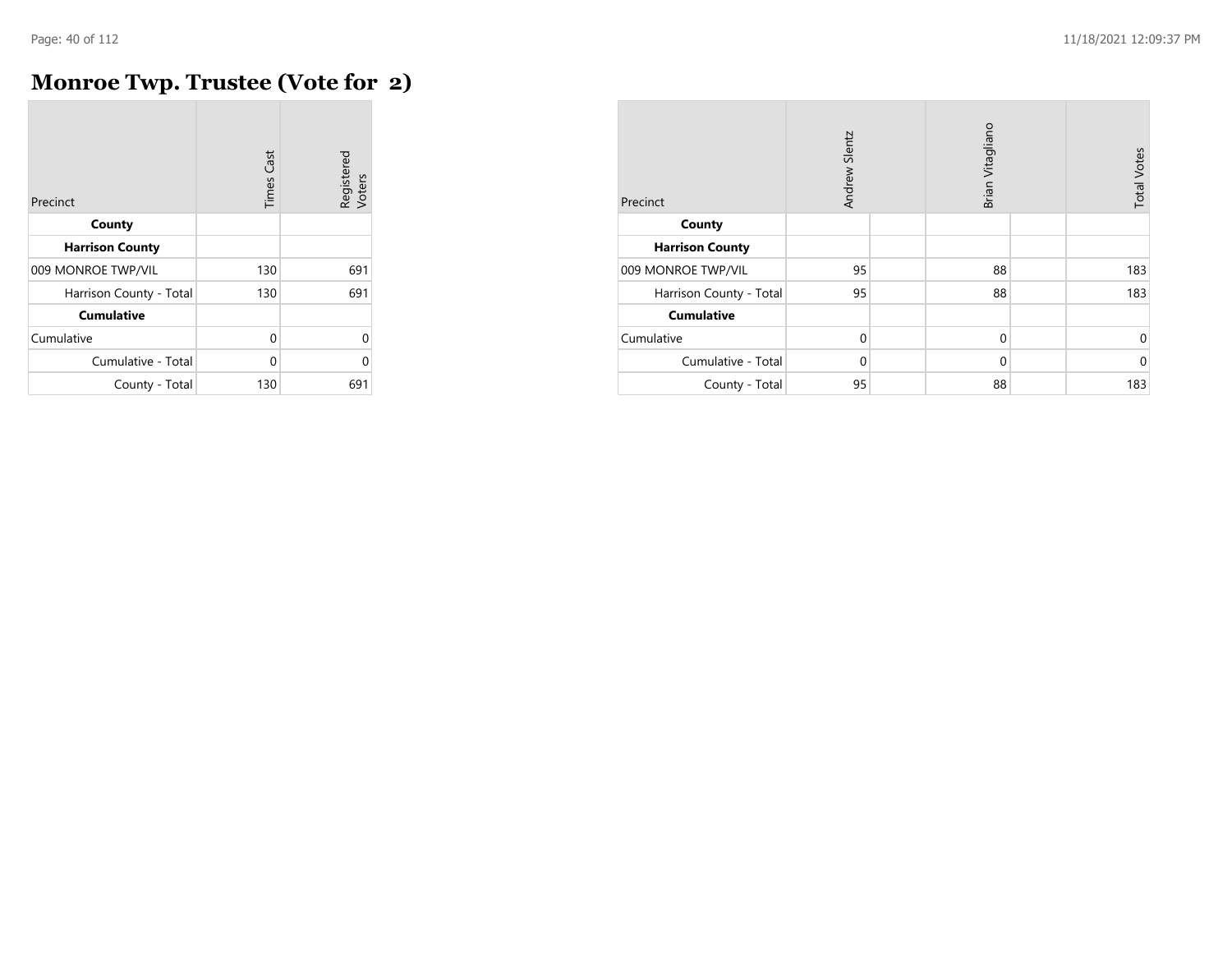# Monroe Twp. Trustee (Vote for 2)

| Precinct | Times Cast | Registered Voters |
|---|---|---|
| **County** | | |
| **Harrison County** | | |
| 009 MONROE TWP/VIL | 130 | 691 |
| Harrison County - Total | 130 | 691 |
| **Cumulative** | | |
| Cumulative | 0 | 0 |
| Cumulative - Total | 0 | 0 |
| County - Total | 130 | 691 |

| Precinct | Andrew Slentz | Brian Vitagliano | Total Votes |
|---|---|---|---|
| **County** | | | |
| **Harrison County** | | | |
| 009 MONROE TWP/VIL | 95 | 88 | 183 |
| Harrison County - Total | 95 | 88 | 183 |
| **Cumulative** | | | |
| Cumulative | 0 | 0 | 0 |
| Cumulative - Total | 0 | 0 | 0 |
| County - Total | 95 | 88 | 183 |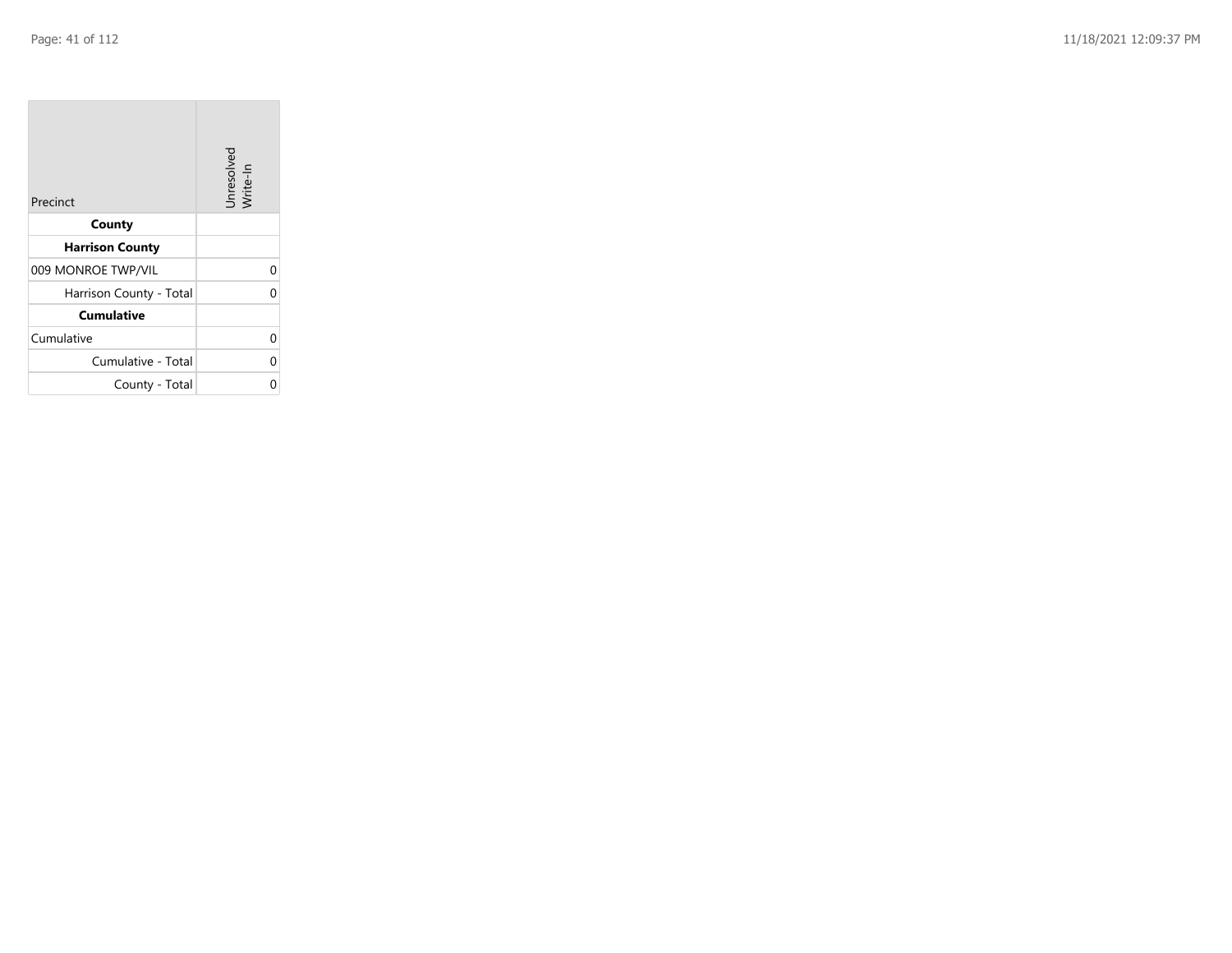| Precinct | Unresolved Write-In |
|---|---|
| **County** | |
| **Harrison County** | |
| 009 MONROE TWP/VIL | 0 |
| Harrison County - Total | 0 |
| **Cumulative** | |
| Cumulative | 0 |
| Cumulative - Total | 0 |
| County - Total | 0 |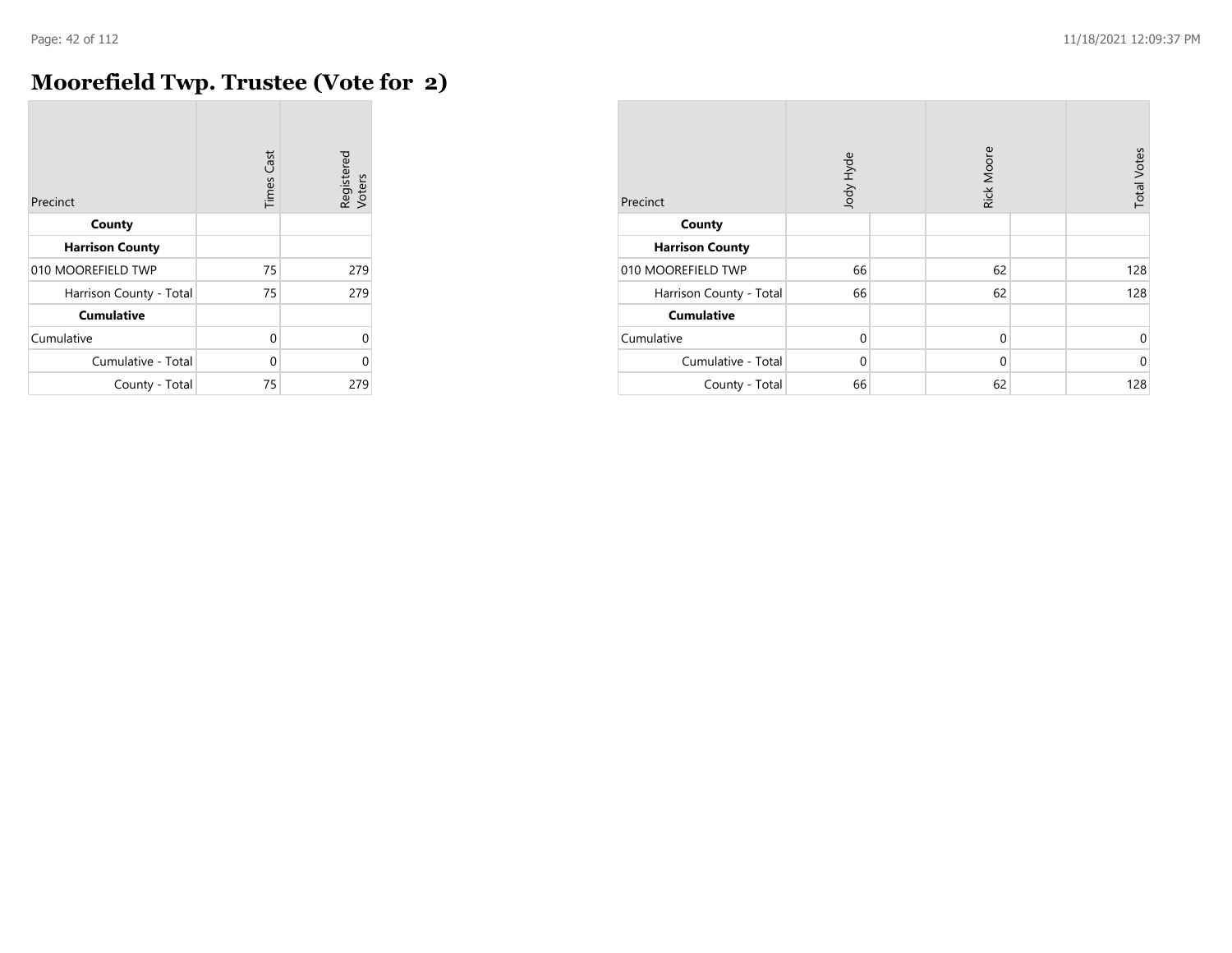# Moorefield Twp. Trustee (Vote for 2)

| Precinct | Times Cast | Registered Voters |
|---|---|---|
| **County** | | |
| **Harrison County** | | |
| 010 MOOREFIELD TWP | 75 | 279 |
| Harrison County - Total | 75 | 279 |
| **Cumulative** | | |
| Cumulative | 0 | 0 |
| Cumulative - Total | 0 | 0 |
| County - Total | 75 | 279 |

| Precinct | Jody Hyde | | Rick Moore | | Total Votes |
|---|---|---|---|---|---|
| **County** | | | | | |
| **Harrison County** | | | | | |
| 010 MOOREFIELD TWP | 66 | | 62 | | 128 |
| Harrison County - Total | 66 | | 62 | | 128 |
| **Cumulative** | | | | | |
| Cumulative | 0 | | 0 | | 0 |
| Cumulative - Total | 0 | | 0 | | 0 |
| County - Total | 66 | | 62 | | 128 |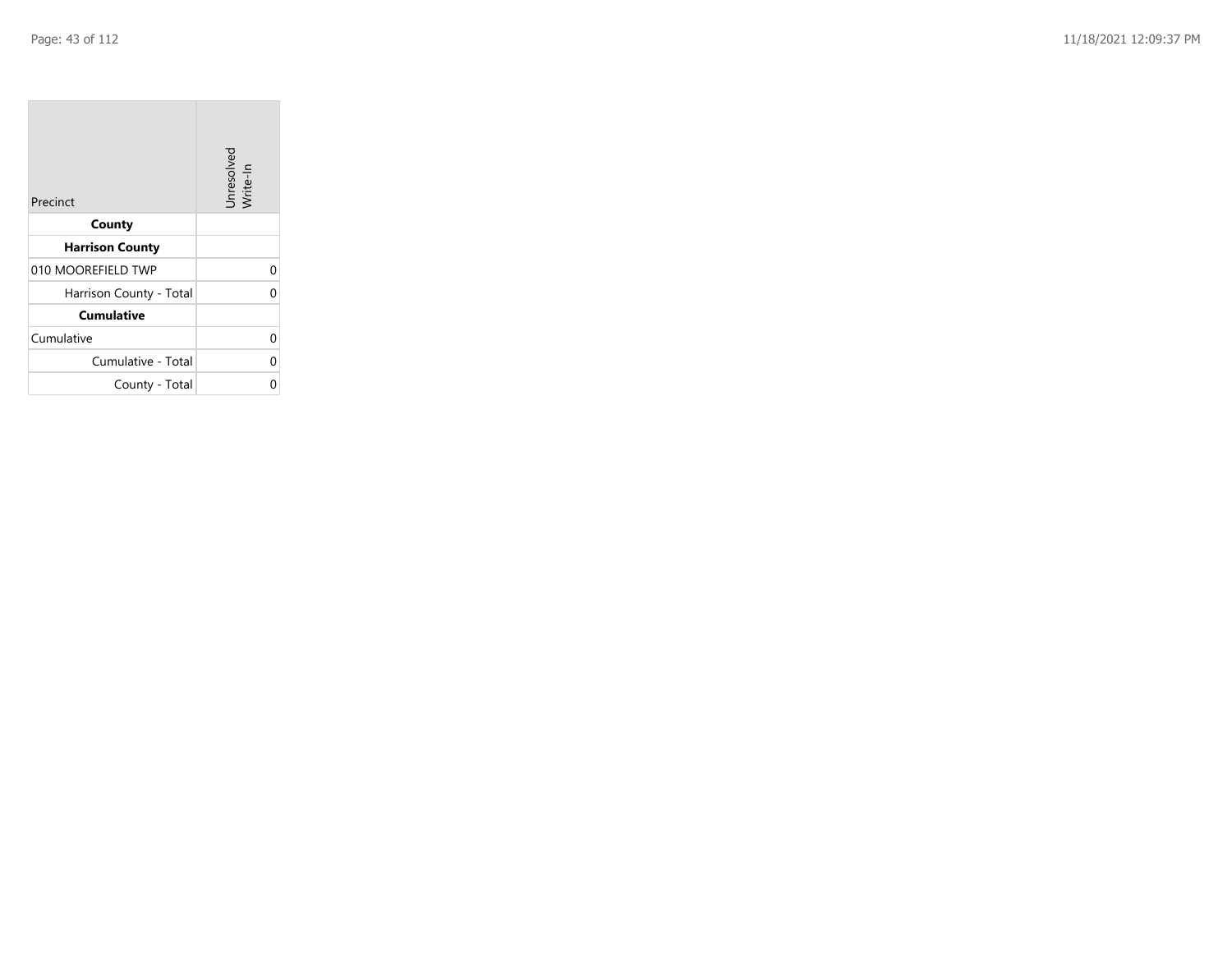| Precinct | Unresolved Write-In |
|---|---|
| **County** | |
| **Harrison County** | |
| 010 MOOREFIELD TWP | 0 |
| Harrison County - Total | 0 |
| **Cumulative** | |
| Cumulative | 0 |
| Cumulative - Total | 0 |
| County - Total | 0 |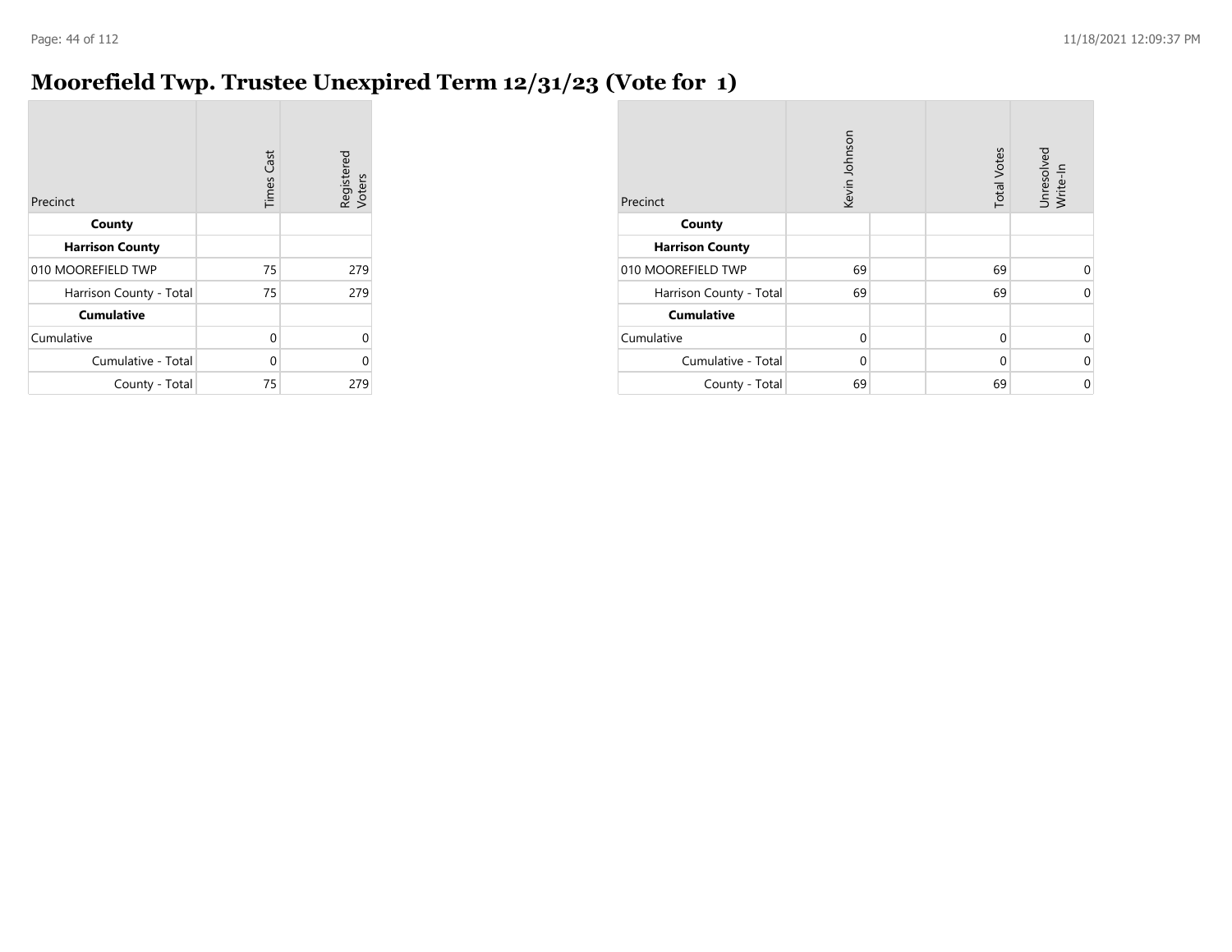# Moorefield Twp. Trustee Unexpired Term 12/31/23 (Vote for 1)

| Precinct | Times Cast | Registered Voters |
|---|---|---|
| **County** | | |
| **Harrison County** | | |
| 010 MOOREFIELD TWP | 75 | 279 |
| Harrison County - Total | 75 | 279 |
| **Cumulative** | | |
| Cumulative | 0 | 0 |
| Cumulative - Total | 0 | 0 |
| County - Total | 75 | 279 |

| Precinct | Kevin Johnson | | Total Votes | Unresolved Write-In |
|---|---|---|---|---|
| **County** | | | | |
| **Harrison County** | | | | |
| 010 MOOREFIELD TWP | 69 | | 69 | 0 |
| Harrison County - Total | 69 | | 69 | 0 |
| **Cumulative** | | | | |
| Cumulative | 0 | | 0 | 0 |
| Cumulative - Total | 0 | | 0 | 0 |
| County - Total | 69 | | 69 | 0 |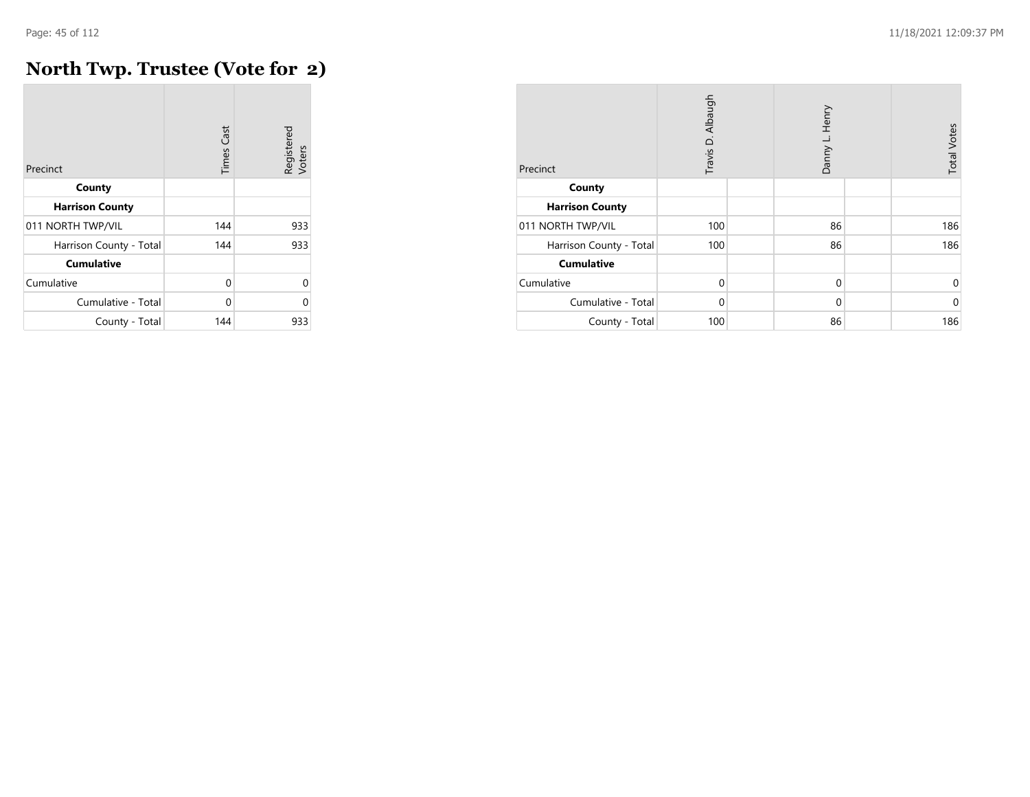# North Twp. Trustee (Vote for 2)

| Precinct | Times Cast | Registered Voters |
|---|---|---|
| **County** | | |
| **Harrison County** | | |
| 011 NORTH TWP/VIL | 144 | 933 |
| Harrison County - Total | 144 | 933 |
| **Cumulative** | | |
| Cumulative | 0 | 0 |
| Cumulative - Total | 0 | 0 |
| County - Total | 144 | 933 |

| Precinct | Travis D. Albaugh | | Danny L. Henry | | Total Votes |
|---|---|---|---|---|---|
| **County** | | | | | |
| **Harrison County** | | | | | |
| 011 NORTH TWP/VIL | 100 | | 86 | | 186 |
| Harrison County - Total | 100 | | 86 | | 186 |
| **Cumulative** | | | | | |
| Cumulative | 0 | | 0 | | 0 |
| Cumulative - Total | 0 | | 0 | | 0 |
| County - Total | 100 | | 86 | | 186 |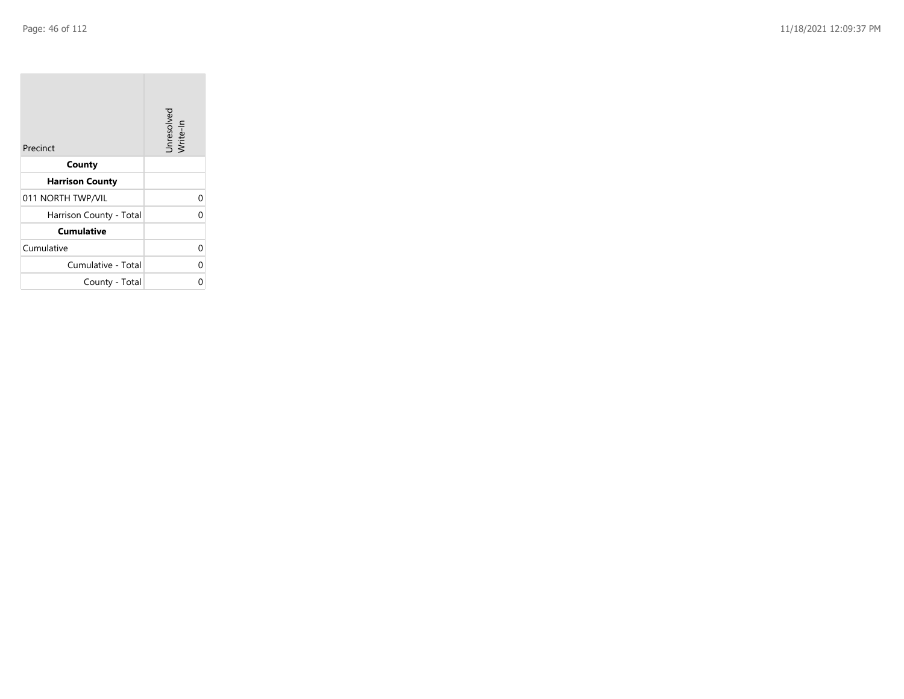| Precinct | Unresolved Write-In |
|---|---|
| **County** | |
| **Harrison County** | |
| 011 NORTH TWP/VIL | 0 |
| Harrison County - Total | 0 |
| **Cumulative** | |
| Cumulative | 0 |
| Cumulative - Total | 0 |
| County - Total | 0 |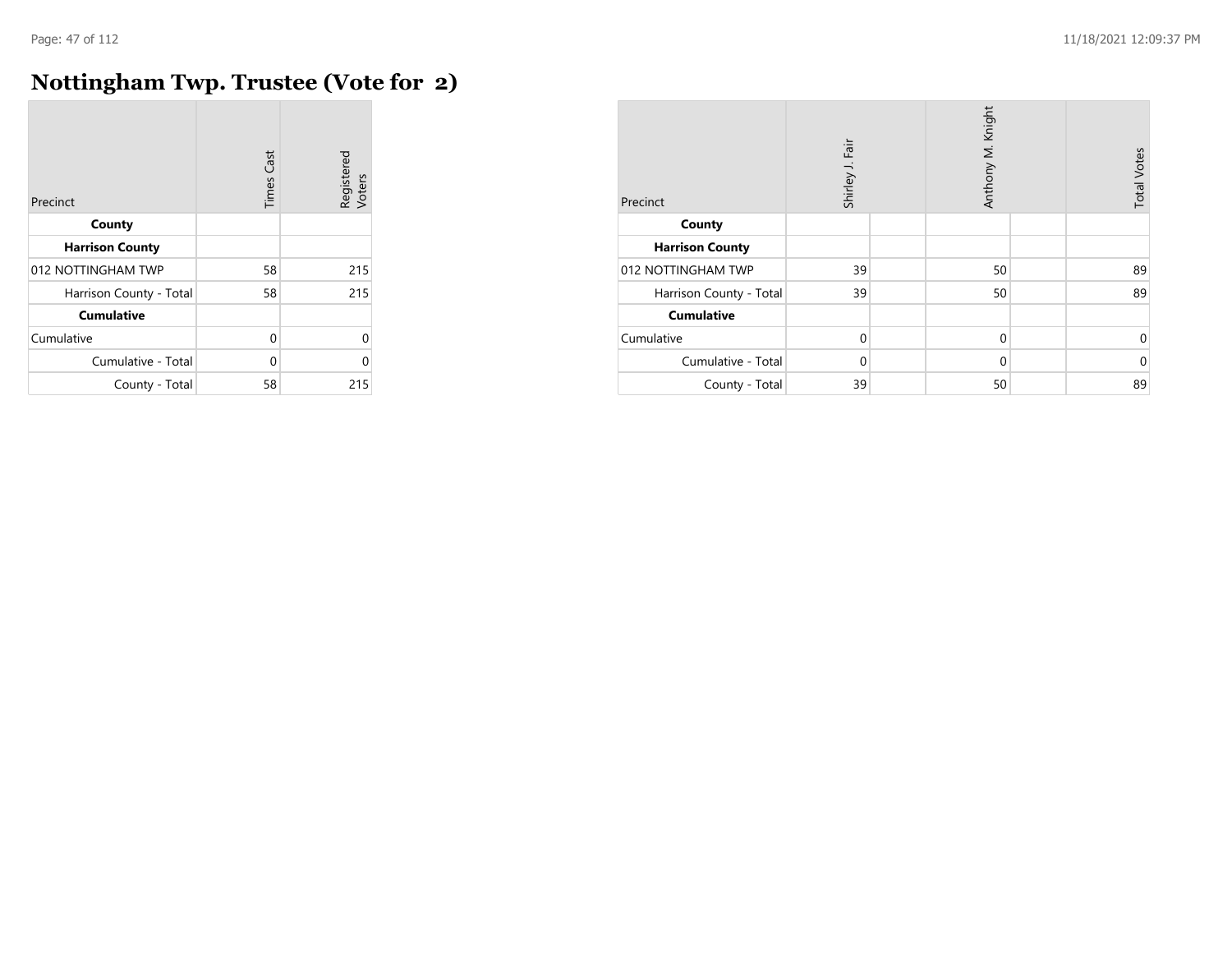# Nottingham Twp. Trustee (Vote for 2)

| Precinct | Times Cast | Registered Voters |
|---|---|---|
| **County** | | |
| **Harrison County** | | |
| 012 NOTTINGHAM TWP | 58 | 215 |
| Harrison County - Total | 58 | 215 |
| **Cumulative** | | |
| Cumulative | 0 | 0 |
| Cumulative - Total | 0 | 0 |
| County - Total | 58 | 215 |

| Precinct | Shirley J. Fair | | Anthony M. Knight | | Total Votes |
|---|---|---|---|---|---|
| **County** | | | | | |
| **Harrison County** | | | | | |
| 012 NOTTINGHAM TWP | 39 | | 50 | | 89 |
| Harrison County - Total | 39 | | 50 | | 89 |
| **Cumulative** | | | | | |
| Cumulative | 0 | | 0 | | 0 |
| Cumulative - Total | 0 | | 0 | | 0 |
| County - Total | 39 | | 50 | | 89 |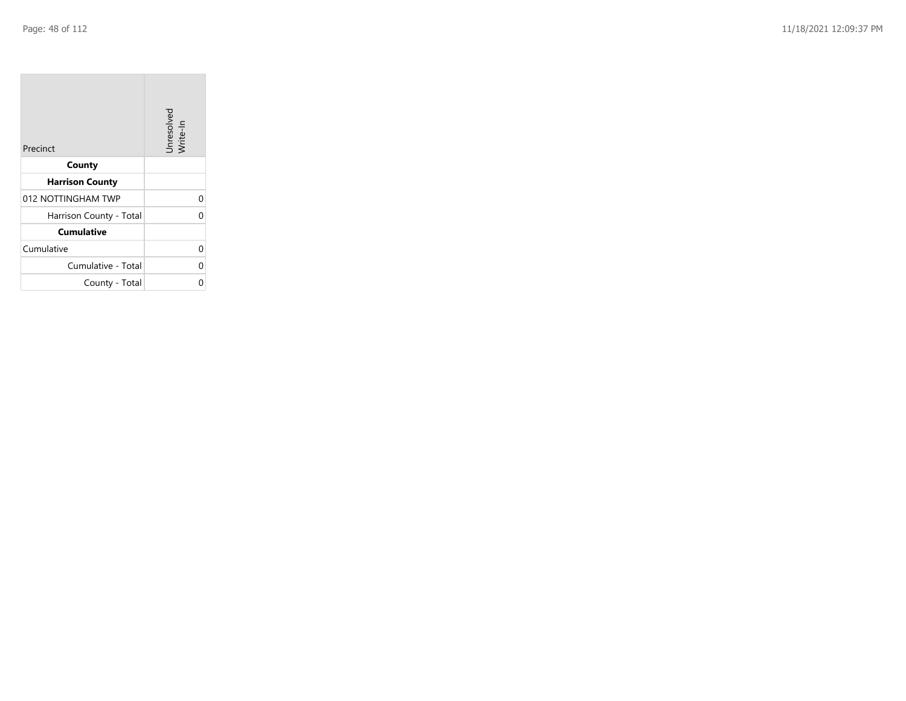| Precinct | Unresolved Write-In |
|---|---|
| **County** | |
| **Harrison County** | |
| 012 NOTTINGHAM TWP | 0 |
| Harrison County - Total | 0 |
| **Cumulative** | |
| Cumulative | 0 |
| Cumulative - Total | 0 |
| County - Total | 0 |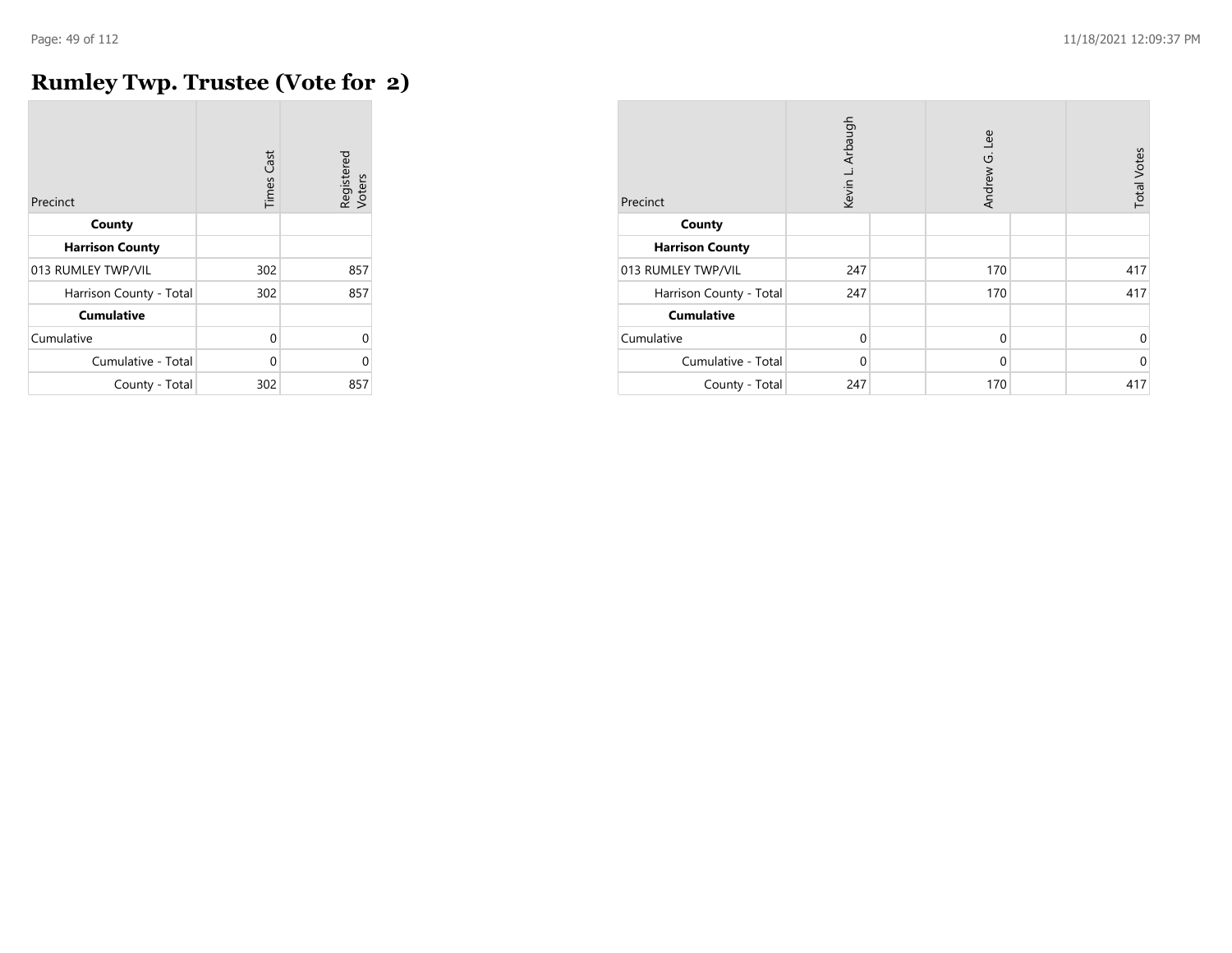# Rumley Twp. Trustee (Vote for 2)

| Precinct | Times Cast | Registered Voters |
|---|---|---|
| **County** | | |
| **Harrison County** | | |
| 013 RUMLEY TWP/VIL | 302 | 857 |
| Harrison County - Total | 302 | 857 |
| **Cumulative** | | |
| Cumulative | 0 | 0 |
| Cumulative - Total | 0 | 0 |
| County - Total | 302 | 857 |

| Precinct | Kevin L. Arbaugh | | Andrew G. Lee | | Total Votes |
|---|---|---|---|---|---|
| **County** | | | | | |
| **Harrison County** | | | | | |
| 013 RUMLEY TWP/VIL | 247 | | 170 | | 417 |
| Harrison County - Total | 247 | | 170 | | 417 |
| **Cumulative** | | | | | |
| Cumulative | 0 | | 0 | | 0 |
| Cumulative - Total | 0 | | 0 | | 0 |
| County - Total | 247 | | 170 | | 417 |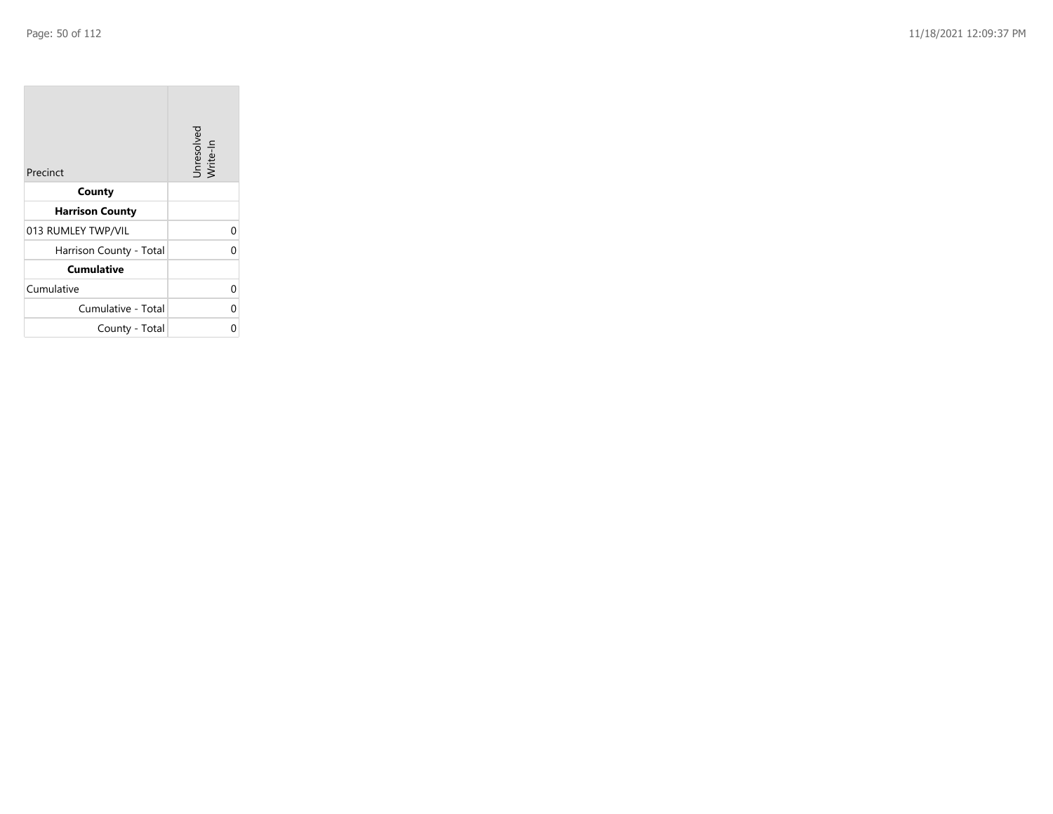| Precinct | Unresolved Write-In |
| --- | --- |
| **County** | |
| **Harrison County** | |
| 013 RUMLEY TWP/VIL | 0 |
| Harrison County - Total | 0 |
| **Cumulative** | |
| Cumulative | 0 |
| Cumulative - Total | 0 |
| County - Total | 0 |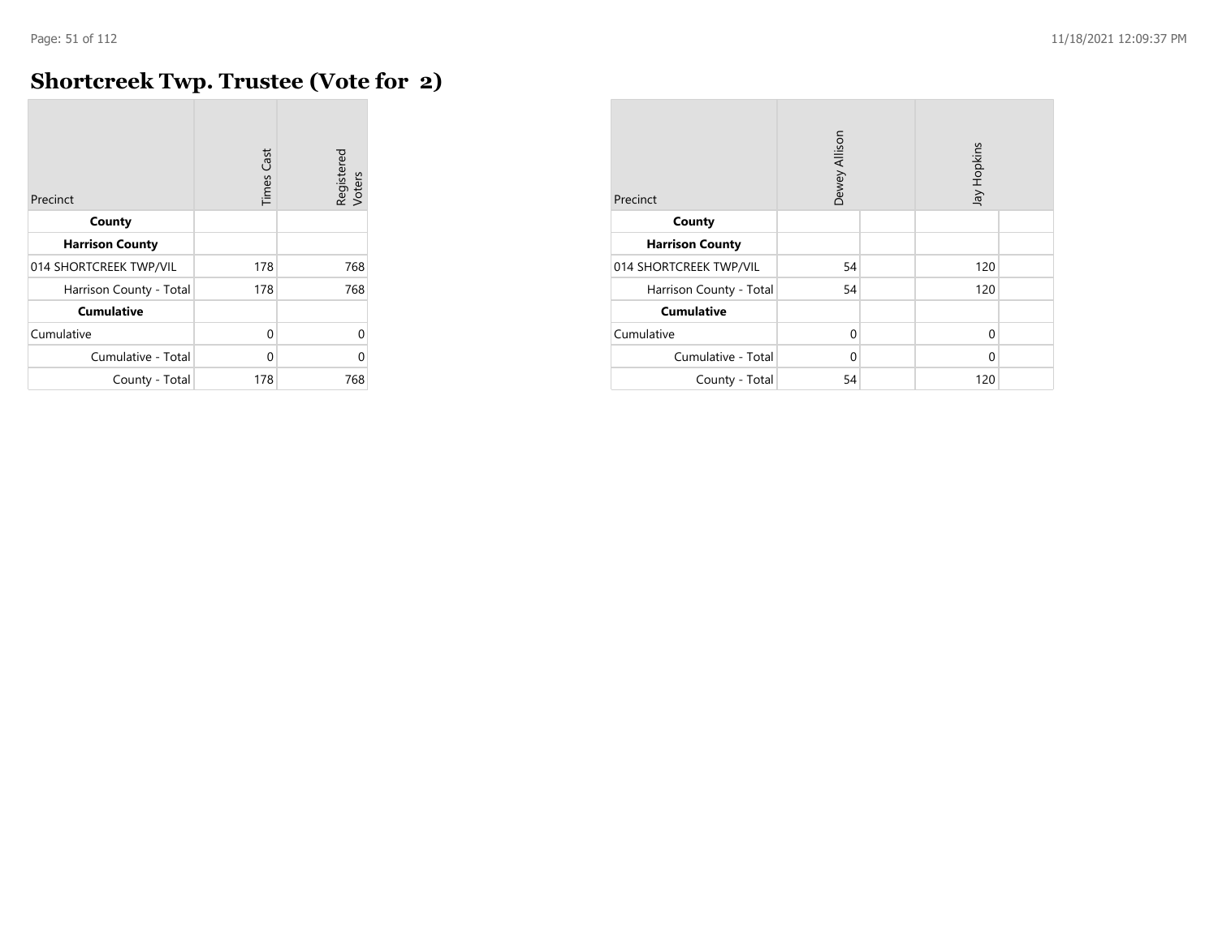# Shortcreek Twp. Trustee (Vote for 2)

| Precinct | Times Cast | Registered Voters |
|---|---|---|
| **County** | | |
| **Harrison County** | | |
| 014 SHORTCREEK TWP/VIL | 178 | 768 |
| Harrison County - Total | 178 | 768 |
| **Cumulative** | | |
| Cumulative | 0 | 0 |
| Cumulative - Total | 0 | 0 |
| County - Total | 178 | 768 |

| Precinct | Dewey Allison | | Jay Hopkins | |
|---|---|---|---|---|
| **County** | | | | |
| **Harrison County** | | | | |
| 014 SHORTCREEK TWP/VIL | 54 | | 120 | |
| Harrison County - Total | 54 | | 120 | |
| **Cumulative** | | | | |
| Cumulative | 0 | | 0 | |
| Cumulative - Total | 0 | | 0 | |
| County - Total | 54 | | 120 | |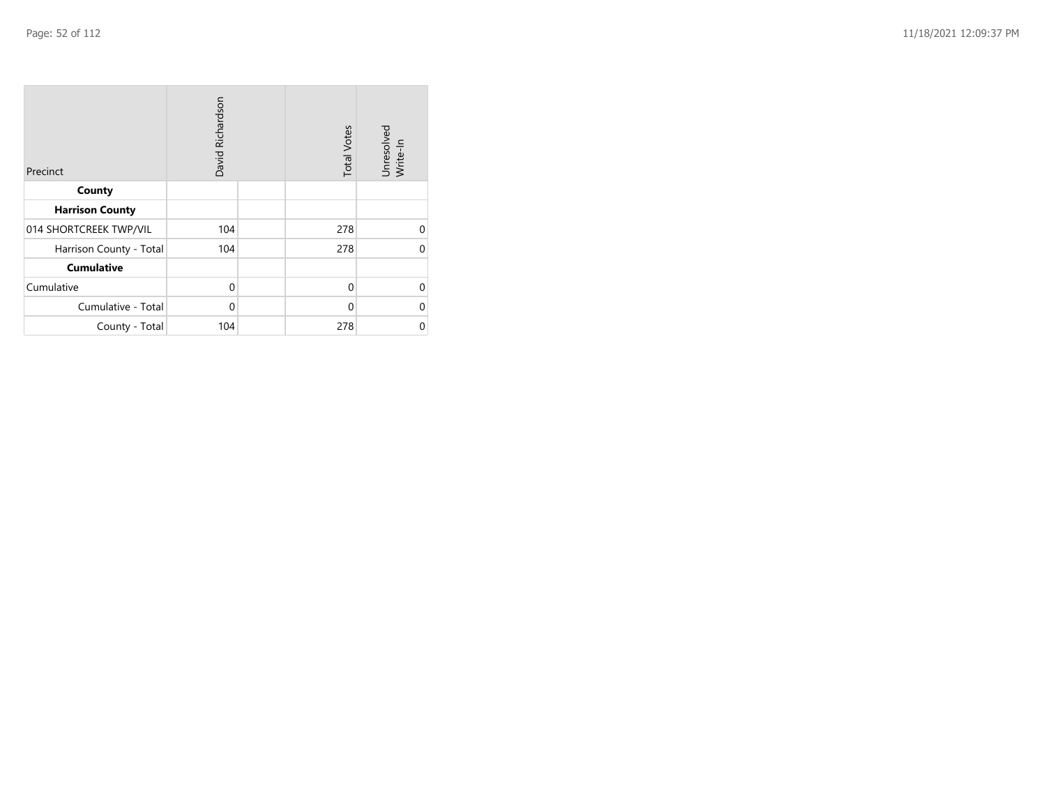| Precinct | David Richardson | | Total Votes | Unresolved Write-In |
|---|---|---|---|---|
| **County** | | | | |
| **Harrison County** | | | | |
| 014 SHORTCREEK TWP/VIL | 104 | | 278 | 0 |
| Harrison County - Total | 104 | | 278 | 0 |
| **Cumulative** | | | | |
| Cumulative | 0 | | 0 | 0 |
| Cumulative - Total | 0 | | 0 | 0 |
| County - Total | 104 | | 278 | 0 |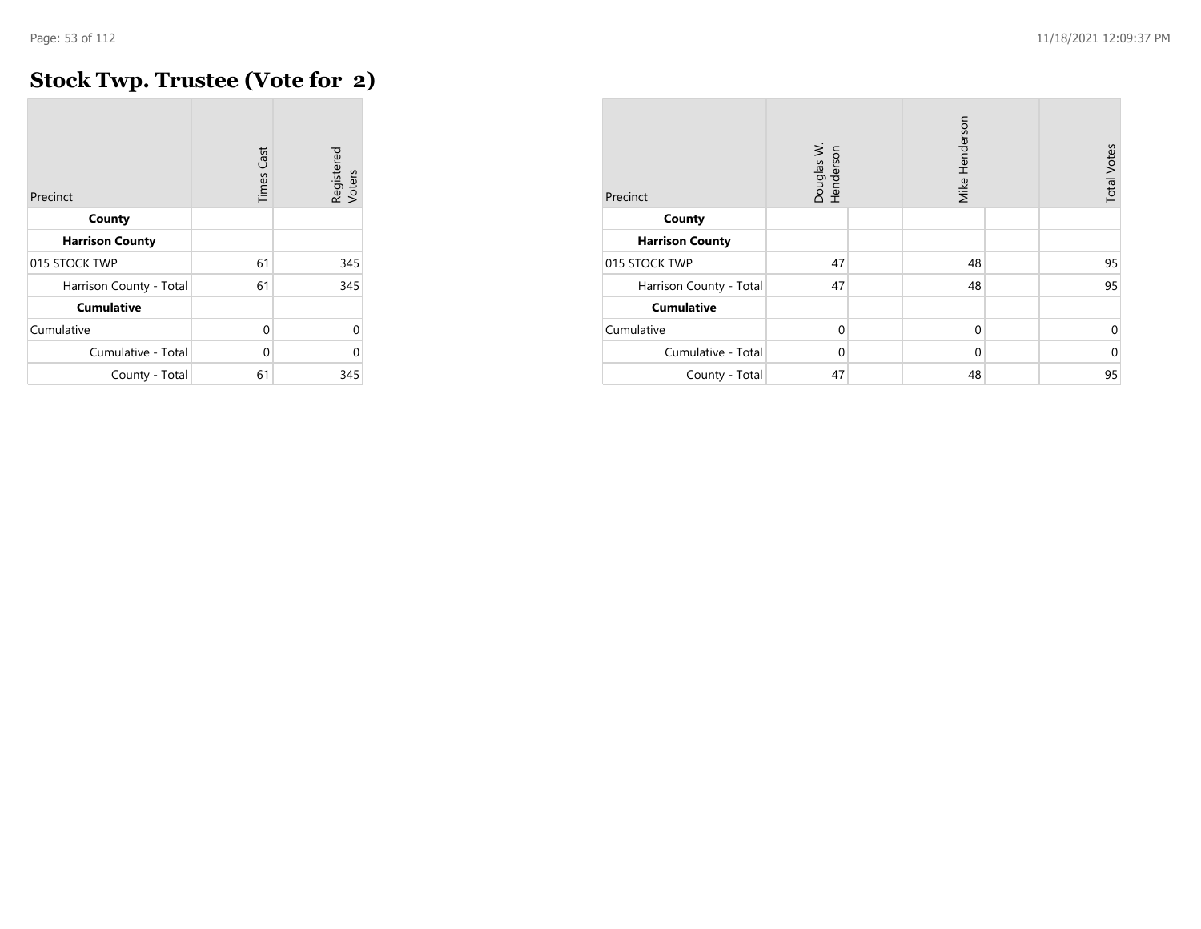# Stock Twp. Trustee (Vote for 2)

| Precinct | Times Cast | Registered Voters |
|---|---|---|
| **County** | | |
| **Harrison County** | | |
| 015 STOCK TWP | 61 | 345 |
| Harrison County - Total | 61 | 345 |
| **Cumulative** | | |
| Cumulative | 0 | 0 |
| Cumulative - Total | 0 | 0 |
| County - Total | 61 | 345 |

| Precinct | Douglas W. Henderson | | Mike Henderson | | Total Votes |
|---|---|---|---|---|---|
| **County** | | | | | |
| **Harrison County** | | | | | |
| 015 STOCK TWP | 47 | | 48 | | 95 |
| Harrison County - Total | 47 | | 48 | | 95 |
| **Cumulative** | | | | | |
| Cumulative | 0 | | 0 | | 0 |
| Cumulative - Total | 0 | | 0 | | 0 |
| County - Total | 47 | | 48 | | 95 |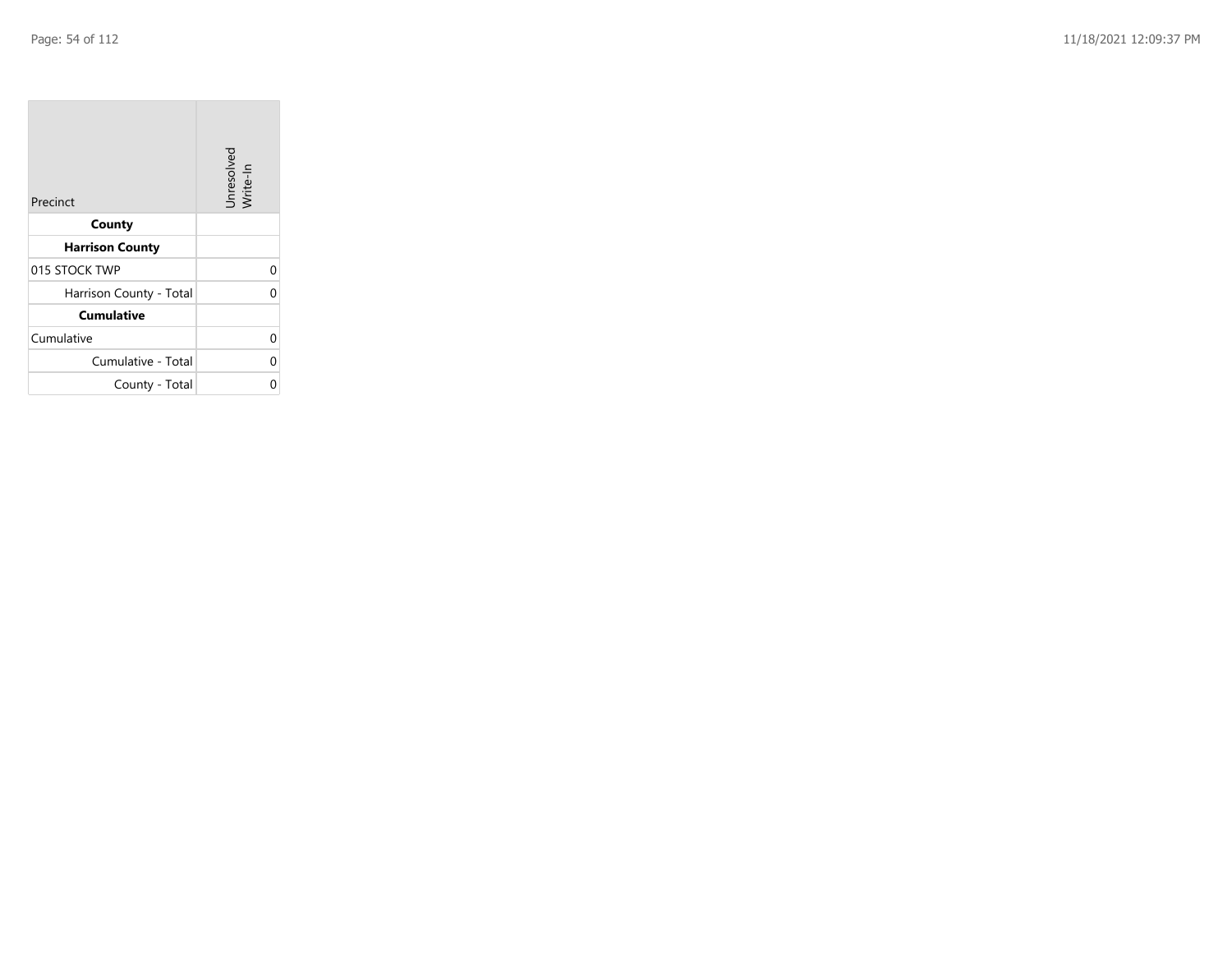| Precinct | Unresolved Write-In |
|---|---|
| **County** | |
| **Harrison County** | |
| 015 STOCK TWP | 0 |
| Harrison County - Total | 0 |
| **Cumulative** | |
| Cumulative | 0 |
| Cumulative - Total | 0 |
| County - Total | 0 |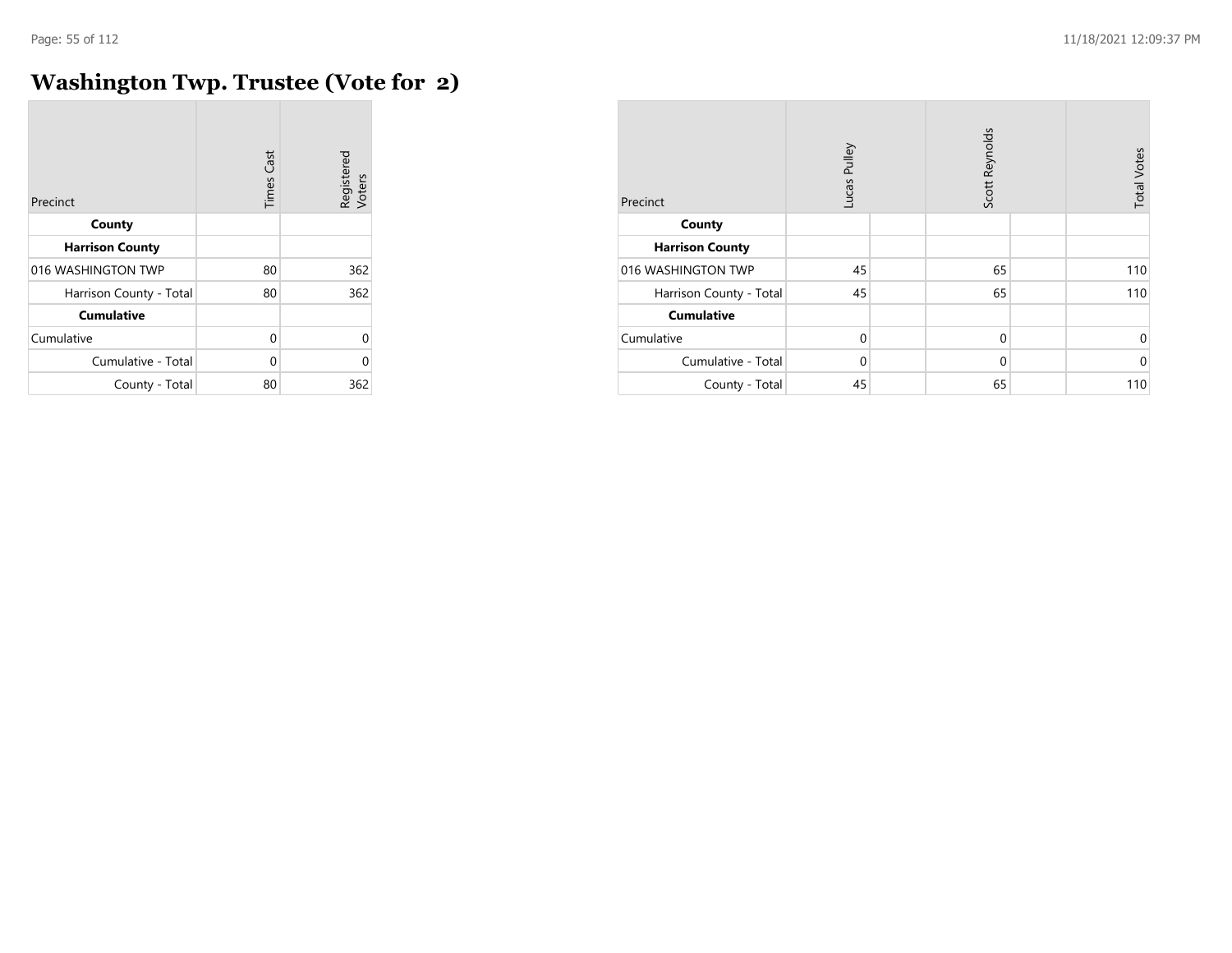# Washington Twp. Trustee (Vote for 2)

| Precinct | Times Cast | Registered Voters |
|---|---|---|
| **County** | | |
| **Harrison County** | | |
| 016 WASHINGTON TWP | 80 | 362 |
| Harrison County - Total | 80 | 362 |
| **Cumulative** | | |
| Cumulative | 0 | 0 |
| Cumulative - Total | 0 | 0 |
| County - Total | 80 | 362 |

| Precinct | Lucas Pulley | | Scott Reynolds | | Total Votes |
|---|---|---|---|---|---|
| **County** | | | | | |
| **Harrison County** | | | | | |
| 016 WASHINGTON TWP | 45 | | 65 | | 110 |
| Harrison County - Total | 45 | | 65 | | 110 |
| **Cumulative** | | | | | |
| Cumulative | 0 | | 0 | | 0 |
| Cumulative - Total | 0 | | 0 | | 0 |
| County - Total | 45 | | 65 | | 110 |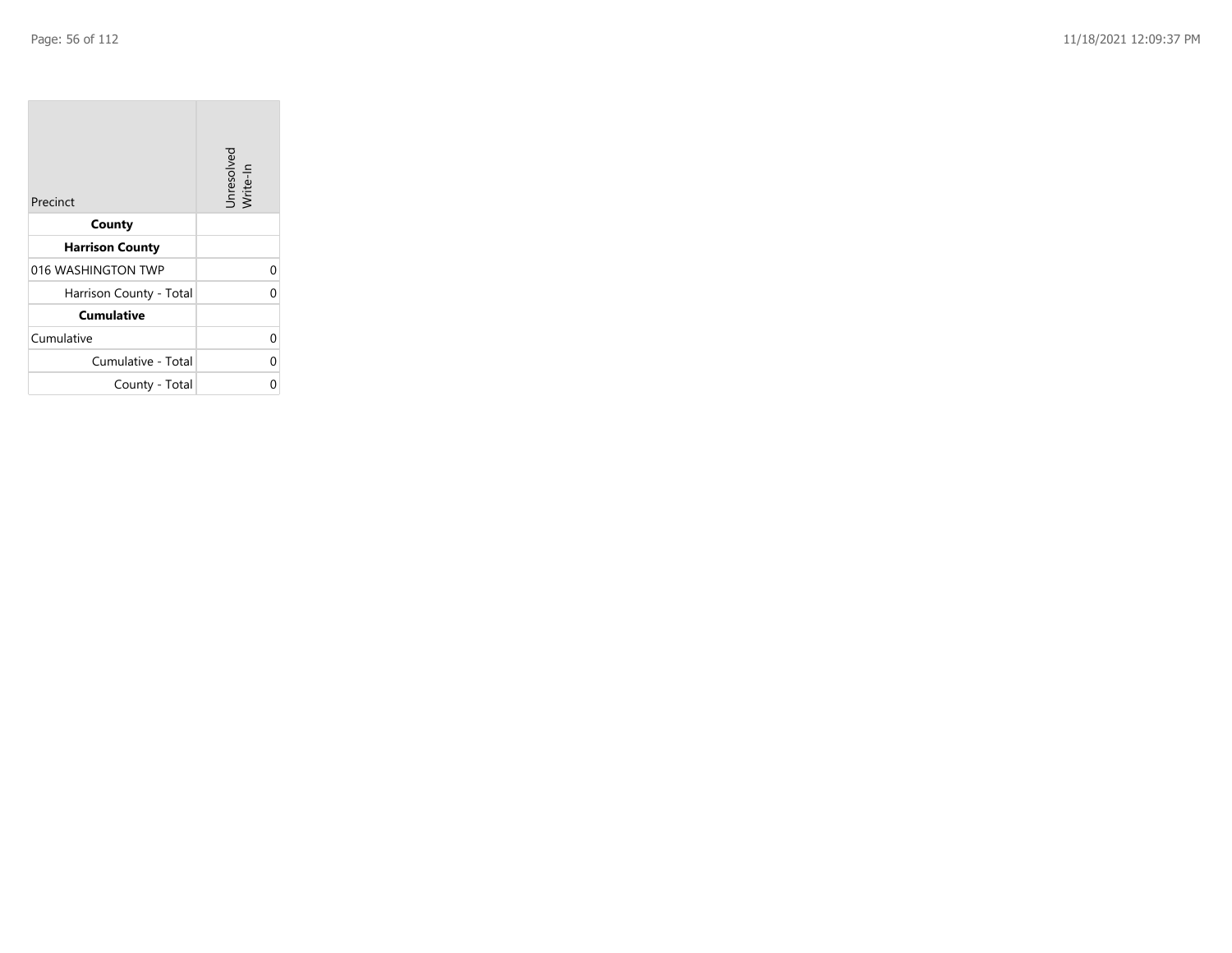| Precinct | Unresolved Write-In |
|---|---|
| **County** | |
| **Harrison County** | |
| 016 WASHINGTON TWP | 0 |
| Harrison County - Total | 0 |
| **Cumulative** | |
| Cumulative | 0 |
| Cumulative - Total | 0 |
| County - Total | 0 |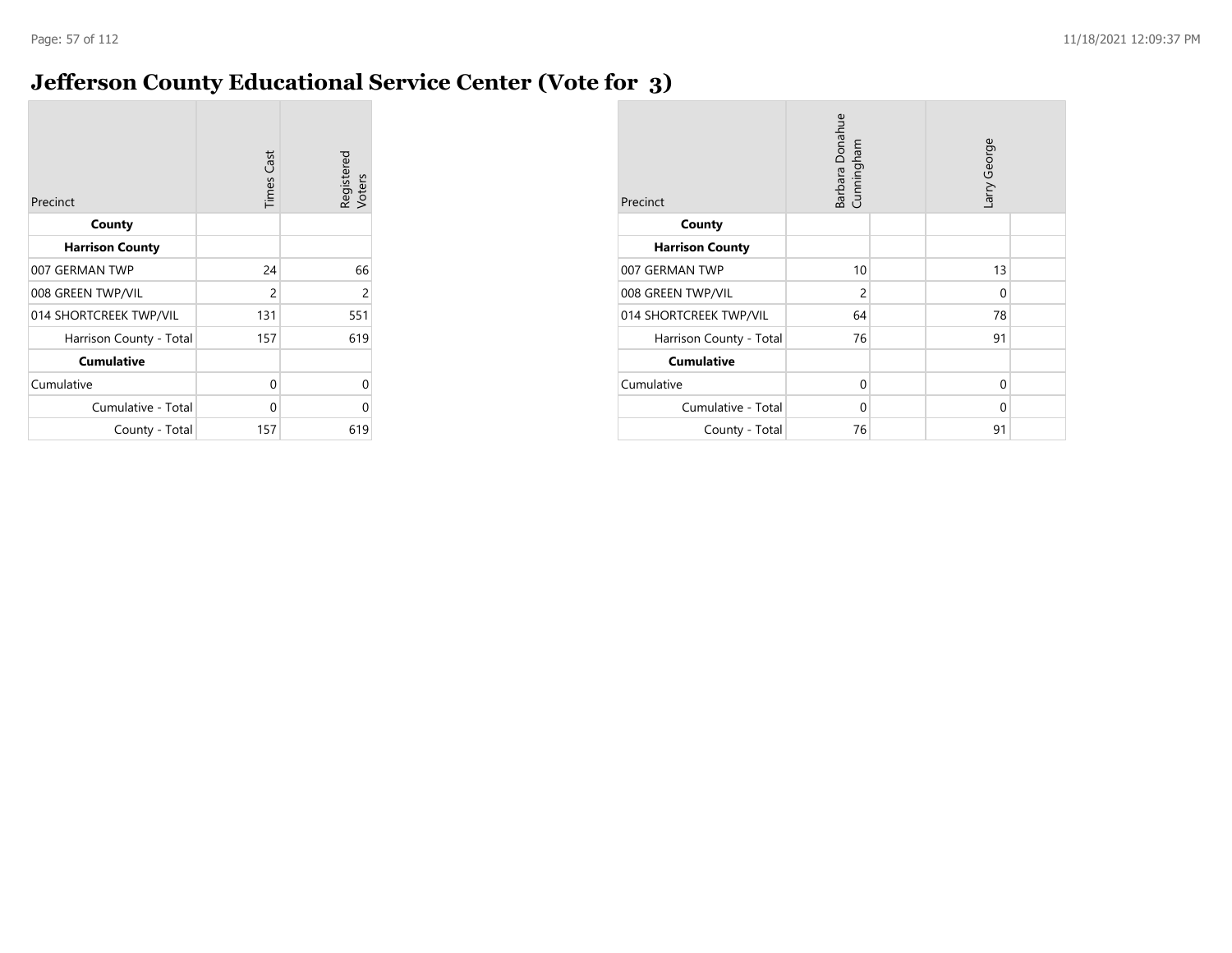# Jefferson County Educational Service Center (Vote for 3)

| Precinct | Times Cast | Registered Voters |
|---|---|---|
| **County** | | |
| **Harrison County** | | |
| 007 GERMAN TWP | 24 | 66 |
| 008 GREEN TWP/VIL | 2 | 2 |
| 014 SHORTCREEK TWP/VIL | 131 | 551 |
| Harrison County - Total | 157 | 619 |
| **Cumulative** | | |
| Cumulative | 0 | 0 |
| Cumulative - Total | 0 | 0 |
| County - Total | 157 | 619 |

| Precinct | Barbara Donahue Cunningham | | Larry George | |
|---|---|---|---|---|
| **County** | | | | |
| **Harrison County** | | | | |
| 007 GERMAN TWP | 10 | | 13 | |
| 008 GREEN TWP/VIL | 2 | | 0 | |
| 014 SHORTCREEK TWP/VIL | 64 | | 78 | |
| Harrison County - Total | 76 | | 91 | |
| **Cumulative** | | | | |
| Cumulative | 0 | | 0 | |
| Cumulative - Total | 0 | | 0 | |
| County - Total | 76 | | 91 | |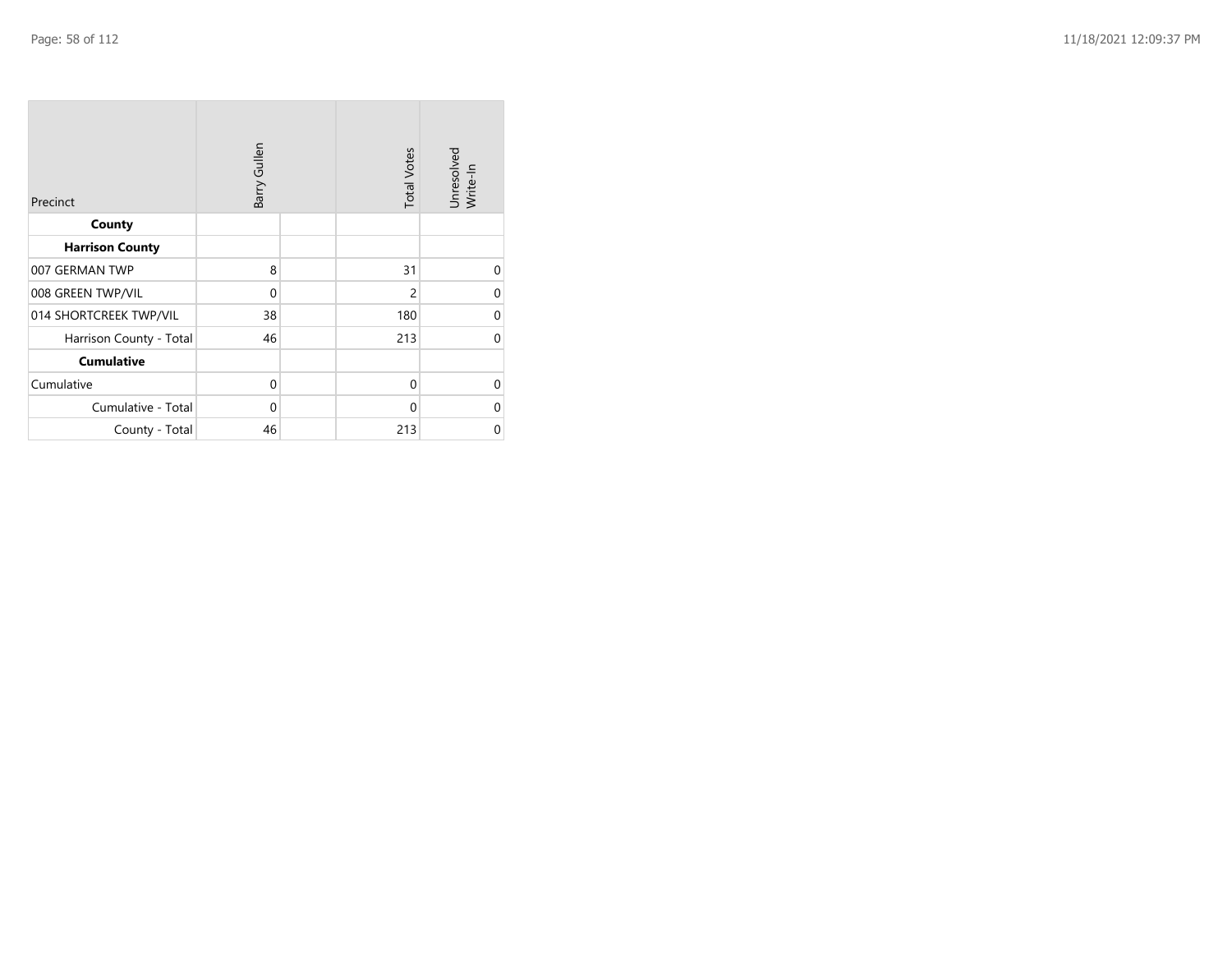| Precinct | Barry Gullen | | Total Votes | Unresolved Write-In |
|---|---|---|---|---|
| **County** | | | | |
| **Harrison County** | | | | |
| 007 GERMAN TWP | 8 | | 31 | 0 |
| 008 GREEN TWP/VIL | 0 | | 2 | 0 |
| 014 SHORTCREEK TWP/VIL | 38 | | 180 | 0 |
| Harrison County - Total | 46 | | 213 | 0 |
| **Cumulative** | | | | |
| Cumulative | 0 | | 0 | 0 |
| Cumulative - Total | 0 | | 0 | 0 |
| County - Total | 46 | | 213 | 0 |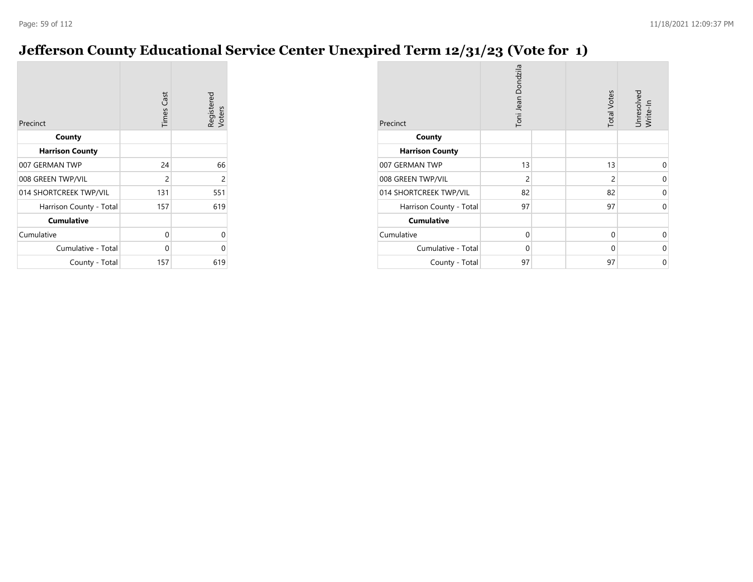# Jefferson County Educational Service Center Unexpired Term 12/31/23 (Vote for 1)

| Precinct | Times Cast | Registered Voters |
|---|---|---|
| **County** | | |
| **Harrison County** | | |
| 007 GERMAN TWP | 24 | 66 |
| 008 GREEN TWP/VIL | 2 | 2 |
| 014 SHORTCREEK TWP/VIL | 131 | 551 |
| Harrison County - Total | 157 | 619 |
| **Cumulative** | | |
| Cumulative | 0 | 0 |
| Cumulative - Total | 0 | 0 |
| County - Total | 157 | 619 |

| Precinct | Toni Jean Dondzila | | Total Votes | Unresolved Write-In |
|---|---|---|---|---|
| **County** | | | | |
| **Harrison County** | | | | |
| 007 GERMAN TWP | 13 | | 13 | 0 |
| 008 GREEN TWP/VIL | 2 | | 2 | 0 |
| 014 SHORTCREEK TWP/VIL | 82 | | 82 | 0 |
| Harrison County - Total | 97 | | 97 | 0 |
| **Cumulative** | | | | |
| Cumulative | 0 | | 0 | 0 |
| Cumulative - Total | 0 | | 0 | 0 |
| County - Total | 97 | | 97 | 0 |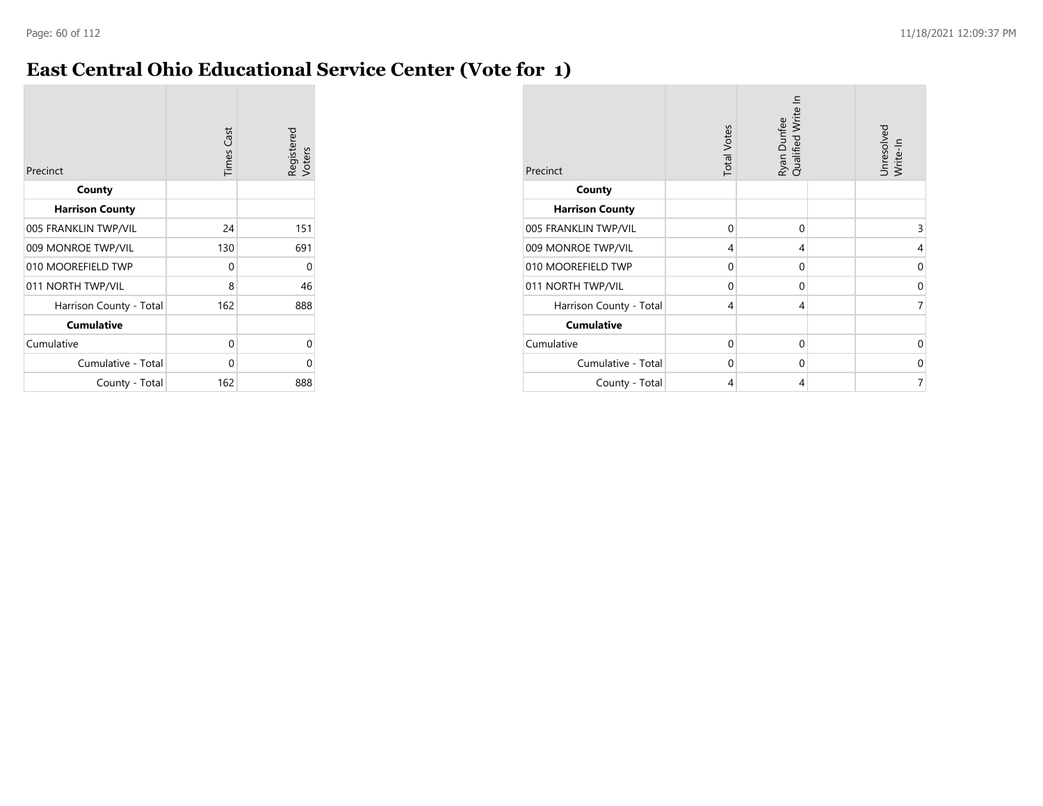# East Central Ohio Educational Service Center (Vote for 1)

| Precinct | Times Cast | Registered Voters |
|---|---|---|
| **County** | | |
| **Harrison County** | | |
| 005 FRANKLIN TWP/VIL | 24 | 151 |
| 009 MONROE TWP/VIL | 130 | 691 |
| 010 MOOREFIELD TWP | 0 | 0 |
| 011 NORTH TWP/VIL | 8 | 46 |
| Harrison County - Total | 162 | 888 |
| **Cumulative** | | |
| Cumulative | 0 | 0 |
| Cumulative - Total | 0 | 0 |
| County - Total | 162 | 888 |

| Precinct | Total Votes | Ryan Dunfee Qualified Write In | | Unresolved Write-In |
|---|---|---|---|---|
| **County** | | | | |
| **Harrison County** | | | | |
| 005 FRANKLIN TWP/VIL | 0 | 0 | | 3 |
| 009 MONROE TWP/VIL | 4 | 4 | | 4 |
| 010 MOOREFIELD TWP | 0 | 0 | | 0 |
| 011 NORTH TWP/VIL | 0 | 0 | | 0 |
| Harrison County - Total | 4 | 4 | | 7 |
| **Cumulative** | | | | |
| Cumulative | 0 | 0 | | 0 |
| Cumulative - Total | 0 | 0 | | 0 |
| County - Total | 4 | 4 | | 7 |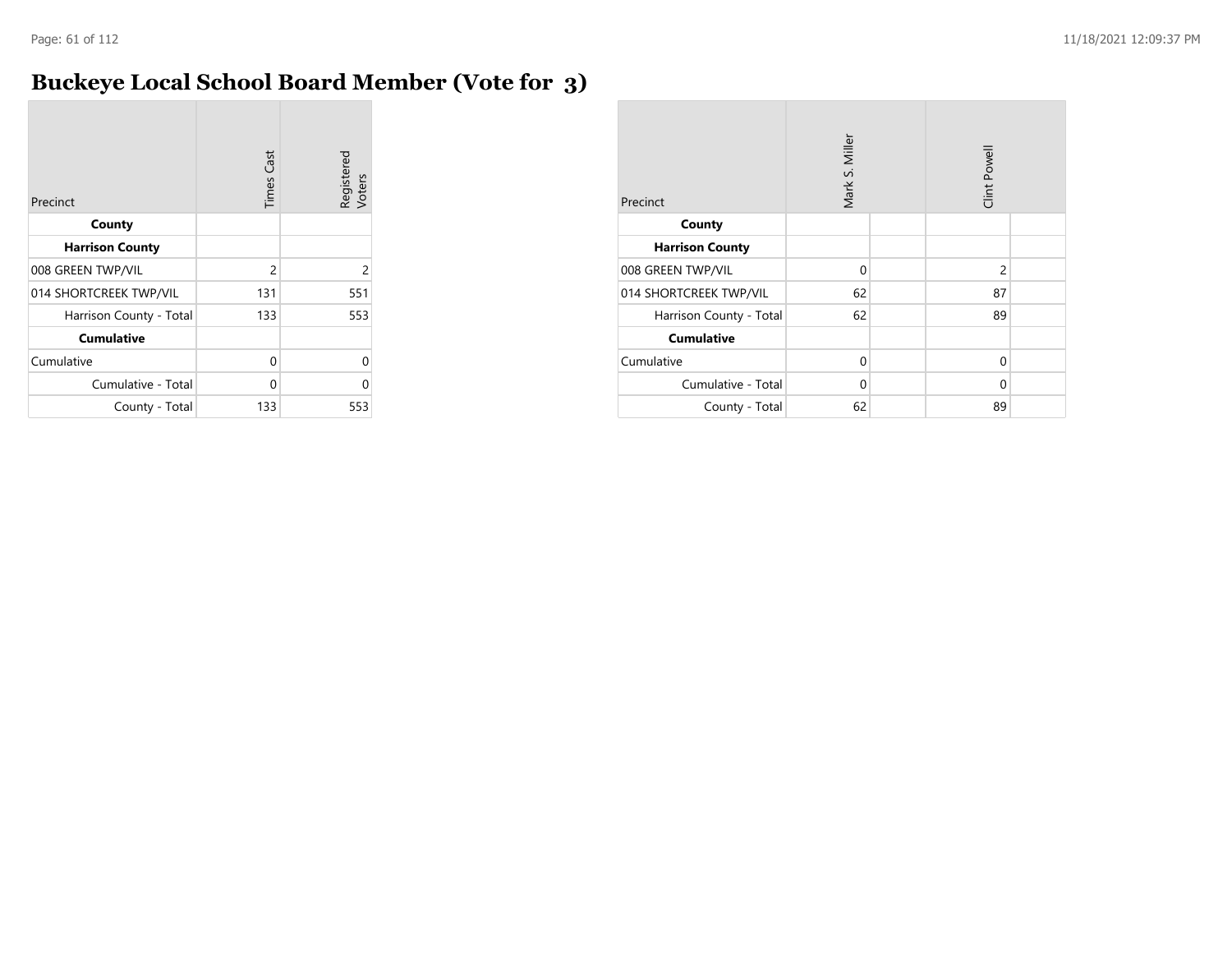# Buckeye Local School Board Member (Vote for 3)

| Precinct | Times Cast | Registered Voters |
|---|---|---|
| **County** | | |
| **Harrison County** | | |
| 008 GREEN TWP/VIL | 2 | 2 |
| 014 SHORTCREEK TWP/VIL | 131 | 551 |
| Harrison County - Total | 133 | 553 |
| **Cumulative** | | |
| Cumulative | 0 | 0 |
| Cumulative - Total | 0 | 0 |
| County - Total | 133 | 553 |

| Precinct | Mark S. Miller | | Clint Powell | |
|---|---|---|---|---|
| **County** | | | | |
| **Harrison County** | | | | |
| 008 GREEN TWP/VIL | 0 | | 2 | |
| 014 SHORTCREEK TWP/VIL | 62 | | 87 | |
| Harrison County - Total | 62 | | 89 | |
| **Cumulative** | | | | |
| Cumulative | 0 | | 0 | |
| Cumulative - Total | 0 | | 0 | |
| County - Total | 62 | | 89 | |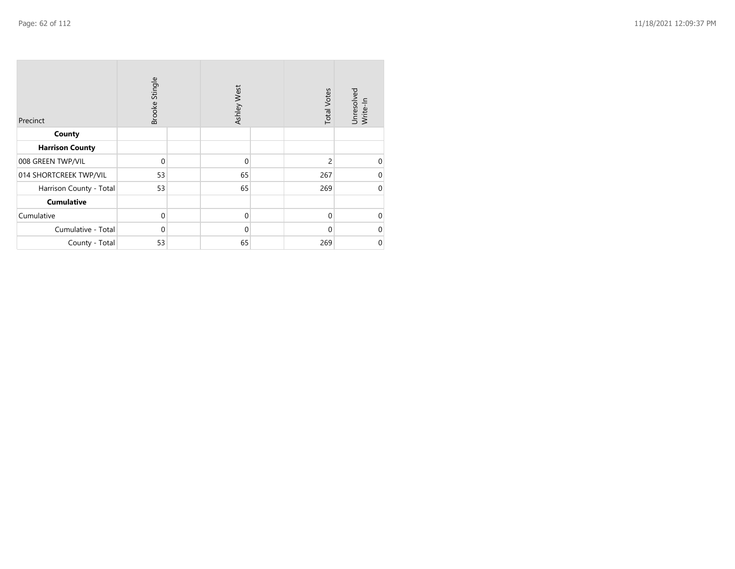| Precinct | Brooke Stingle | | Ashley West | | Total Votes | Unresolved Write-In |
|---|---|---|---|---|---|---|
| **County** | | | | | | |
| **Harrison County** | | | | | | |
| 008 GREEN TWP/VIL | 0 | | 0 | | 2 | 0 |
| 014 SHORTCREEK TWP/VIL | 53 | | 65 | | 267 | 0 |
| Harrison County - Total | 53 | | 65 | | 269 | 0 |
| **Cumulative** | | | | | | |
| Cumulative | 0 | | 0 | | 0 | 0 |
| Cumulative - Total | 0 | | 0 | | 0 | 0 |
| County - Total | 53 | | 65 | | 269 | 0 |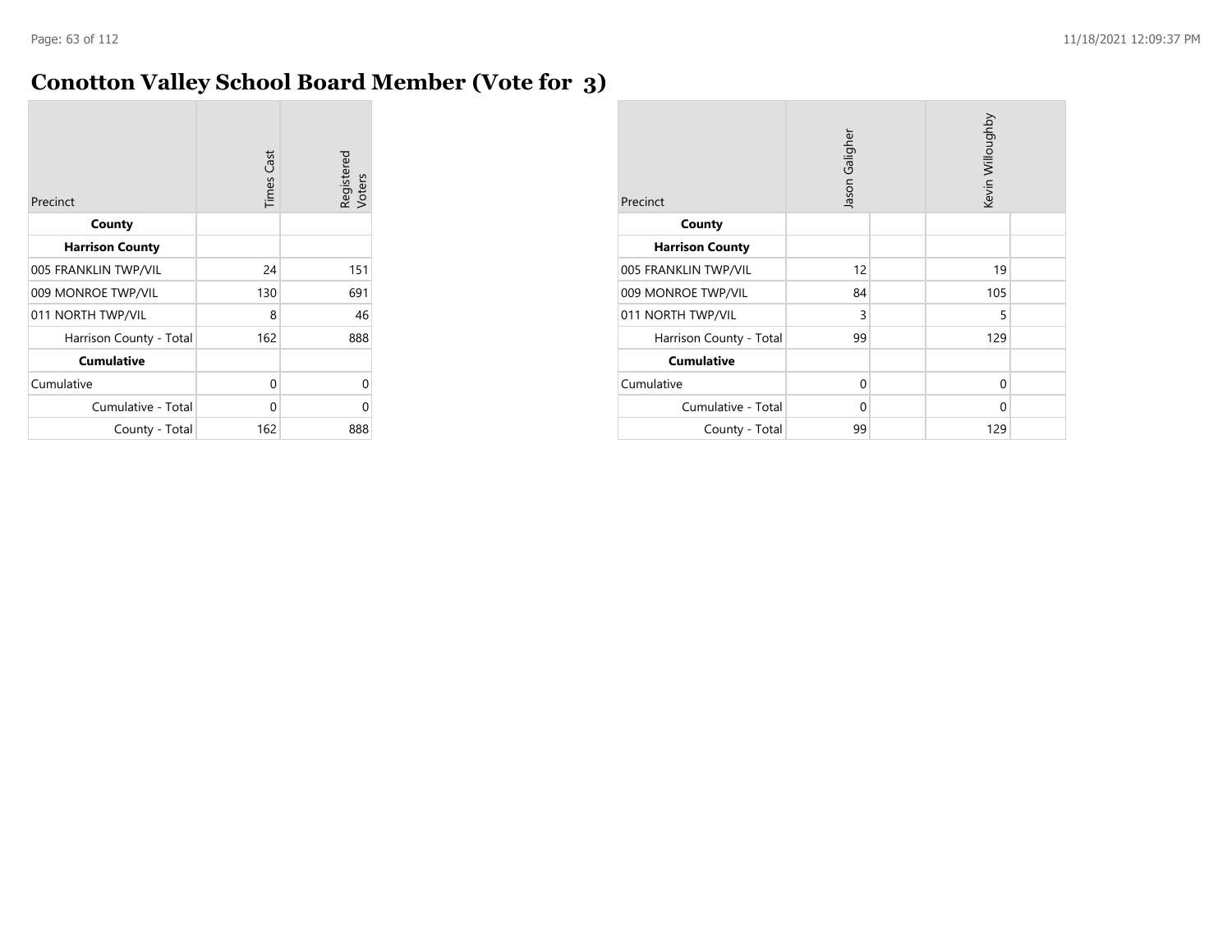# Conotton Valley School Board Member (Vote for 3)

| Precinct | Times Cast | Registered Voters |
|---|---|---|
| **County** | | |
| **Harrison County** | | |
| 005 FRANKLIN TWP/VIL | 24 | 151 |
| 009 MONROE TWP/VIL | 130 | 691 |
| 011 NORTH TWP/VIL | 8 | 46 |
| Harrison County - Total | 162 | 888 |
| **Cumulative** | | |
| Cumulative | 0 | 0 |
| Cumulative - Total | 0 | 0 |
| County - Total | 162 | 888 |

| Precinct | Jason Galigher | | Kevin Willoughby | |
|---|---|---|---|---|
| **County** | | | | |
| **Harrison County** | | | | |
| 005 FRANKLIN TWP/VIL | 12 | | 19 | |
| 009 MONROE TWP/VIL | 84 | | 105 | |
| 011 NORTH TWP/VIL | 3 | | 5 | |
| Harrison County - Total | 99 | | 129 | |
| **Cumulative** | | | | |
| Cumulative | 0 | | 0 | |
| Cumulative - Total | 0 | | 0 | |
| County - Total | 99 | | 129 | |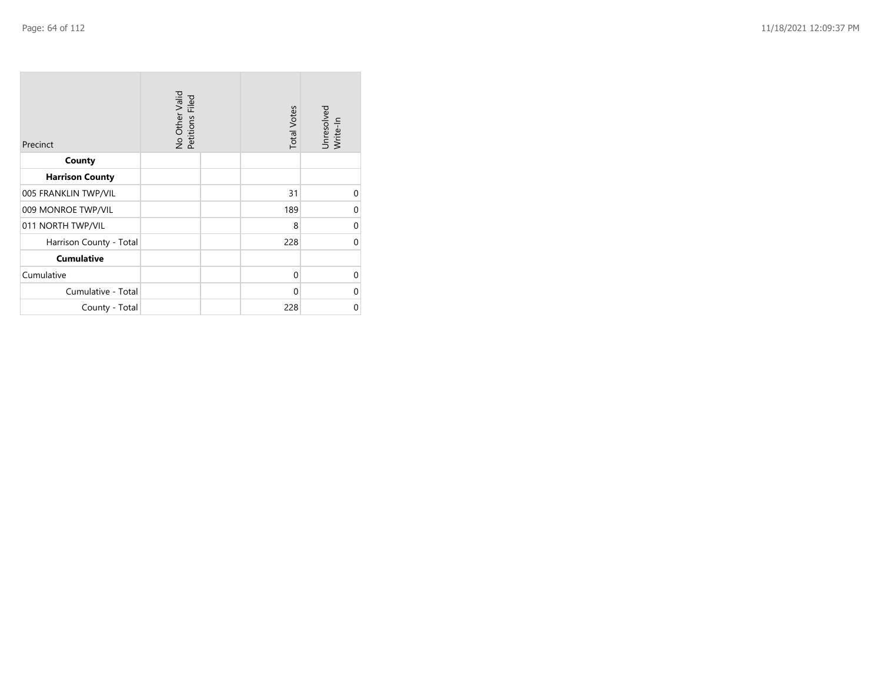| Precinct | No Other Valid Petitions Filed | | Total Votes | Unresolved Write-In |
|---|---|---|---|---|
| **County** | | | | |
| **Harrison County** | | | | |
| 005 FRANKLIN TWP/VIL | | | 31 | 0 |
| 009 MONROE TWP/VIL | | | 189 | 0 |
| 011 NORTH TWP/VIL | | | 8 | 0 |
| Harrison County - Total | | | 228 | 0 |
| **Cumulative** | | | | |
| Cumulative | | | 0 | 0 |
| Cumulative - Total | | | 0 | 0 |
| County - Total | | | 228 | 0 |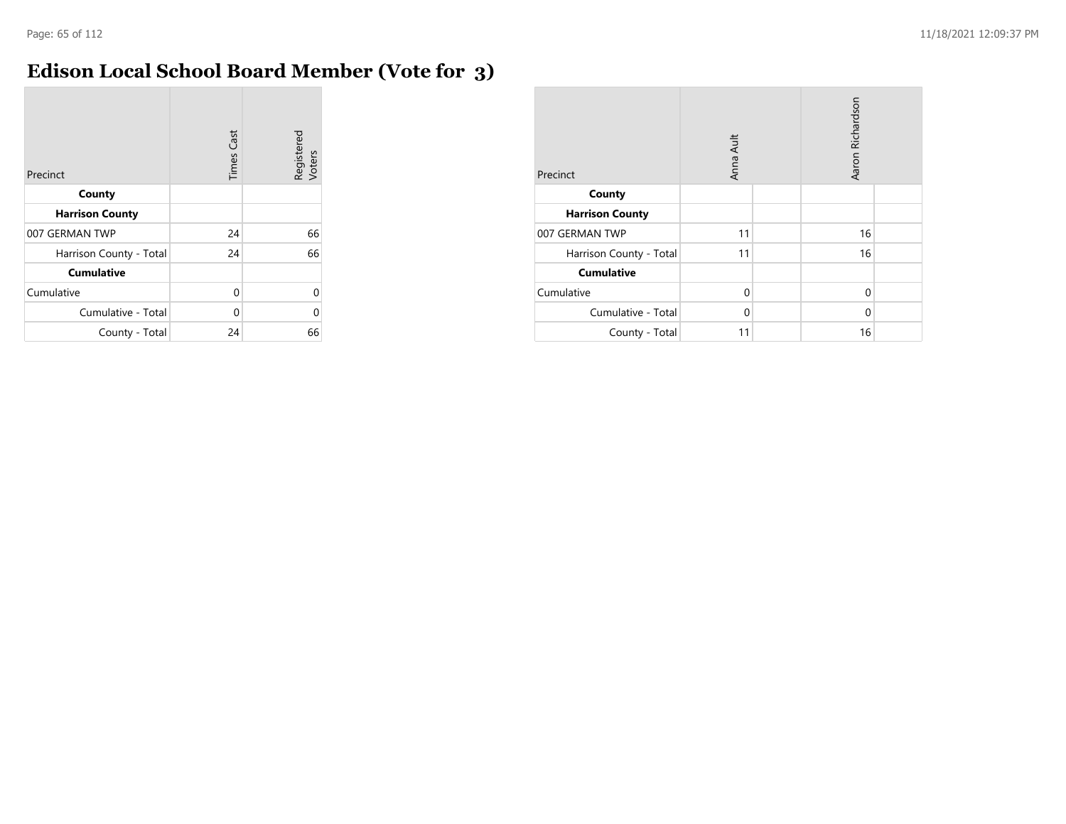# Edison Local School Board Member (Vote for 3)

| Precinct | Times Cast | Registered Voters |
|---|---|---|
| **County** | | |
| **Harrison County** | | |
| 007 GERMAN TWP | 24 | 66 |
| Harrison County - Total | 24 | 66 |
| **Cumulative** | | |
| Cumulative | 0 | 0 |
| Cumulative - Total | 0 | 0 |
| County - Total | 24 | 66 |

| Precinct | Anna Ault | | Aaron Richardson | |
|---|---|---|---|---|
| **County** | | | | |
| **Harrison County** | | | | |
| 007 GERMAN TWP | 11 | | 16 | |
| Harrison County - Total | 11 | | 16 | |
| **Cumulative** | | | | |
| Cumulative | 0 | | 0 | |
| Cumulative - Total | 0 | | 0 | |
| County - Total | 11 | | 16 | |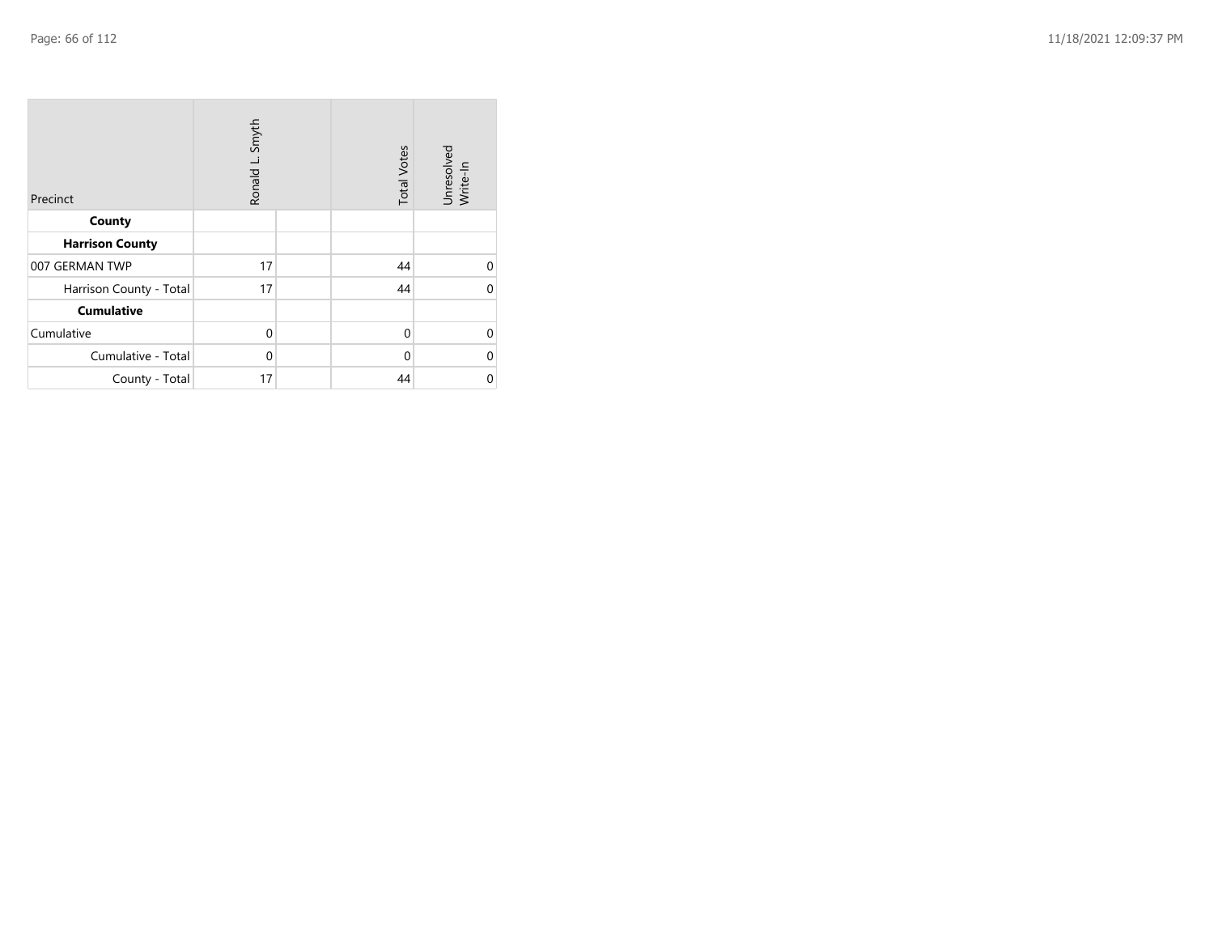| Precinct | Ronald L. Smyth | | Total Votes | Unresolved Write-In |
| --- | --- | --- | --- | --- |
| **County** | | | | |
| **Harrison County** | | | | |
| 007 GERMAN TWP | 17 | | 44 | 0 |
| Harrison County - Total | 17 | | 44 | 0 |
| **Cumulative** | | | | |
| Cumulative | 0 | | 0 | 0 |
| Cumulative - Total | 0 | | 0 | 0 |
| County - Total | 17 | | 44 | 0 |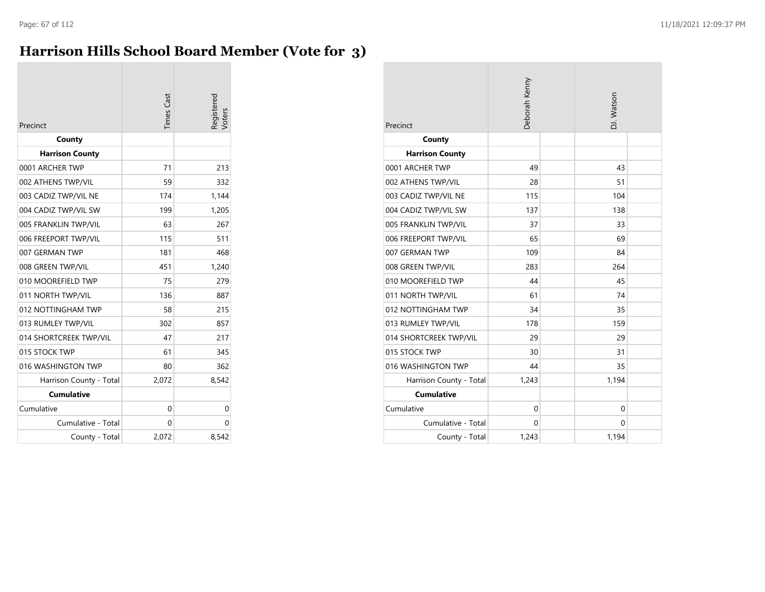# Harrison Hills School Board Member (Vote for 3)

| Precinct | Times Cast | Registered Voters |
|---|---|---|
| **County** | | |
| **Harrison County** | | |
| 0001 ARCHER TWP | 71 | 213 |
| 002 ATHENS TWP/VIL | 59 | 332 |
| 003 CADIZ TWP/VIL NE | 174 | 1,144 |
| 004 CADIZ TWP/VIL SW | 199 | 1,205 |
| 005 FRANKLIN TWP/VIL | 63 | 267 |
| 006 FREEPORT TWP/VIL | 115 | 511 |
| 007 GERMAN TWP | 181 | 468 |
| 008 GREEN TWP/VIL | 451 | 1,240 |
| 010 MOOREFIELD TWP | 75 | 279 |
| 011 NORTH TWP/VIL | 136 | 887 |
| 012 NOTTINGHAM TWP | 58 | 215 |
| 013 RUMLEY TWP/VIL | 302 | 857 |
| 014 SHORTCREEK TWP/VIL | 47 | 217 |
| 015 STOCK TWP | 61 | 345 |
| 016 WASHINGTON TWP | 80 | 362 |
| Harrison County - Total | 2,072 | 8,542 |
| **Cumulative** | | |
| Cumulative | 0 | 0 |
| Cumulative - Total | 0 | 0 |
| County - Total | 2,072 | 8,542 |

| Precinct | Deborah Kenny | | DJ. Watson | |
|---|---|---|---|---|
| **County** | | | | |
| **Harrison County** | | | | |
| 0001 ARCHER TWP | 49 | | 43 | |
| 002 ATHENS TWP/VIL | 28 | | 51 | |
| 003 CADIZ TWP/VIL NE | 115 | | 104 | |
| 004 CADIZ TWP/VIL SW | 137 | | 138 | |
| 005 FRANKLIN TWP/VIL | 37 | | 33 | |
| 006 FREEPORT TWP/VIL | 65 | | 69 | |
| 007 GERMAN TWP | 109 | | 84 | |
| 008 GREEN TWP/VIL | 283 | | 264 | |
| 010 MOOREFIELD TWP | 44 | | 45 | |
| 011 NORTH TWP/VIL | 61 | | 74 | |
| 012 NOTTINGHAM TWP | 34 | | 35 | |
| 013 RUMLEY TWP/VIL | 178 | | 159 | |
| 014 SHORTCREEK TWP/VIL | 29 | | 29 | |
| 015 STOCK TWP | 30 | | 31 | |
| 016 WASHINGTON TWP | 44 | | 35 | |
| Harrison County - Total | 1,243 | | 1,194 | |
| **Cumulative** | | | | |
| Cumulative | 0 | | 0 | |
| Cumulative - Total | 0 | | 0 | |
| County - Total | 1,243 | | 1,194 | |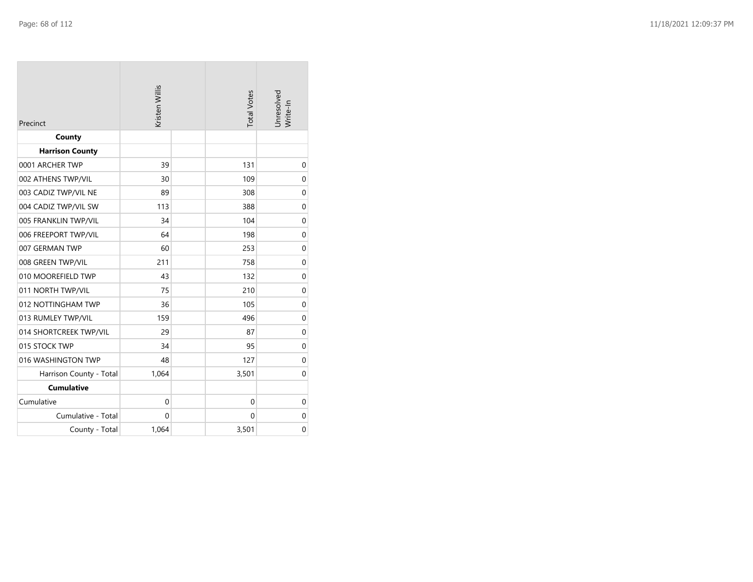| Precinct | Kristen Willis | | Total Votes | Unresolved Write-In |
|---|---|---|---|---|
| **County** | | | | |
| **Harrison County** | | | | |
| 0001 ARCHER TWP | 39 | | 131 | 0 |
| 002 ATHENS TWP/VIL | 30 | | 109 | 0 |
| 003 CADIZ TWP/VIL NE | 89 | | 308 | 0 |
| 004 CADIZ TWP/VIL SW | 113 | | 388 | 0 |
| 005 FRANKLIN TWP/VIL | 34 | | 104 | 0 |
| 006 FREEPORT TWP/VIL | 64 | | 198 | 0 |
| 007 GERMAN TWP | 60 | | 253 | 0 |
| 008 GREEN TWP/VIL | 211 | | 758 | 0 |
| 010 MOOREFIELD TWP | 43 | | 132 | 0 |
| 011 NORTH TWP/VIL | 75 | | 210 | 0 |
| 012 NOTTINGHAM TWP | 36 | | 105 | 0 |
| 013 RUMLEY TWP/VIL | 159 | | 496 | 0 |
| 014 SHORTCREEK TWP/VIL | 29 | | 87 | 0 |
| 015 STOCK TWP | 34 | | 95 | 0 |
| 016 WASHINGTON TWP | 48 | | 127 | 0 |
| Harrison County - Total | 1,064 | | 3,501 | 0 |
| **Cumulative** | | | | |
| Cumulative | 0 | | 0 | 0 |
| Cumulative - Total | 0 | | 0 | 0 |
| County - Total | 1,064 | | 3,501 | 0 |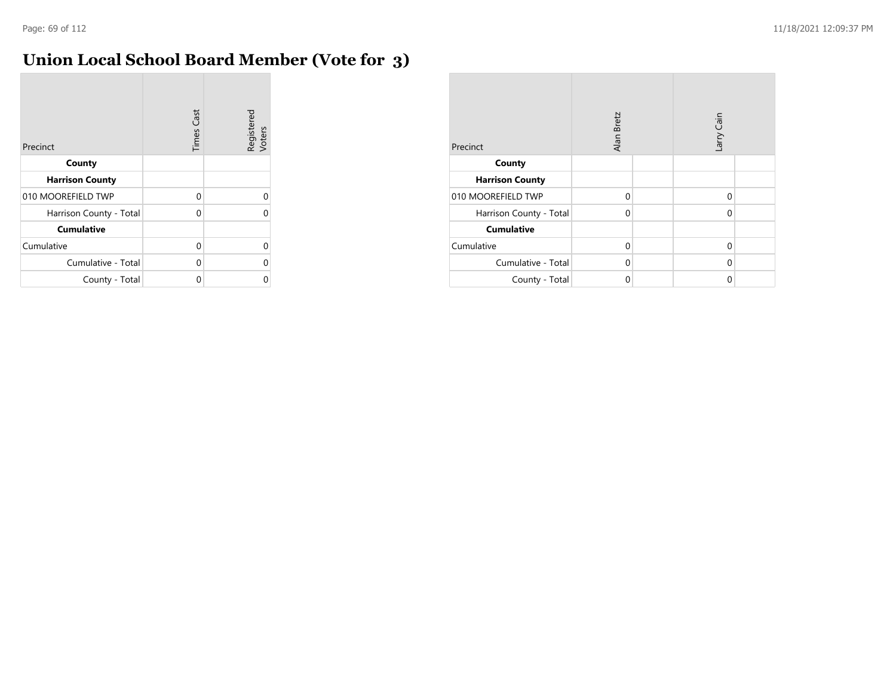# Union Local School Board Member (Vote for 3)

| Precinct | Times Cast | Registered Voters |
|---|---|---|
| **County** | | |
| **Harrison County** | | |
| 010 MOOREFIELD TWP | 0 | 0 |
| Harrison County - Total | 0 | 0 |
| **Cumulative** | | |
| Cumulative | 0 | 0 |
| Cumulative - Total | 0 | 0 |
| County - Total | 0 | 0 |

| Precinct | Alan Bretz | | Larry Cain | |
|---|---|---|---|---|
| **County** | | | | |
| **Harrison County** | | | | |
| 010 MOOREFIELD TWP | 0 | | 0 | |
| Harrison County - Total | 0 | | 0 | |
| **Cumulative** | | | | |
| Cumulative | 0 | | 0 | |
| Cumulative - Total | 0 | | 0 | |
| County - Total | 0 | | 0 | |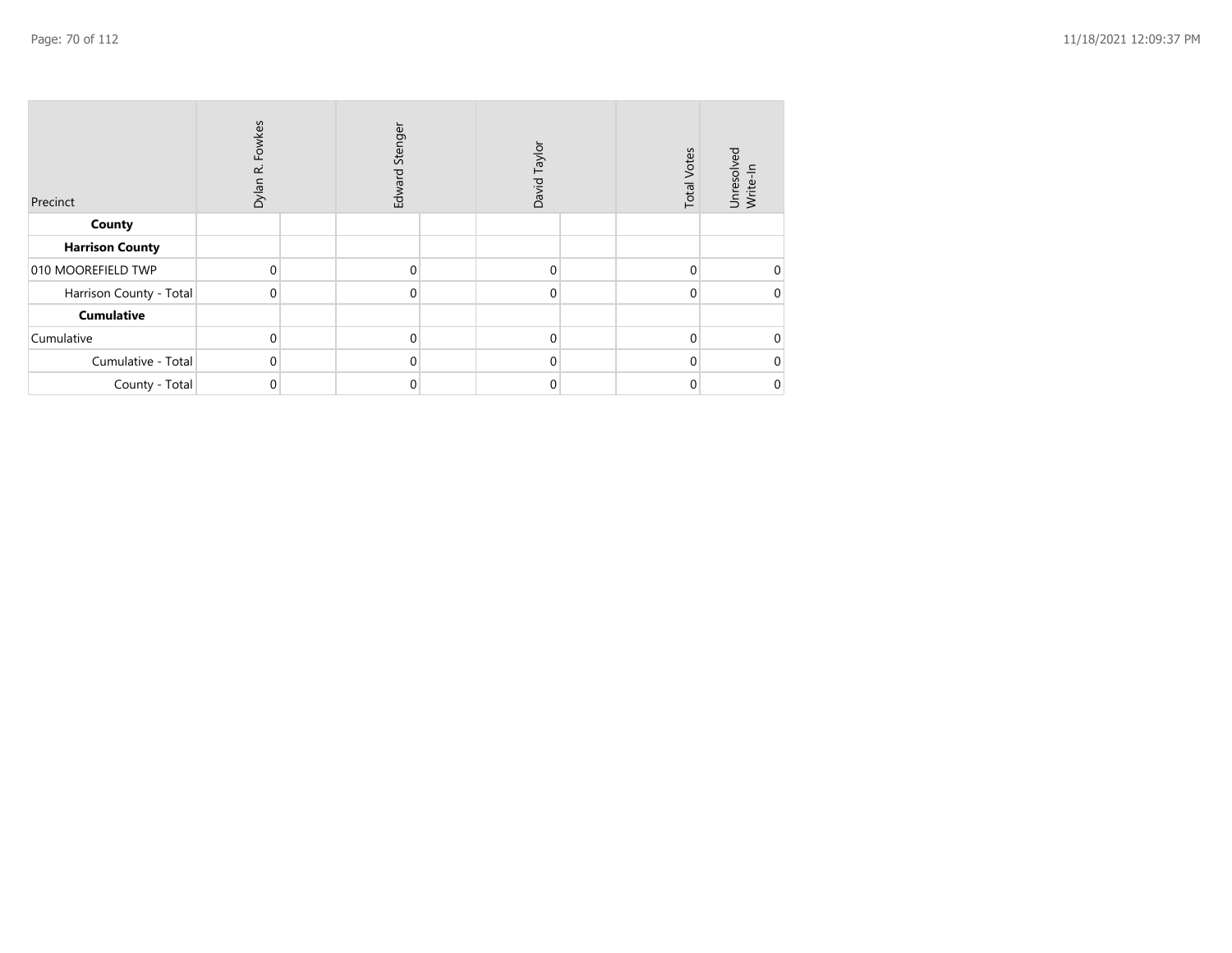| Precinct | Dylan R. Fowkes | | Edward Stenger | | David Taylor | | Total Votes | Unresolved Write-In |
|---|---|---|---|---|---|---|---|---|
| **County** | | | | | | | | |
| **Harrison County** | | | | | | | | |
| 010 MOOREFIELD TWP | 0 | | 0 | | 0 | | 0 | 0 |
| Harrison County - Total | 0 | | 0 | | 0 | | 0 | 0 |
| **Cumulative** | | | | | | | | |
| Cumulative | 0 | | 0 | | 0 | | 0 | 0 |
| Cumulative - Total | 0 | | 0 | | 0 | | 0 | 0 |
| County - Total | 0 | | 0 | | 0 | | 0 | 0 |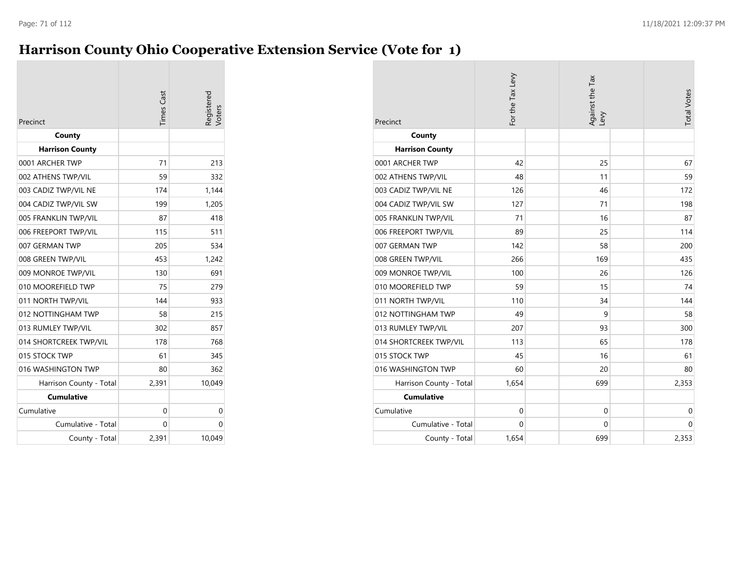# Harrison County Ohio Cooperative Extension Service (Vote for 1)

| Precinct | Times Cast | Registered Voters |
|---|---|---|
| **County** | | |
| **Harrison County** | | |
| 0001 ARCHER TWP | 71 | 213 |
| 002 ATHENS TWP/VIL | 59 | 332 |
| 003 CADIZ TWP/VIL NE | 174 | 1,144 |
| 004 CADIZ TWP/VIL SW | 199 | 1,205 |
| 005 FRANKLIN TWP/VIL | 87 | 418 |
| 006 FREEPORT TWP/VIL | 115 | 511 |
| 007 GERMAN TWP | 205 | 534 |
| 008 GREEN TWP/VIL | 453 | 1,242 |
| 009 MONROE TWP/VIL | 130 | 691 |
| 010 MOOREFIELD TWP | 75 | 279 |
| 011 NORTH TWP/VIL | 144 | 933 |
| 012 NOTTINGHAM TWP | 58 | 215 |
| 013 RUMLEY TWP/VIL | 302 | 857 |
| 014 SHORTCREEK TWP/VIL | 178 | 768 |
| 015 STOCK TWP | 61 | 345 |
| 016 WASHINGTON TWP | 80 | 362 |
| Harrison County - Total | 2,391 | 10,049 |
| **Cumulative** | | |
| Cumulative | 0 | 0 |
| Cumulative - Total | 0 | 0 |
| County - Total | 2,391 | 10,049 |

| Precinct | For the Tax Levy | Against the Tax Levy | Total Votes |
|---|---|---|---|
| **County** | | | |
| **Harrison County** | | | |
| 0001 ARCHER TWP | 42 | 25 | 67 |
| 002 ATHENS TWP/VIL | 48 | 11 | 59 |
| 003 CADIZ TWP/VIL NE | 126 | 46 | 172 |
| 004 CADIZ TWP/VIL SW | 127 | 71 | 198 |
| 005 FRANKLIN TWP/VIL | 71 | 16 | 87 |
| 006 FREEPORT TWP/VIL | 89 | 25 | 114 |
| 007 GERMAN TWP | 142 | 58 | 200 |
| 008 GREEN TWP/VIL | 266 | 169 | 435 |
| 009 MONROE TWP/VIL | 100 | 26 | 126 |
| 010 MOOREFIELD TWP | 59 | 15 | 74 |
| 011 NORTH TWP/VIL | 110 | 34 | 144 |
| 012 NOTTINGHAM TWP | 49 | 9 | 58 |
| 013 RUMLEY TWP/VIL | 207 | 93 | 300 |
| 014 SHORTCREEK TWP/VIL | 113 | 65 | 178 |
| 015 STOCK TWP | 45 | 16 | 61 |
| 016 WASHINGTON TWP | 60 | 20 | 80 |
| Harrison County - Total | 1,654 | 699 | 2,353 |
| **Cumulative** | | | |
| Cumulative | 0 | 0 | 0 |
| Cumulative - Total | 0 | 0 | 0 |
| County - Total | 1,654 | 699 | 2,353 |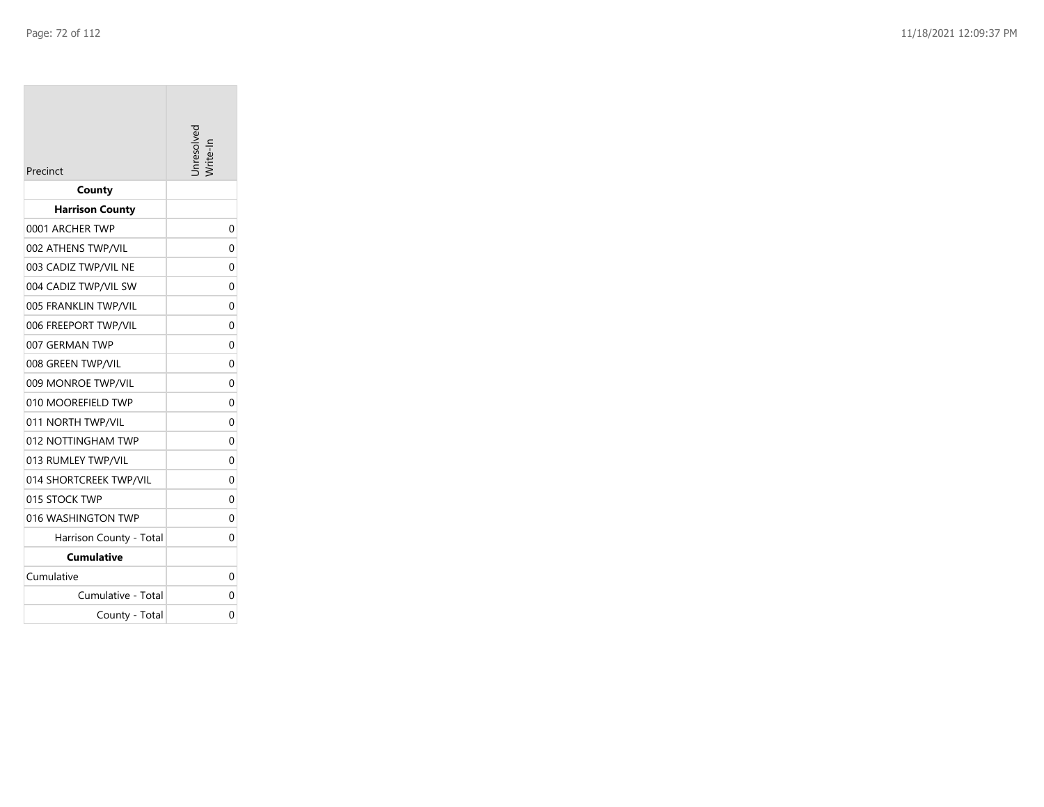| Precinct | Unresolved Write-In |
|---|---|
| **County** | |
| **Harrison County** | |
| 0001 ARCHER TWP | 0 |
| 002 ATHENS TWP/VIL | 0 |
| 003 CADIZ TWP/VIL NE | 0 |
| 004 CADIZ TWP/VIL SW | 0 |
| 005 FRANKLIN TWP/VIL | 0 |
| 006 FREEPORT TWP/VIL | 0 |
| 007 GERMAN TWP | 0 |
| 008 GREEN TWP/VIL | 0 |
| 009 MONROE TWP/VIL | 0 |
| 010 MOOREFIELD TWP | 0 |
| 011 NORTH TWP/VIL | 0 |
| 012 NOTTINGHAM TWP | 0 |
| 013 RUMLEY TWP/VIL | 0 |
| 014 SHORTCREEK TWP/VIL | 0 |
| 015 STOCK TWP | 0 |
| 016 WASHINGTON TWP | 0 |
| Harrison County - Total | 0 |
| **Cumulative** | |
| Cumulative | 0 |
| Cumulative - Total | 0 |
| County - Total | 0 |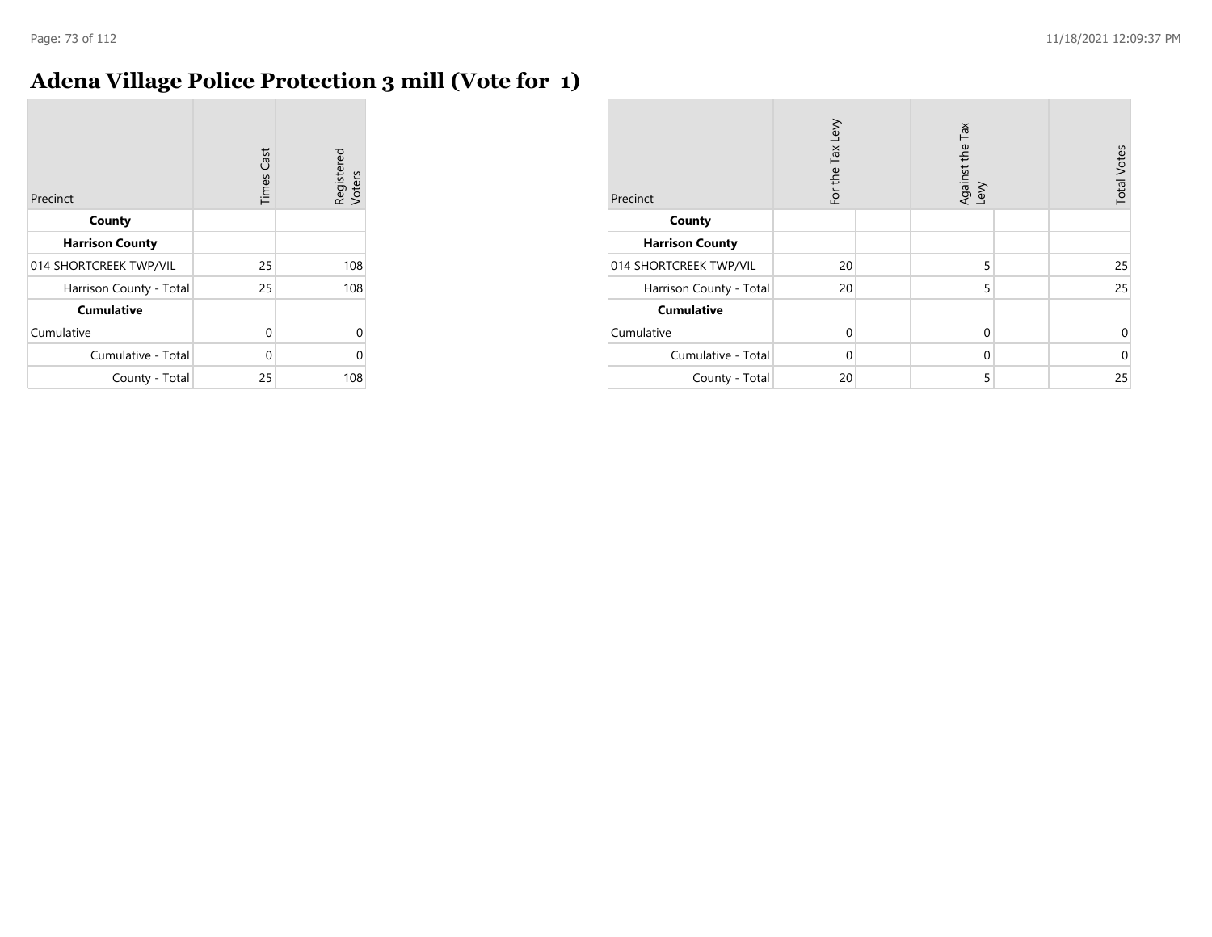# Adena Village Police Protection 3 mill (Vote for 1)

| Precinct | Times Cast | Registered Voters |
|---|---|---|
| **County** | | |
| **Harrison County** | | |
| 014 SHORTCREEK TWP/VIL | 25 | 108 |
| Harrison County - Total | 25 | 108 |
| **Cumulative** | | |
| Cumulative | 0 | 0 |
| Cumulative - Total | 0 | 0 |
| County - Total | 25 | 108 |

| Precinct | For the Tax Levy | | Against the Tax Levy | | Total Votes |
|---|---|---|---|---|---|
| **County** | | | | | |
| **Harrison County** | | | | | |
| 014 SHORTCREEK TWP/VIL | 20 | | 5 | | 25 |
| Harrison County - Total | 20 | | 5 | | 25 |
| **Cumulative** | | | | | |
| Cumulative | 0 | | 0 | | 0 |
| Cumulative - Total | 0 | | 0 | | 0 |
| County - Total | 20 | | 5 | | 25 |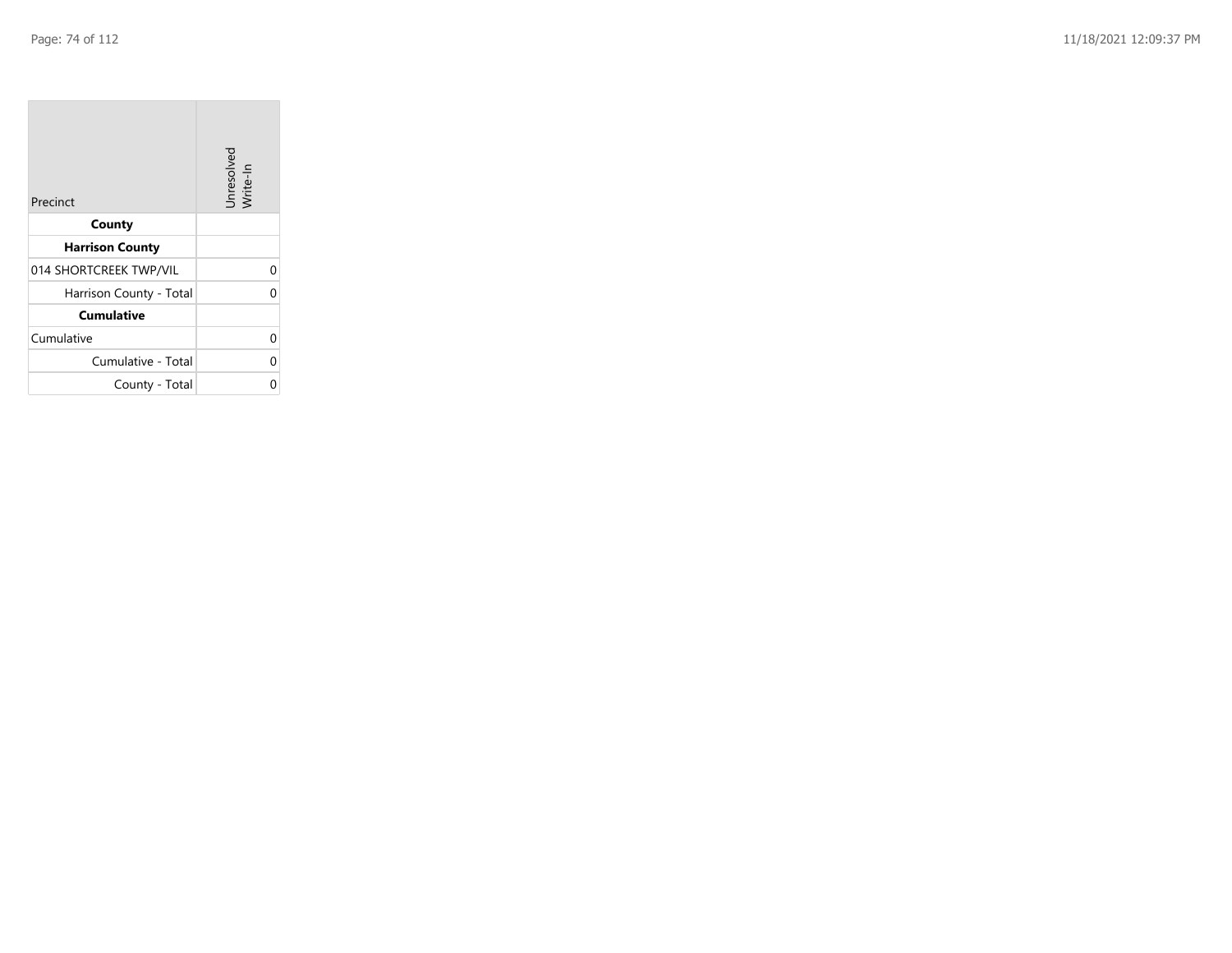| Precinct | Unresolved Write-In |
| --- | --- |
| **County** | |
| **Harrison County** | |
| 014 SHORTCREEK TWP/VIL | 0 |
| Harrison County - Total | 0 |
| **Cumulative** | |
| Cumulative | 0 |
| Cumulative - Total | 0 |
| County - Total | 0 |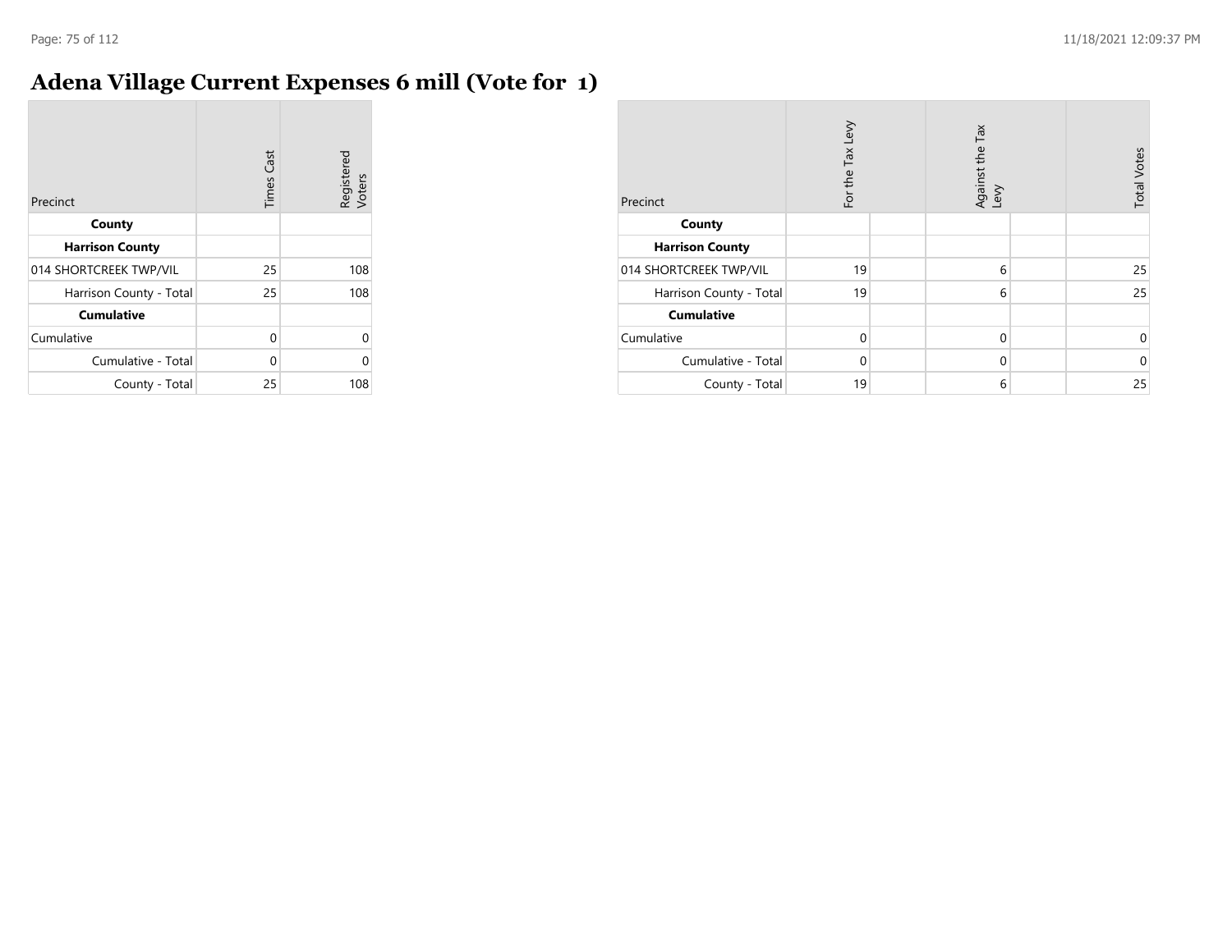# Adena Village Current Expenses 6 mill (Vote for 1)

| Precinct | Times Cast | Registered Voters |
|---|---|---|
| **County** | | |
| **Harrison County** | | |
| 014 SHORTCREEK TWP/VIL | 25 | 108 |
| Harrison County - Total | 25 | 108 |
| **Cumulative** | | |
| Cumulative | 0 | 0 |
| Cumulative - Total | 0 | 0 |
| County - Total | 25 | 108 |

| Precinct | For the Tax Levy | | Against the Tax Levy | | Total Votes |
|---|---|---|---|---|---|
| **County** | | | | | |
| **Harrison County** | | | | | |
| 014 SHORTCREEK TWP/VIL | 19 | | 6 | | 25 |
| Harrison County - Total | 19 | | 6 | | 25 |
| **Cumulative** | | | | | |
| Cumulative | 0 | | 0 | | 0 |
| Cumulative - Total | 0 | | 0 | | 0 |
| County - Total | 19 | | 6 | | 25 |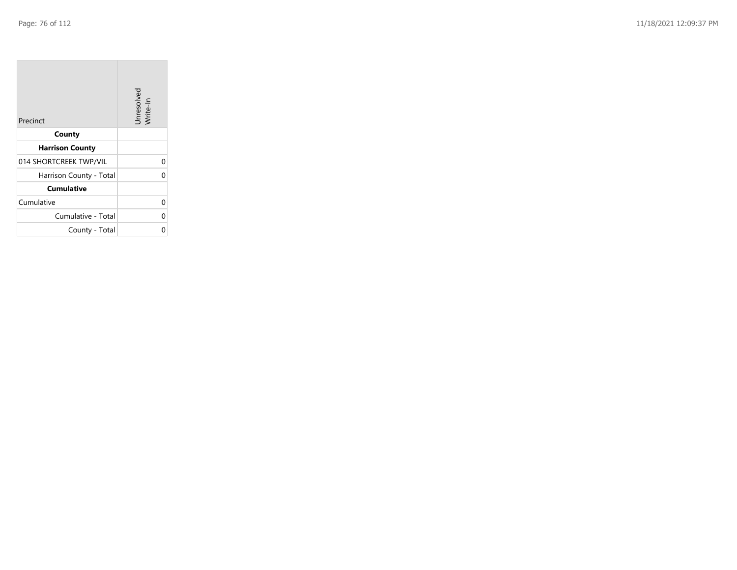| Precinct | Unresolved Write-In |
|---|---|
| **County** | |
| **Harrison County** | |
| 014 SHORTCREEK TWP/VIL | 0 |
| Harrison County - Total | 0 |
| **Cumulative** | |
| Cumulative | 0 |
| Cumulative - Total | 0 |
| County - Total | 0 |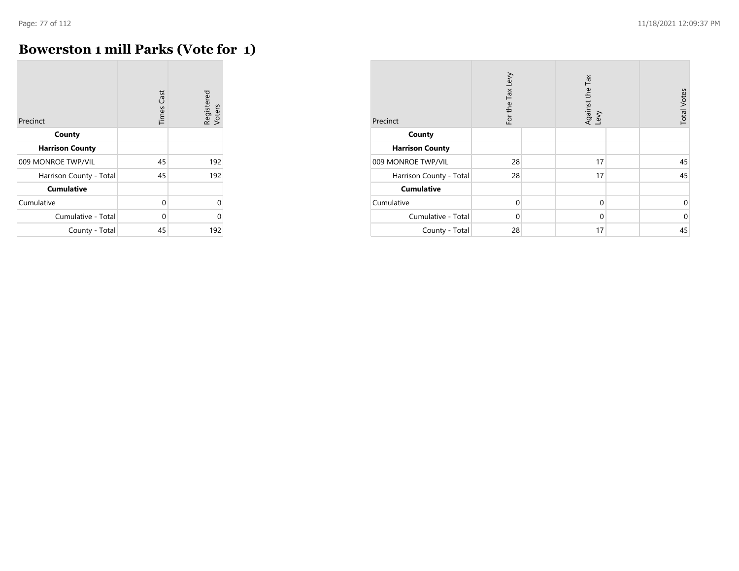# Bowerston 1 mill Parks (Vote for 1)

| Precinct | Times Cast | Registered Voters |
|---|---|---|
| **County** | | |
| **Harrison County** | | |
| 009 MONROE TWP/VIL | 45 | 192 |
| Harrison County - Total | 45 | 192 |
| **Cumulative** | | |
| Cumulative | 0 | 0 |
| Cumulative - Total | 0 | 0 |
| County - Total | 45 | 192 |

| Precinct | For the Tax Levy | | Against the Tax Levy | | Total Votes |
|---|---|---|---|---|---|
| **County** | | | | | |
| **Harrison County** | | | | | |
| 009 MONROE TWP/VIL | 28 | | 17 | | 45 |
| Harrison County - Total | 28 | | 17 | | 45 |
| **Cumulative** | | | | | |
| Cumulative | 0 | | 0 | | 0 |
| Cumulative - Total | 0 | | 0 | | 0 |
| County - Total | 28 | | 17 | | 45 |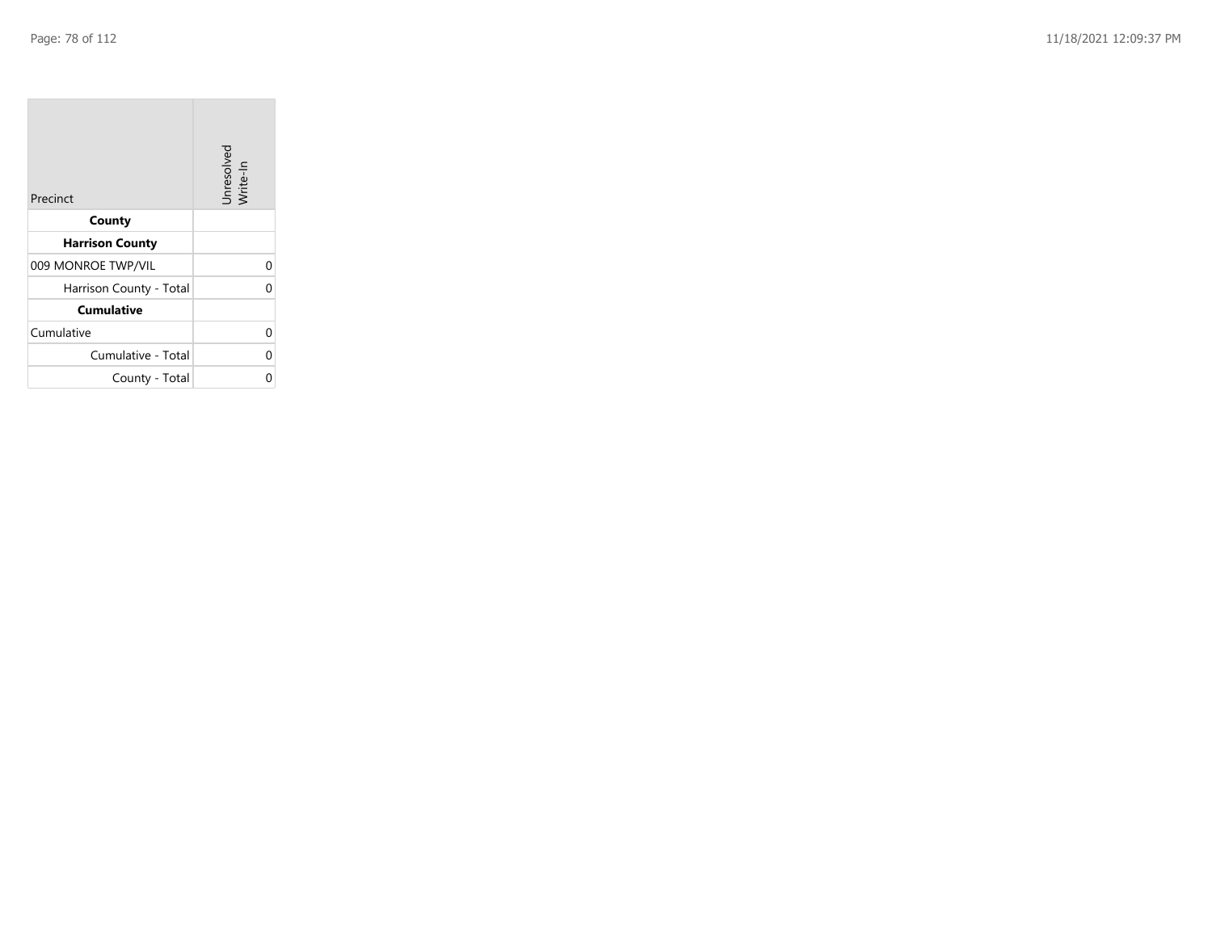| Precinct | Unresolved Write-In |
| --- | --- |
| **County** | |
| **Harrison County** | |
| 009 MONROE TWP/VIL | 0 |
| Harrison County - Total | 0 |
| **Cumulative** | |
| Cumulative | 0 |
| Cumulative - Total | 0 |
| County - Total | 0 |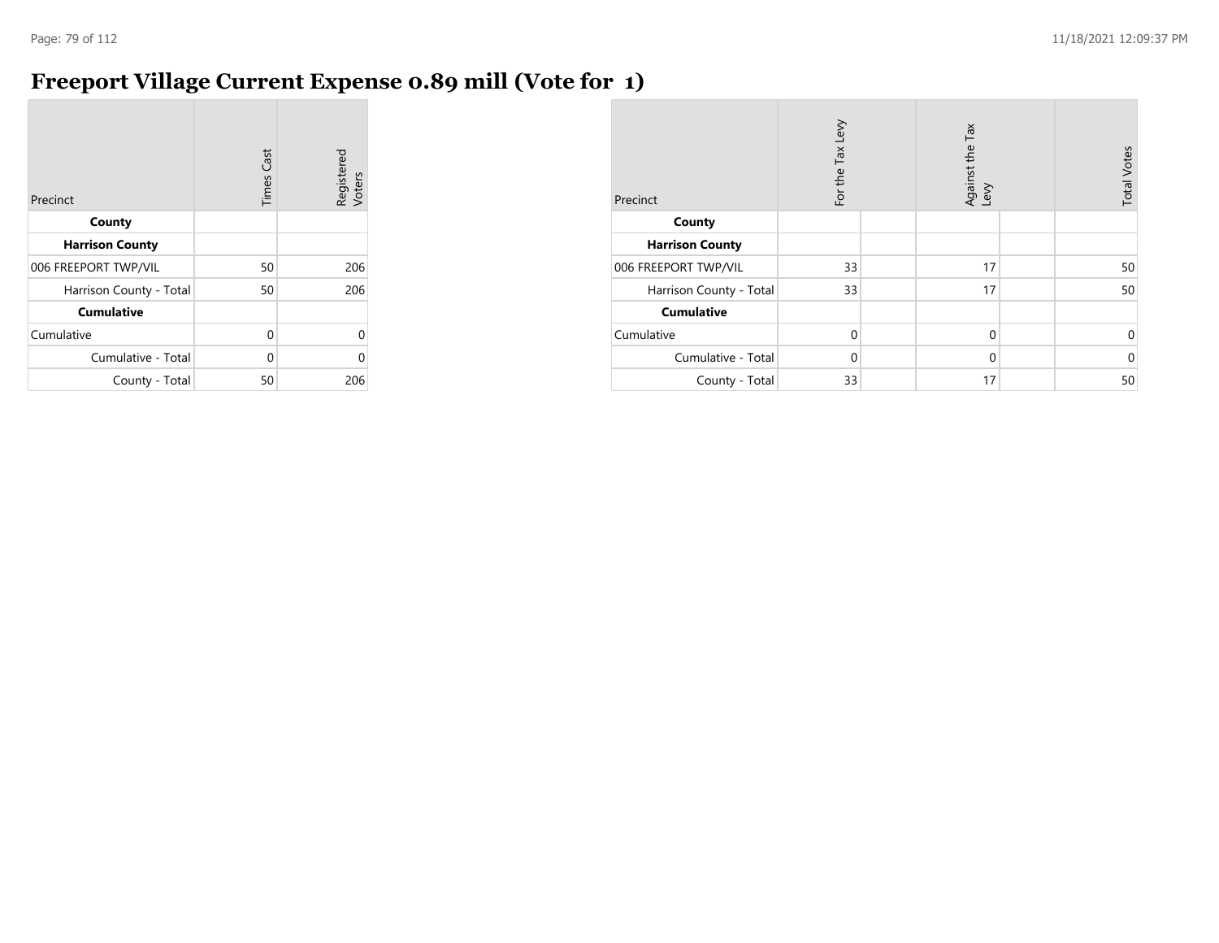# Freeport Village Current Expense 0.89 mill (Vote for 1)

| Precinct | Times Cast | Registered Voters |
|---|---|---|
| **County** | | |
| **Harrison County** | | |
| 006 FREEPORT TWP/VIL | 50 | 206 |
| Harrison County - Total | 50 | 206 |
| **Cumulative** | | |
| Cumulative | 0 | 0 |
| Cumulative - Total | 0 | 0 |
| County - Total | 50 | 206 |

| Precinct | For the Tax Levy | | Against the Tax Levy | | Total Votes |
|---|---|---|---|---|---|
| **County** | | | | | |
| **Harrison County** | | | | | |
| 006 FREEPORT TWP/VIL | 33 | | 17 | | 50 |
| Harrison County - Total | 33 | | 17 | | 50 |
| **Cumulative** | | | | | |
| Cumulative | 0 | | 0 | | 0 |
| Cumulative - Total | 0 | | 0 | | 0 |
| County - Total | 33 | | 17 | | 50 |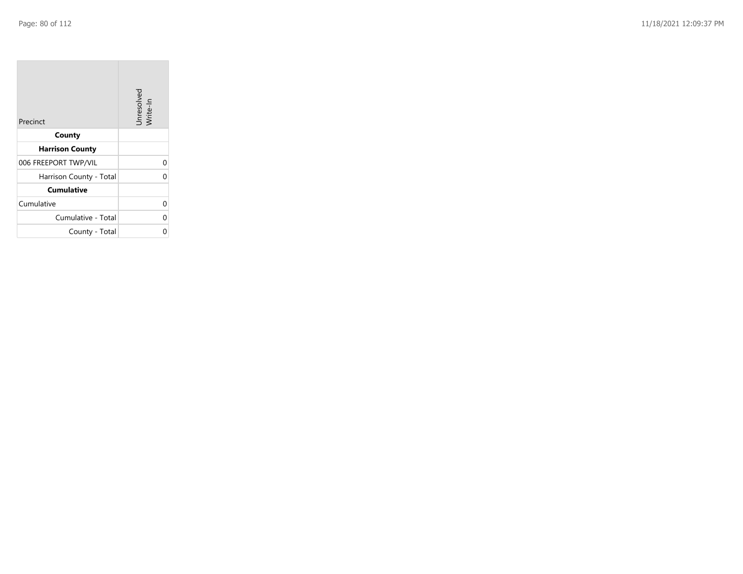| Precinct | Unresolved Write-In |
|---|---|
| **County** | |
| **Harrison County** | |
| 006 FREEPORT TWP/VIL | 0 |
| Harrison County - Total | 0 |
| **Cumulative** | |
| Cumulative | 0 |
| Cumulative - Total | 0 |
| County - Total | 0 |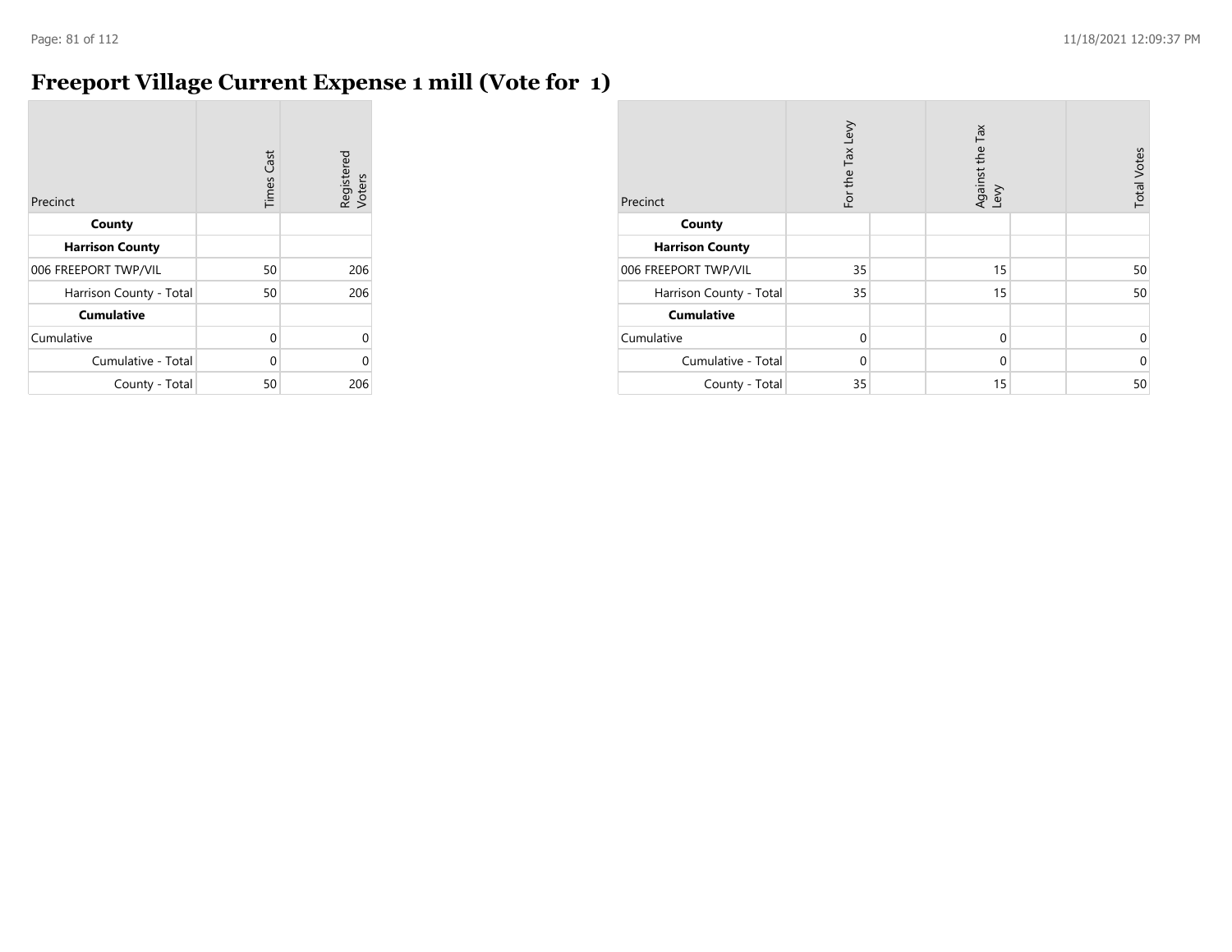# Freeport Village Current Expense 1 mill (Vote for 1)

| Precinct | Times Cast | Registered Voters |
|---|---|---|
| **County** | | |
| **Harrison County** | | |
| 006 FREEPORT TWP/VIL | 50 | 206 |
| Harrison County - Total | 50 | 206 |
| **Cumulative** | | |
| Cumulative | 0 | 0 |
| Cumulative - Total | 0 | 0 |
| County - Total | 50 | 206 |

| Precinct | For the Tax Levy | | Against the Tax Levy | | Total Votes |
|---|---|---|---|---|---|
| **County** | | | | | |
| **Harrison County** | | | | | |
| 006 FREEPORT TWP/VIL | 35 | | 15 | | 50 |
| Harrison County - Total | 35 | | 15 | | 50 |
| **Cumulative** | | | | | |
| Cumulative | 0 | | 0 | | 0 |
| Cumulative - Total | 0 | | 0 | | 0 |
| County - Total | 35 | | 15 | | 50 |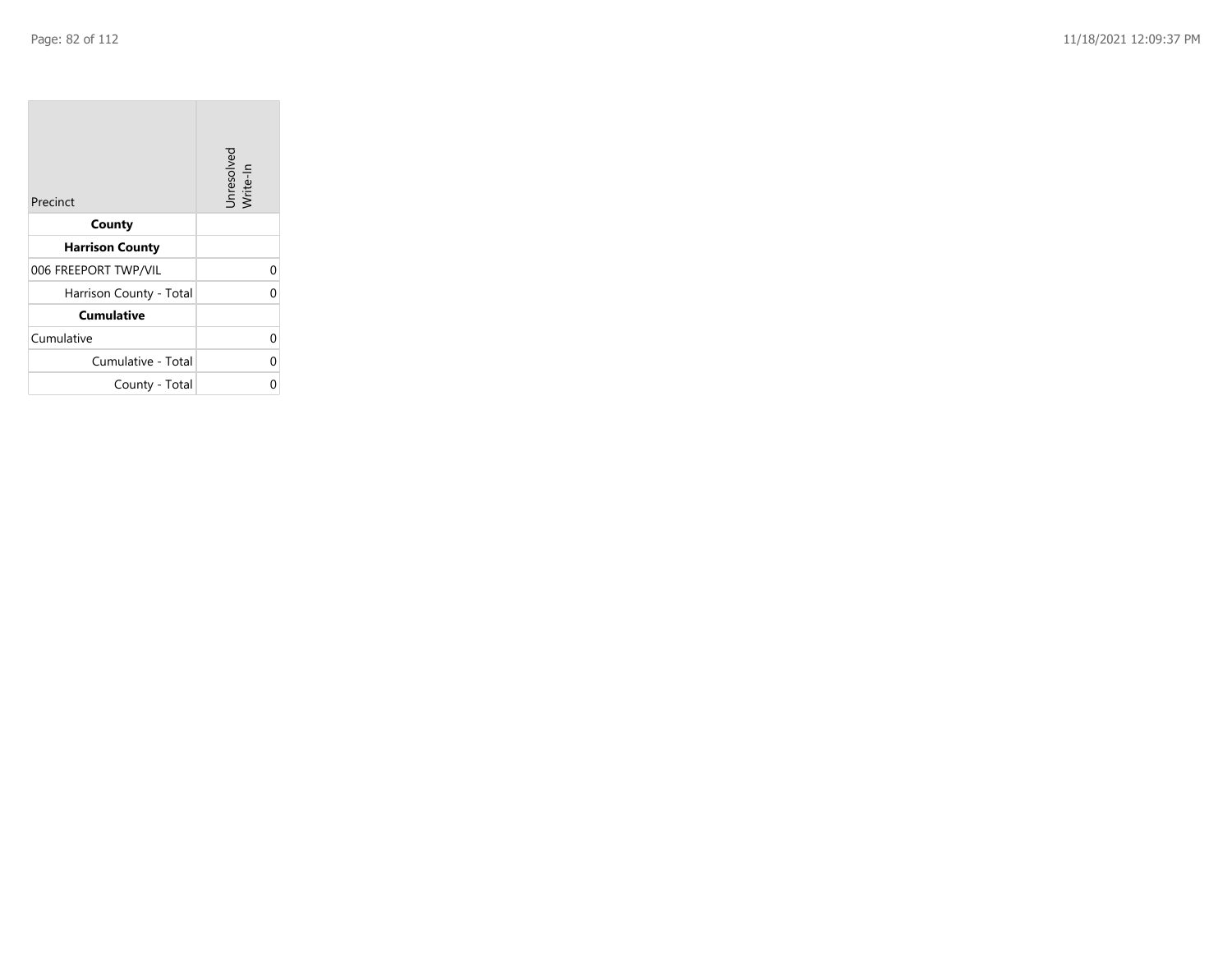| Precinct | Unresolved Write-In |
|---|---|
| **County** | |
| **Harrison County** | |
| 006 FREEPORT TWP/VIL | 0 |
| Harrison County - Total | 0 |
| **Cumulative** | |
| Cumulative | 0 |
| Cumulative - Total | 0 |
| County - Total | 0 |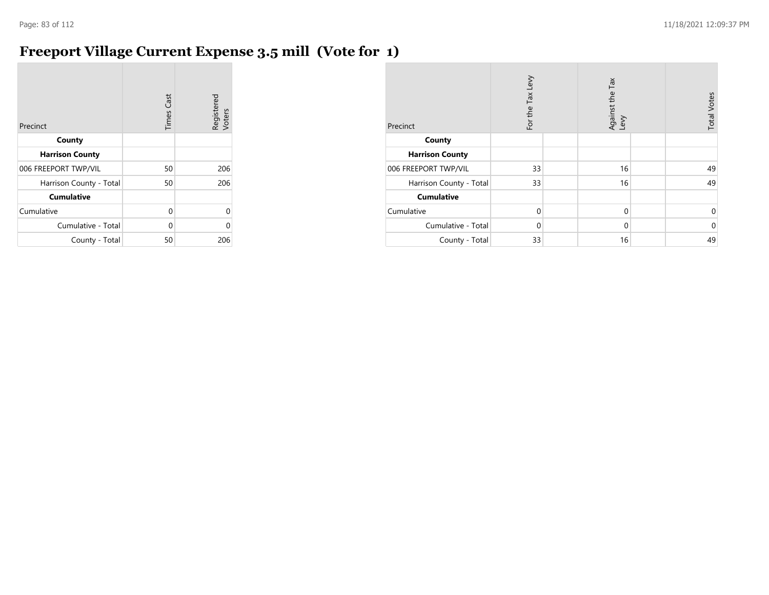# Freeport Village Current Expense 3.5 mill (Vote for 1)

| Precinct | Times Cast | Registered Voters |
|---|---|---|
| **County** | | |
| **Harrison County** | | |
| 006 FREEPORT TWP/VIL | 50 | 206 |
| Harrison County - Total | 50 | 206 |
| **Cumulative** | | |
| Cumulative | 0 | 0 |
| Cumulative - Total | 0 | 0 |
| County - Total | 50 | 206 |

| Precinct | For the Tax Levy | | Against the Tax Levy | | Total Votes |
|---|---|---|---|---|---|
| **County** | | | | | |
| **Harrison County** | | | | | |
| 006 FREEPORT TWP/VIL | 33 | | 16 | | 49 |
| Harrison County - Total | 33 | | 16 | | 49 |
| **Cumulative** | | | | | |
| Cumulative | 0 | | 0 | | 0 |
| Cumulative - Total | 0 | | 0 | | 0 |
| County - Total | 33 | | 16 | | 49 |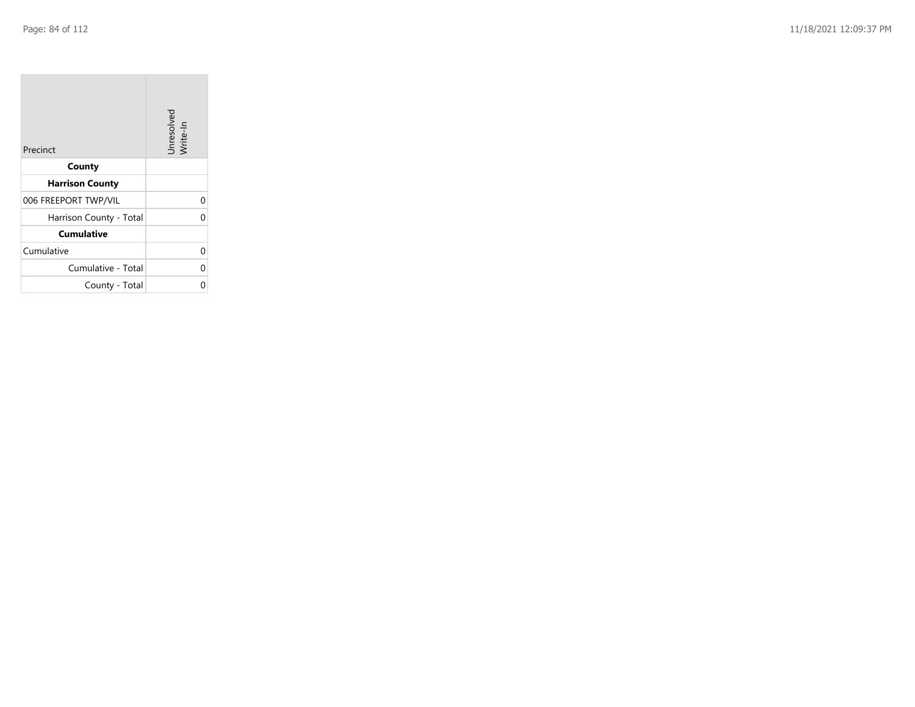| Precinct | Unresolved Write-In |
|---|---|
| **County** | |
| **Harrison County** | |
| 006 FREEPORT TWP/VIL | 0 |
| Harrison County - Total | 0 |
| **Cumulative** | |
| Cumulative | 0 |
| Cumulative - Total | 0 |
| County - Total | 0 |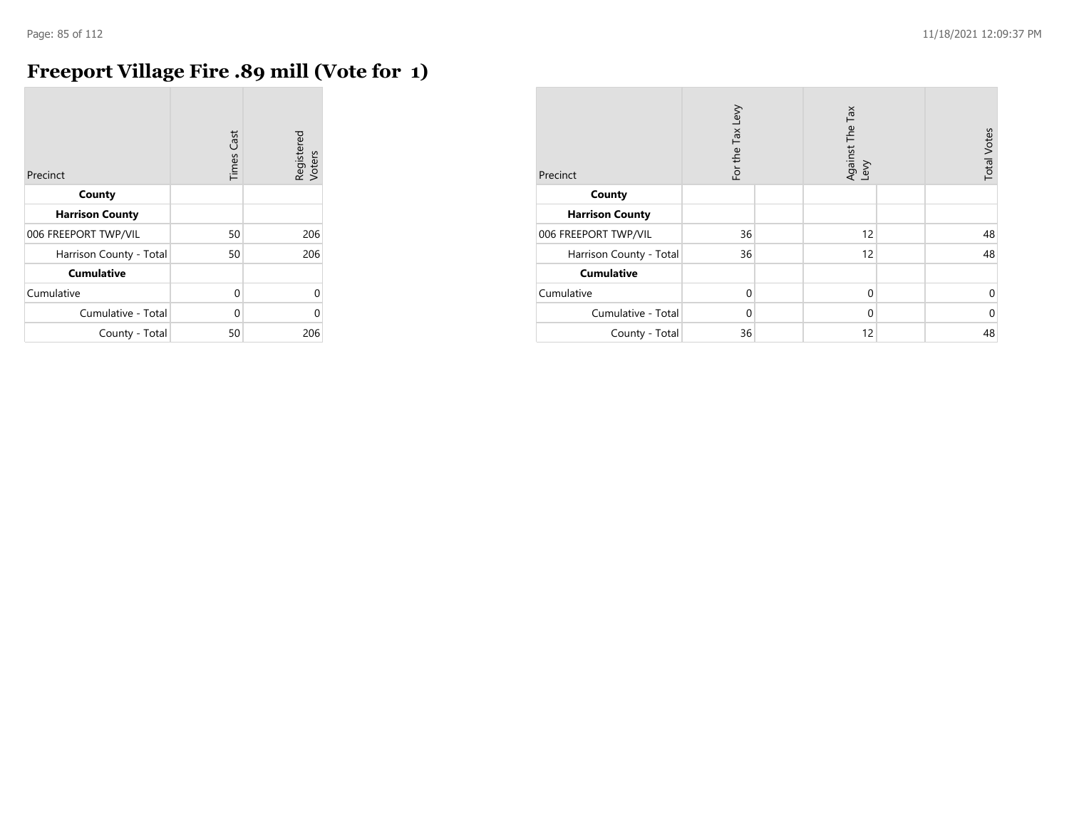# Freeport Village Fire .89 mill (Vote for 1)

| Precinct | Times Cast | Registered Voters |
|---|---|---|
| **County** | | |
| **Harrison County** | | |
| 006 FREEPORT TWP/VIL | 50 | 206 |
| Harrison County - Total | 50 | 206 |
| **Cumulative** | | |
| Cumulative | 0 | 0 |
| Cumulative - Total | 0 | 0 |
| County - Total | 50 | 206 |

| Precinct | For the Tax Levy | Against The Tax Levy | Total Votes |
|---|---|---|---|
| **County** | | | |
| **Harrison County** | | | |
| 006 FREEPORT TWP/VIL | 36 | 12 | 48 |
| Harrison County - Total | 36 | 12 | 48 |
| **Cumulative** | | | |
| Cumulative | 0 | 0 | 0 |
| Cumulative - Total | 0 | 0 | 0 |
| County - Total | 36 | 12 | 48 |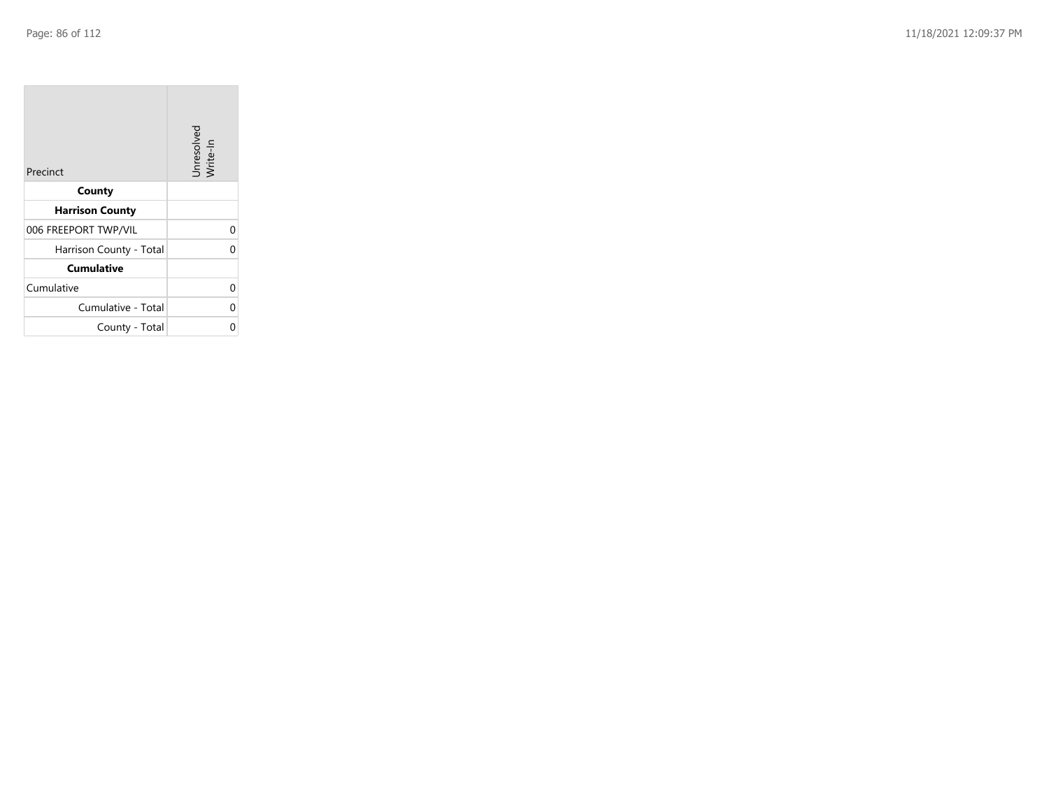| Precinct | Unresolved Write-In |
|---|---|
| **County** | |
| **Harrison County** | |
| 006 FREEPORT TWP/VIL | 0 |
| Harrison County - Total | 0 |
| **Cumulative** | |
| Cumulative | 0 |
| Cumulative - Total | 0 |
| County - Total | 0 |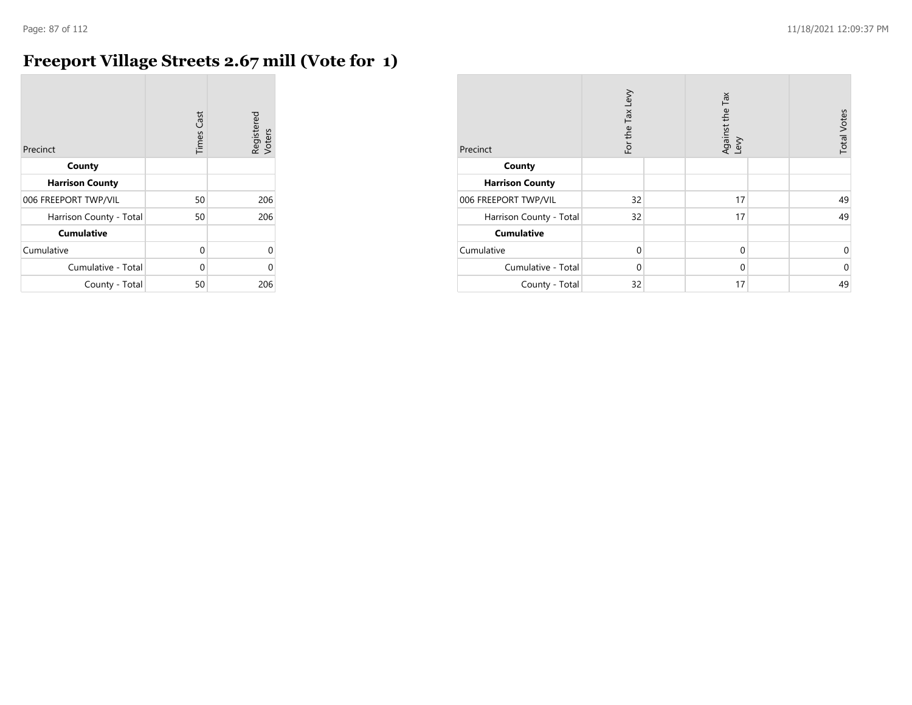# Freeport Village Streets 2.67 mill (Vote for 1)

| Precinct | Times Cast | Registered Voters |
|---|---|---|
| **County** | | |
| **Harrison County** | | |
| 006 FREEPORT TWP/VIL | 50 | 206 |
| Harrison County - Total | 50 | 206 |
| **Cumulative** | | |
| Cumulative | 0 | 0 |
| Cumulative - Total | 0 | 0 |
| County - Total | 50 | 206 |

| Precinct | For the Tax Levy | | Against the Tax Levy | | Total Votes |
|---|---|---|---|---|---|
| **County** | | | | | |
| **Harrison County** | | | | | |
| 006 FREEPORT TWP/VIL | 32 | | 17 | | 49 |
| Harrison County - Total | 32 | | 17 | | 49 |
| **Cumulative** | | | | | |
| Cumulative | 0 | | 0 | | 0 |
| Cumulative - Total | 0 | | 0 | | 0 |
| County - Total | 32 | | 17 | | 49 |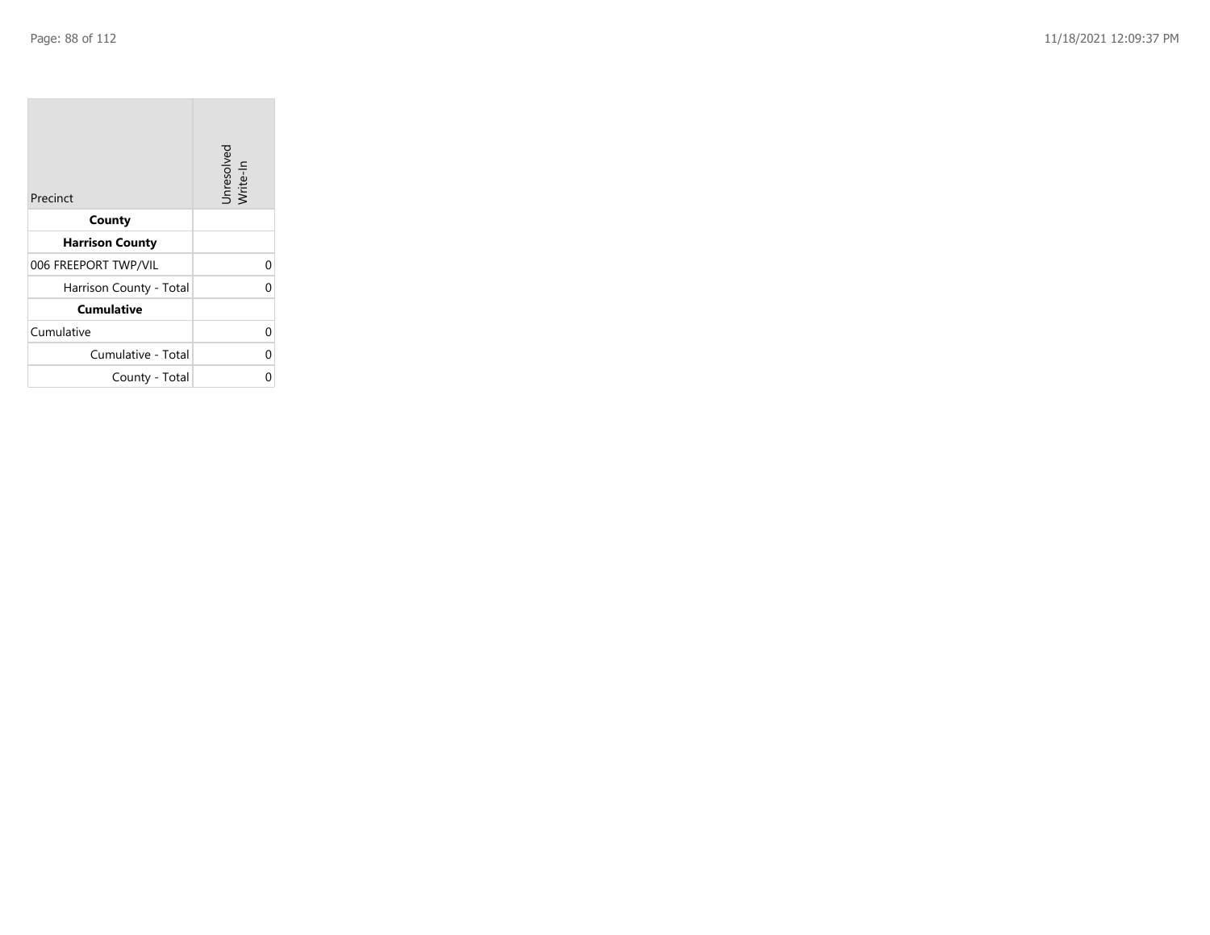| Precinct | Unresolved Write-In |
| --- | --- |
| **County** | |
| **Harrison County** | |
| 006 FREEPORT TWP/VIL | 0 |
| Harrison County - Total | 0 |
| **Cumulative** | |
| Cumulative | 0 |
| Cumulative - Total | 0 |
| County - Total | 0 |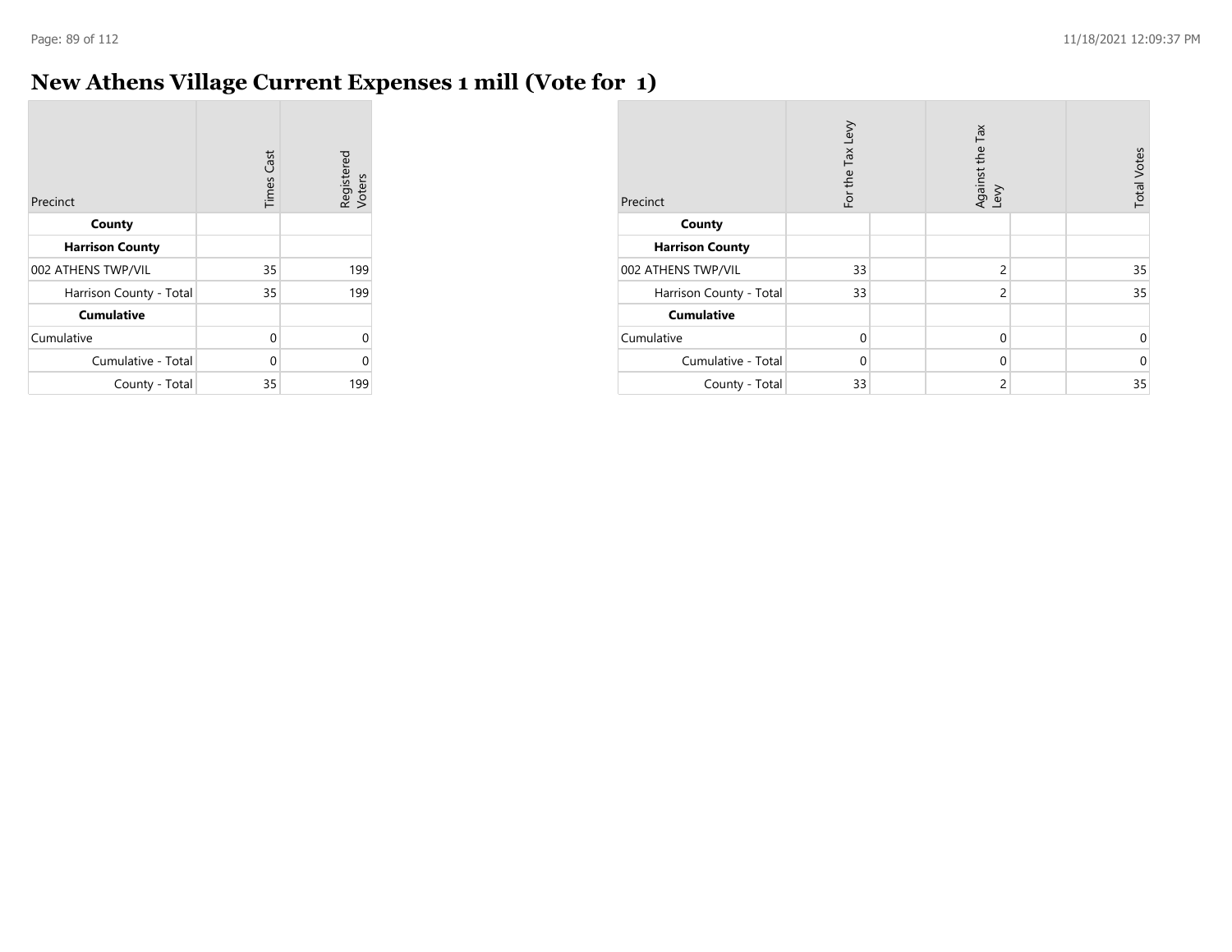# New Athens Village Current Expenses 1 mill (Vote for 1)

| Precinct | Times Cast | Registered Voters |
|---|---|---|
| **County** | | |
| **Harrison County** | | |
| 002 ATHENS TWP/VIL | 35 | 199 |
| Harrison County - Total | 35 | 199 |
| **Cumulative** | | |
| Cumulative | 0 | 0 |
| Cumulative - Total | 0 | 0 |
| County - Total | 35 | 199 |

| Precinct | For the Tax Levy | | Against the Tax Levy | | Total Votes |
|---|---|---|---|---|---|
| **County** | | | | | |
| **Harrison County** | | | | | |
| 002 ATHENS TWP/VIL | 33 | | 2 | | 35 |
| Harrison County - Total | 33 | | 2 | | 35 |
| **Cumulative** | | | | | |
| Cumulative | 0 | | 0 | | 0 |
| Cumulative - Total | 0 | | 0 | | 0 |
| County - Total | 33 | | 2 | | 35 |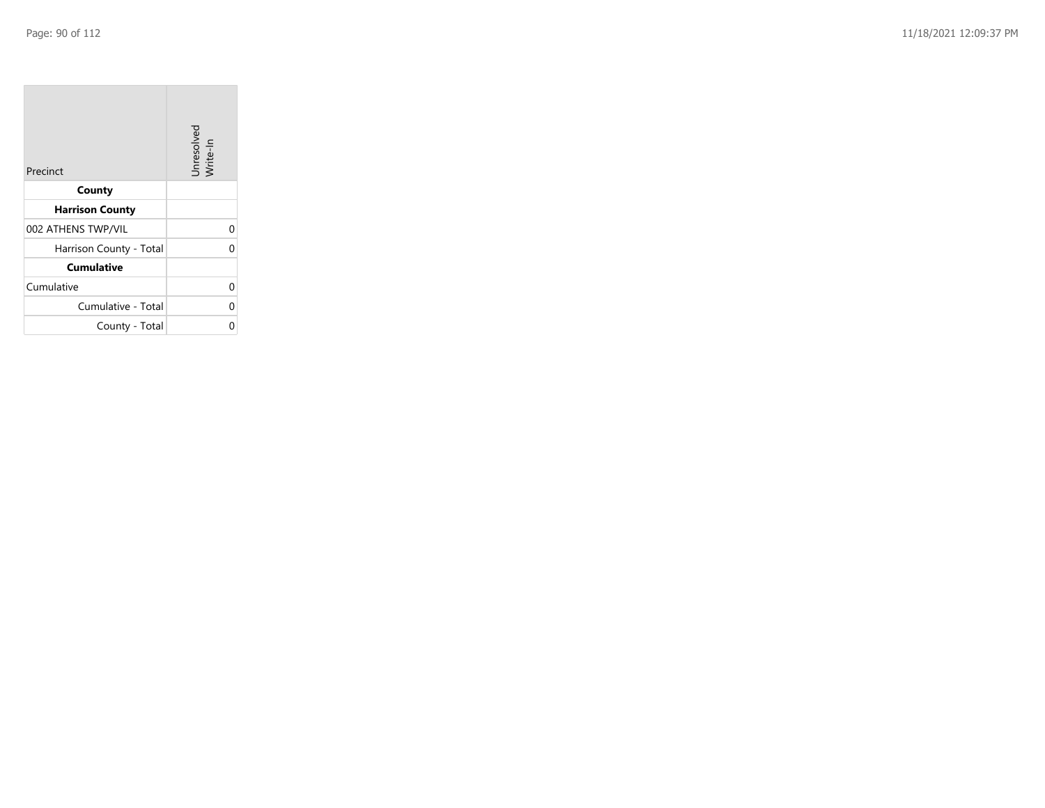| Precinct | Unresolved Write-In |
|---|---|
| **County** | |
| **Harrison County** | |
| 002 ATHENS TWP/VIL | 0 |
| Harrison County - Total | 0 |
| **Cumulative** | |
| Cumulative | 0 |
| Cumulative - Total | 0 |
| County - Total | 0 |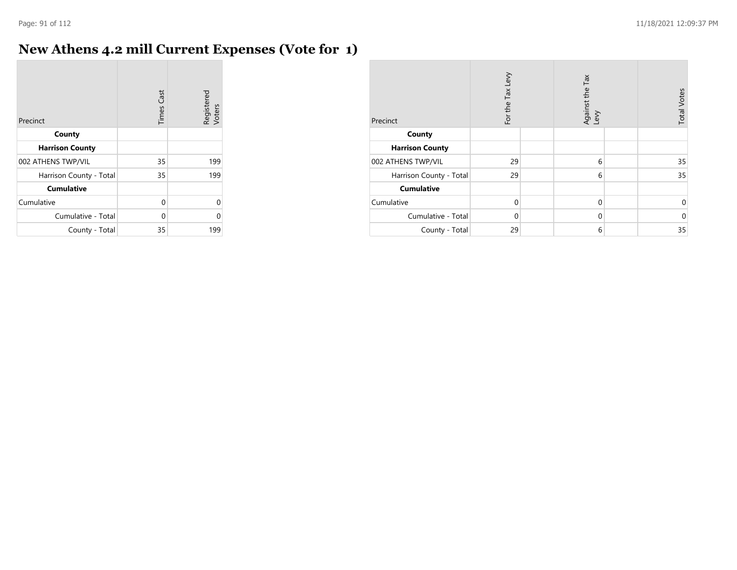# New Athens 4.2 mill Current Expenses (Vote for 1)

| Precinct | Times Cast | Registered Voters |
|---|---|---|
| **County** | | |
| **Harrison County** | | |
| 002 ATHENS TWP/VIL | 35 | 199 |
| Harrison County - Total | 35 | 199 |
| **Cumulative** | | |
| Cumulative | 0 | 0 |
| Cumulative - Total | 0 | 0 |
| County - Total | 35 | 199 |

| Precinct | For the Tax Levy | Against the Tax Levy | Total Votes |
|---|---|---|---|
| **County** | | | |
| **Harrison County** | | | |
| 002 ATHENS TWP/VIL | 29 | 6 | 35 |
| Harrison County - Total | 29 | 6 | 35 |
| **Cumulative** | | | |
| Cumulative | 0 | 0 | 0 |
| Cumulative - Total | 0 | 0 | 0 |
| County - Total | 29 | 6 | 35 |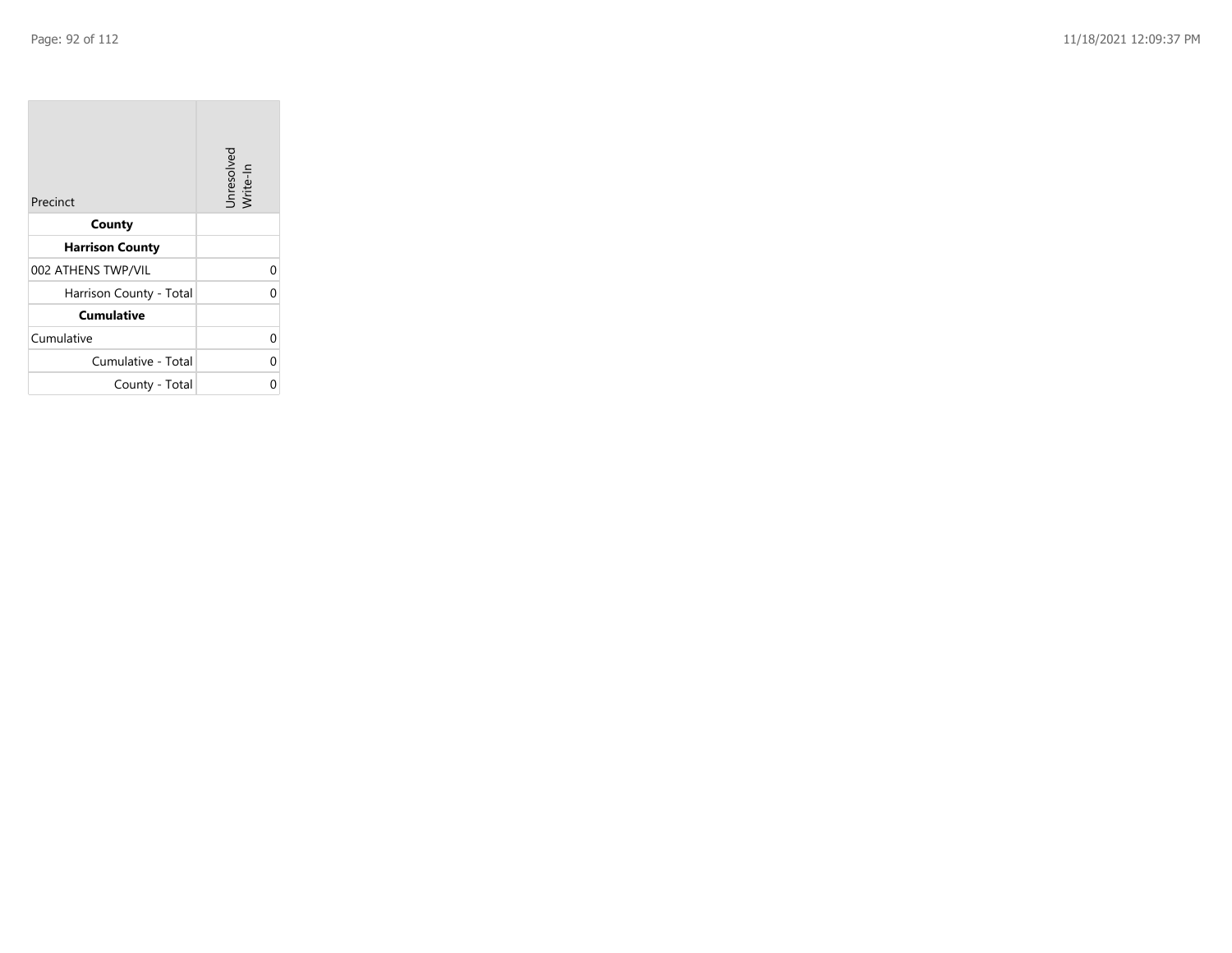| Precinct | Unresolved Write-In |
| --- | --- |
| **County** | |
| **Harrison County** | |
| 002 ATHENS TWP/VIL | 0 |
| Harrison County - Total | 0 |
| **Cumulative** | |
| Cumulative | 0 |
| Cumulative - Total | 0 |
| County - Total | 0 |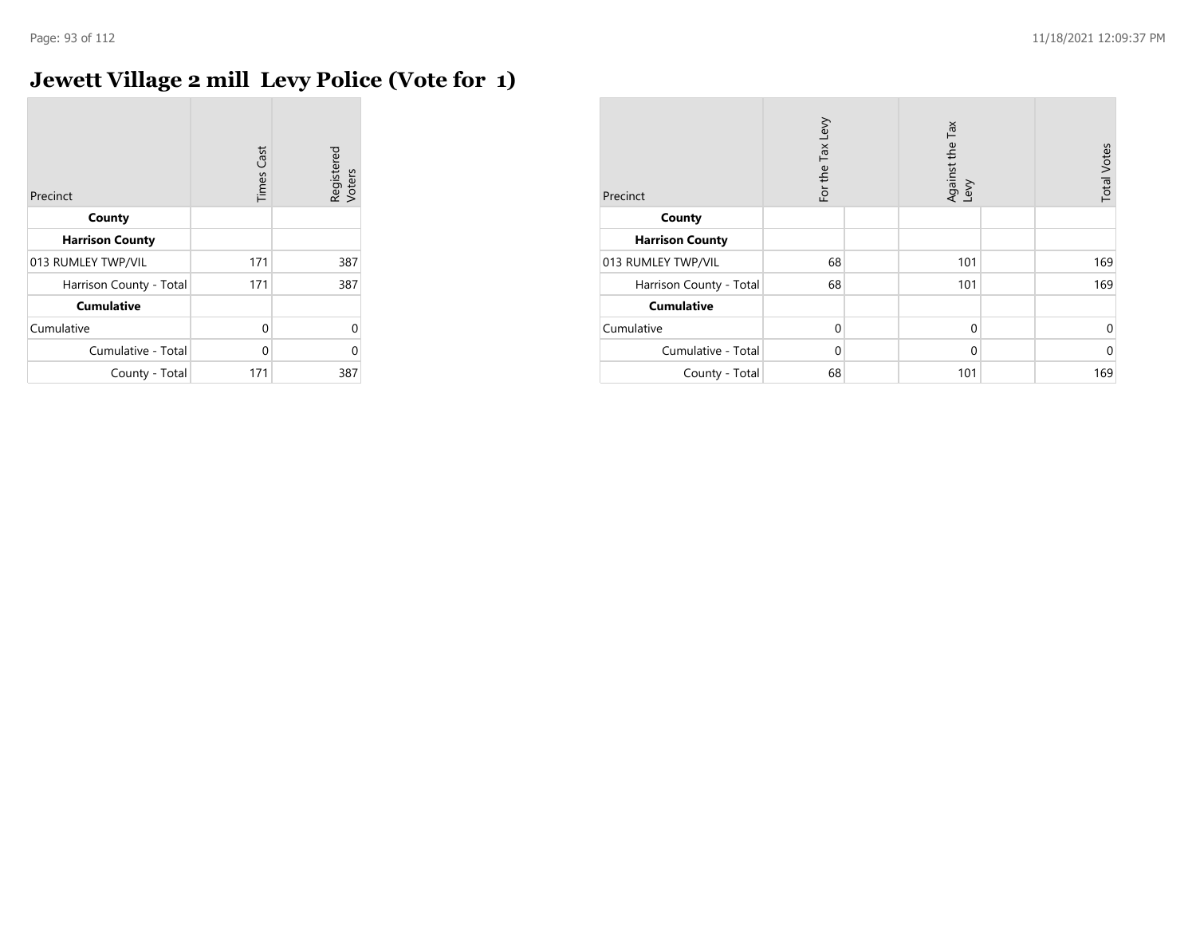# Jewett Village 2 mill Levy Police (Vote for 1)

| Precinct | Times Cast | Registered Voters |
|---|---|---|
| **County** | | |
| **Harrison County** | | |
| 013 RUMLEY TWP/VIL | 171 | 387 |
| Harrison County - Total | 171 | 387 |
| **Cumulative** | | |
| Cumulative | 0 | 0 |
| Cumulative - Total | 0 | 0 |
| County - Total | 171 | 387 |

| Precinct | For the Tax Levy | | Against the Tax Levy | | Total Votes |
|---|---|---|---|---|---|
| **County** | | | | | |
| **Harrison County** | | | | | |
| 013 RUMLEY TWP/VIL | 68 | | 101 | | 169 |
| Harrison County - Total | 68 | | 101 | | 169 |
| **Cumulative** | | | | | |
| Cumulative | 0 | | 0 | | 0 |
| Cumulative - Total | 0 | | 0 | | 0 |
| County - Total | 68 | | 101 | | 169 |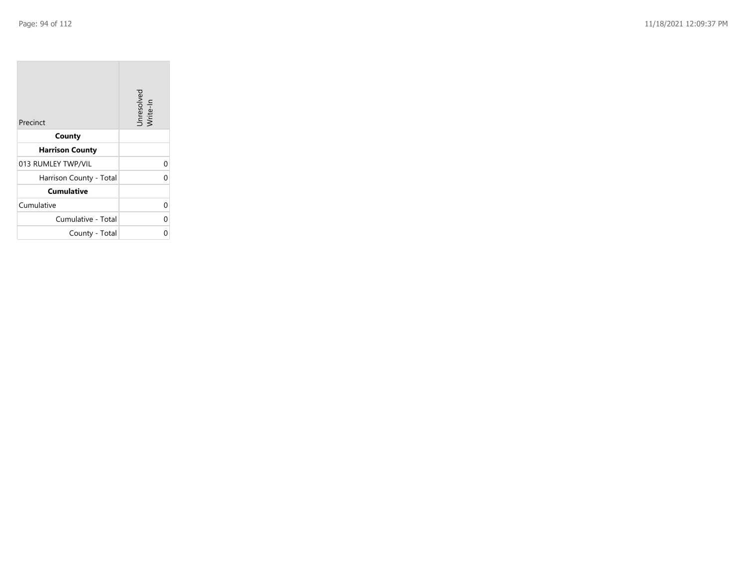| Precinct | Unresolved Write-In |
|---|---|
| **County** | |
| **Harrison County** | |
| 013 RUMLEY TWP/VIL | 0 |
| Harrison County - Total | 0 |
| **Cumulative** | |
| Cumulative | 0 |
| Cumulative - Total | 0 |
| County - Total | 0 |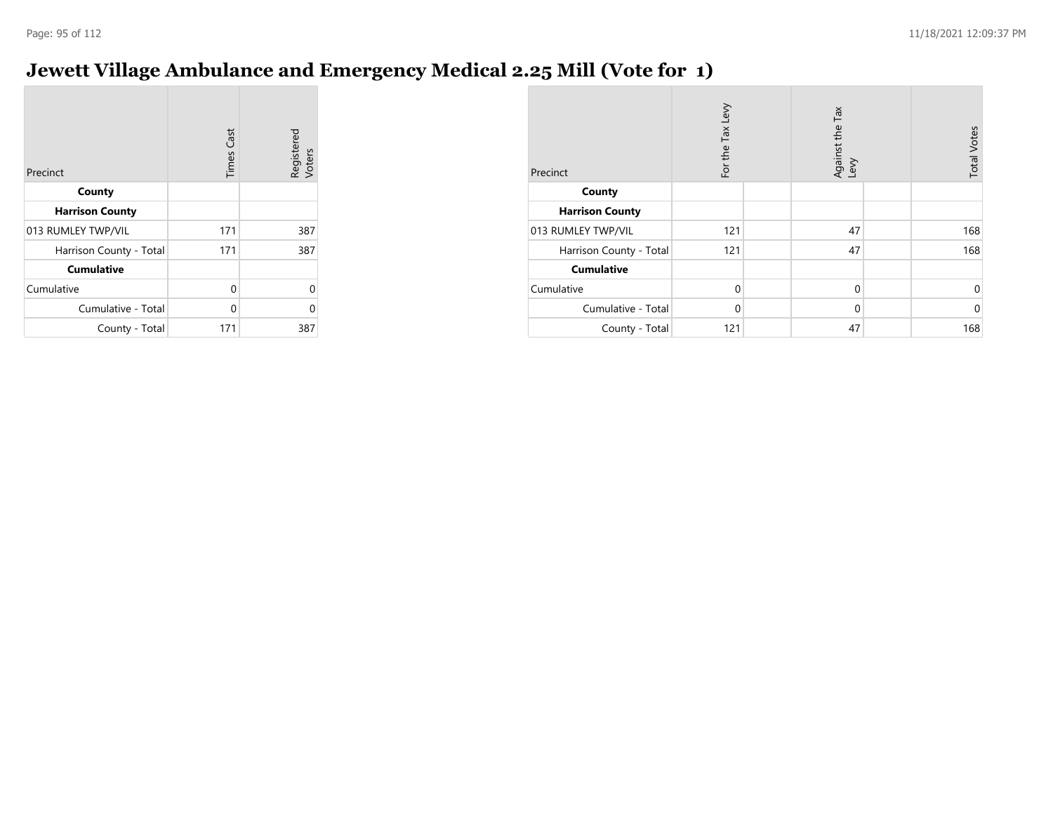# Jewett Village Ambulance and Emergency Medical 2.25 Mill (Vote for 1)

| Precinct | Times Cast | Registered Voters |
|---|---|---|
| **County** | | |
| **Harrison County** | | |
| 013 RUMLEY TWP/VIL | 171 | 387 |
| Harrison County - Total | 171 | 387 |
| **Cumulative** | | |
| Cumulative | 0 | 0 |
| Cumulative - Total | 0 | 0 |
| County - Total | 171 | 387 |

| Precinct | For the Tax Levy | | Against the Tax Levy | | Total Votes |
|---|---|---|---|---|---|
| **County** | | | | | |
| **Harrison County** | | | | | |
| 013 RUMLEY TWP/VIL | 121 | | 47 | | 168 |
| Harrison County - Total | 121 | | 47 | | 168 |
| **Cumulative** | | | | | |
| Cumulative | 0 | | 0 | | 0 |
| Cumulative - Total | 0 | | 0 | | 0 |
| County - Total | 121 | | 47 | | 168 |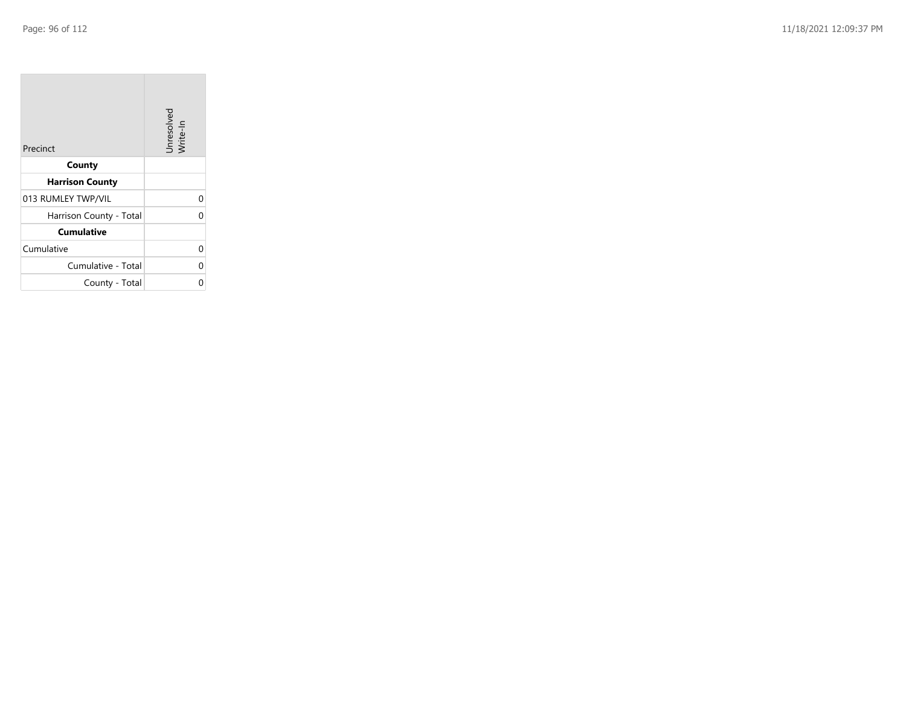| Precinct | Unresolved Write-In |
|---|---|
| **County** | |
| **Harrison County** | |
| 013 RUMLEY TWP/VIL | 0 |
| Harrison County - Total | 0 |
| **Cumulative** | |
| Cumulative | 0 |
| Cumulative - Total | 0 |
| County - Total | 0 |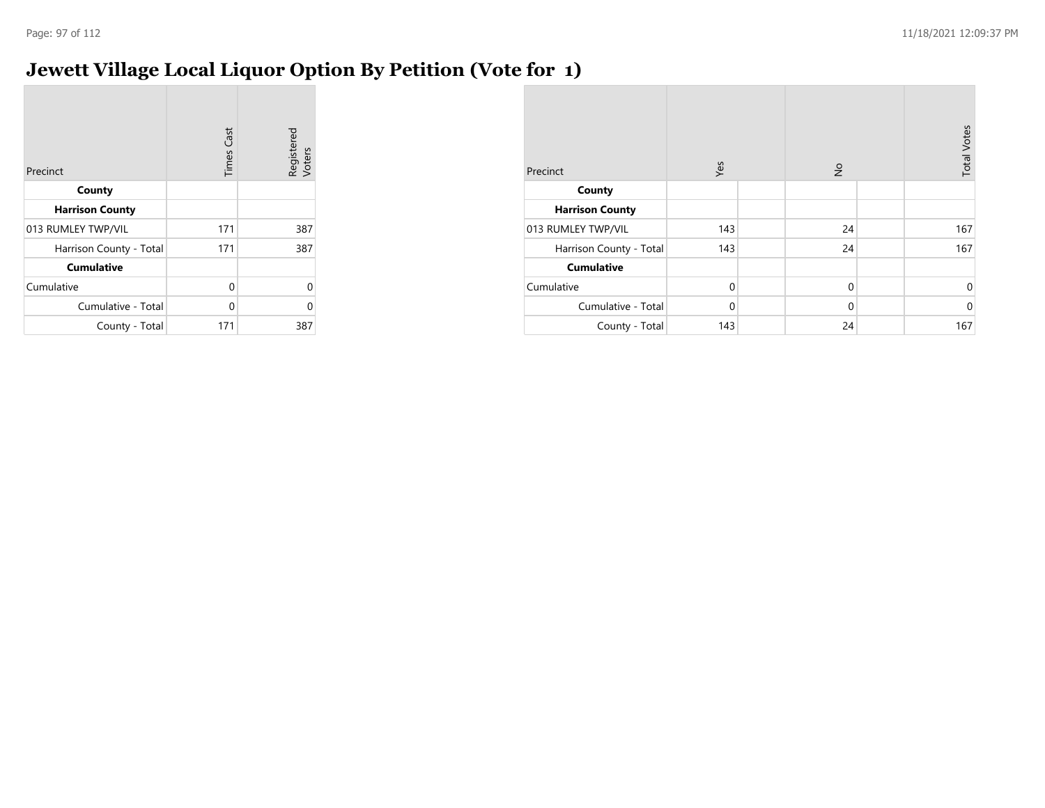# Jewett Village Local Liquor Option By Petition (Vote for 1)

| Precinct | Times Cast | Registered Voters |
|---|---|---|
| **County** | | |
| **Harrison County** | | |
| 013 RUMLEY TWP/VIL | 171 | 387 |
| Harrison County - Total | 171 | 387 |
| **Cumulative** | | |
| Cumulative | 0 | 0 |
| Cumulative - Total | 0 | 0 |
| County - Total | 171 | 387 |

| Precinct | Yes | | No | | Total Votes |
|---|---|---|---|---|---|
| **County** | | | | | |
| **Harrison County** | | | | | |
| 013 RUMLEY TWP/VIL | 143 | | 24 | | 167 |
| Harrison County - Total | 143 | | 24 | | 167 |
| **Cumulative** | | | | | |
| Cumulative | 0 | | 0 | | 0 |
| Cumulative - Total | 0 | | 0 | | 0 |
| County - Total | 143 | | 24 | | 167 |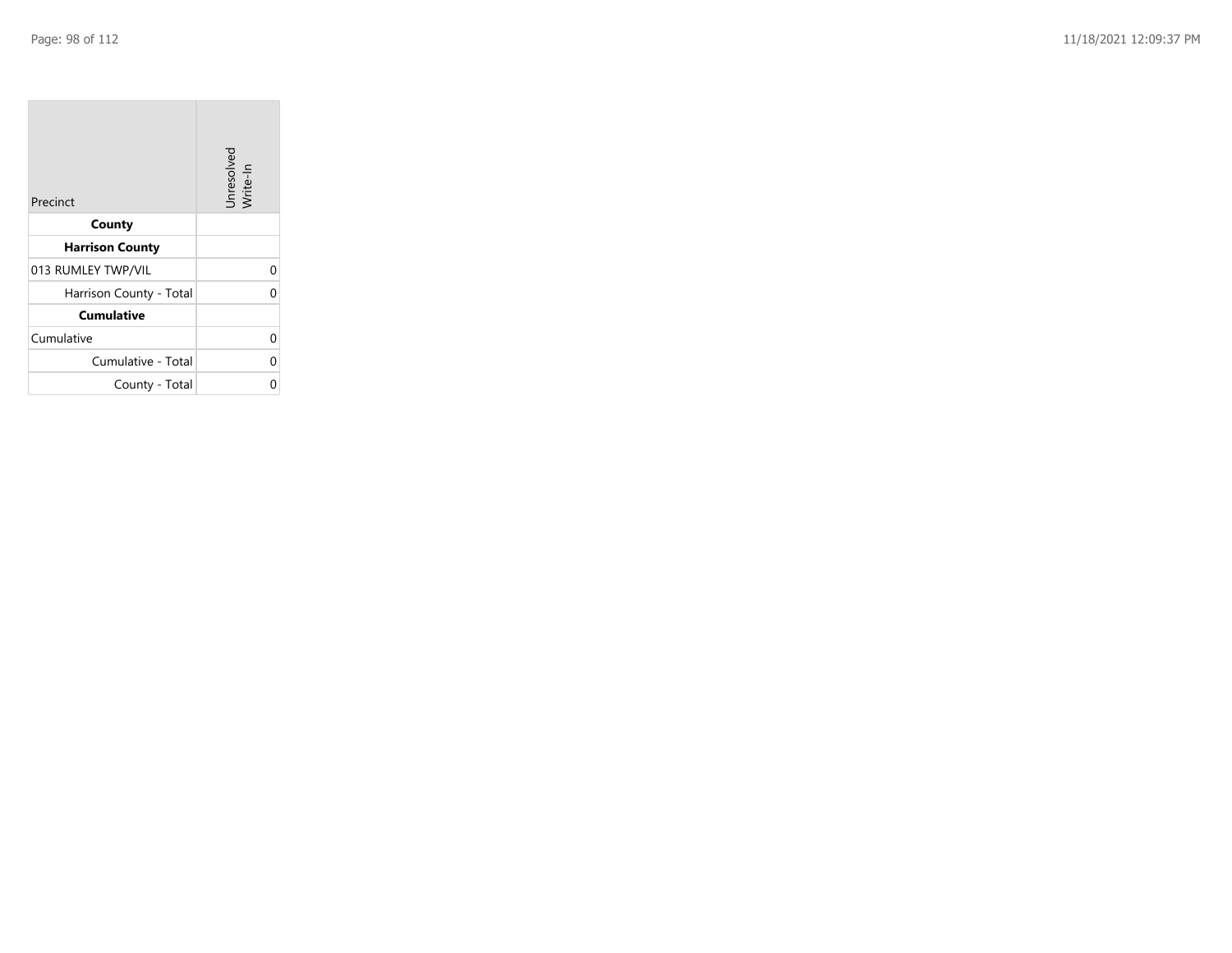| Precinct | Unresolved Write-In |
| --- | --- |
| **County** | |
| **Harrison County** | |
| 013 RUMLEY TWP/VIL | 0 |
| Harrison County - Total | 0 |
| **Cumulative** | |
| Cumulative | 0 |
| Cumulative - Total | 0 |
| County - Total | 0 |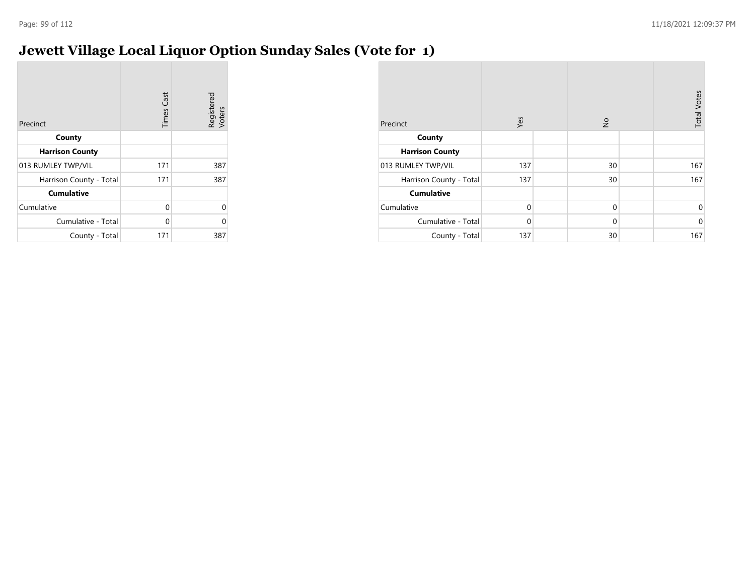# Jewett Village Local Liquor Option Sunday Sales (Vote for 1)

| Precinct | Times Cast | Registered Voters |
|---|---|---|
| **County** | | |
| **Harrison County** | | |
| 013 RUMLEY TWP/VIL | 171 | 387 |
| Harrison County - Total | 171 | 387 |
| **Cumulative** | | |
| Cumulative | 0 | 0 |
| Cumulative - Total | 0 | 0 |
| County - Total | 171 | 387 |

| Precinct | Yes | | No | | Total Votes |
|---|---|---|---|---|---|
| **County** | | | | | |
| **Harrison County** | | | | | |
| 013 RUMLEY TWP/VIL | 137 | | 30 | | 167 |
| Harrison County - Total | 137 | | 30 | | 167 |
| **Cumulative** | | | | | |
| Cumulative | 0 | | 0 | | 0 |
| Cumulative - Total | 0 | | 0 | | 0 |
| County - Total | 137 | | 30 | | 167 |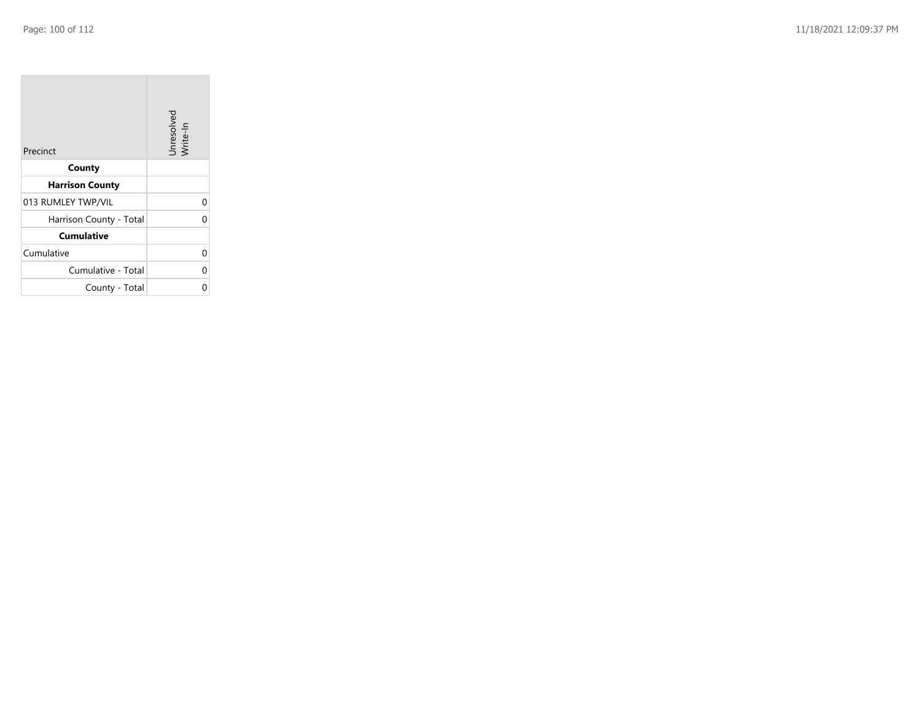| Precinct | Unresolved Write-In |
|---|---|
| **County** | |
| **Harrison County** | |
| 013 RUMLEY TWP/VIL | 0 |
| Harrison County - Total | 0 |
| **Cumulative** | |
| Cumulative | 0 |
| Cumulative - Total | 0 |
| County - Total | 0 |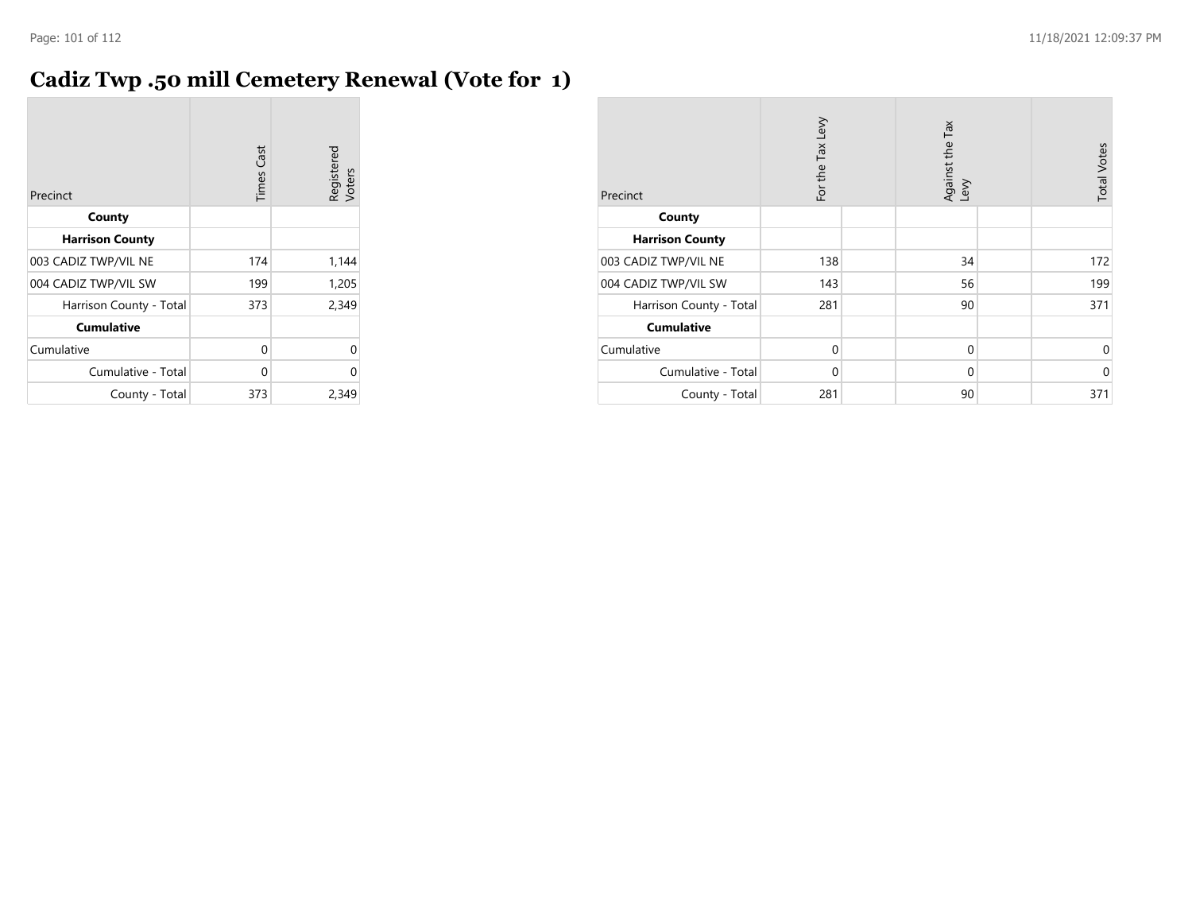# Cadiz Twp .50 mill Cemetery Renewal (Vote for 1)

| Precinct | Times Cast | Registered Voters |
| --- | --- | --- |
| **County** | | |
| **Harrison County** | | |
| 003 CADIZ TWP/VIL NE | 174 | 1,144 |
| 004 CADIZ TWP/VIL SW | 199 | 1,205 |
| Harrison County - Total | 373 | 2,349 |
| **Cumulative** | | |
| Cumulative | 0 | 0 |
| Cumulative - Total | 0 | 0 |
| County - Total | 373 | 2,349 |

| Precinct | For the Tax Levy | | Against the Tax Levy | | Total Votes |
| --- | --- | --- | --- | --- | --- |
| **County** | | | | | |
| **Harrison County** | | | | | |
| 003 CADIZ TWP/VIL NE | 138 | | 34 | | 172 |
| 004 CADIZ TWP/VIL SW | 143 | | 56 | | 199 |
| Harrison County - Total | 281 | | 90 | | 371 |
| **Cumulative** | | | | | |
| Cumulative | 0 | | 0 | | 0 |
| Cumulative - Total | 0 | | 0 | | 0 |
| County - Total | 281 | | 90 | | 371 |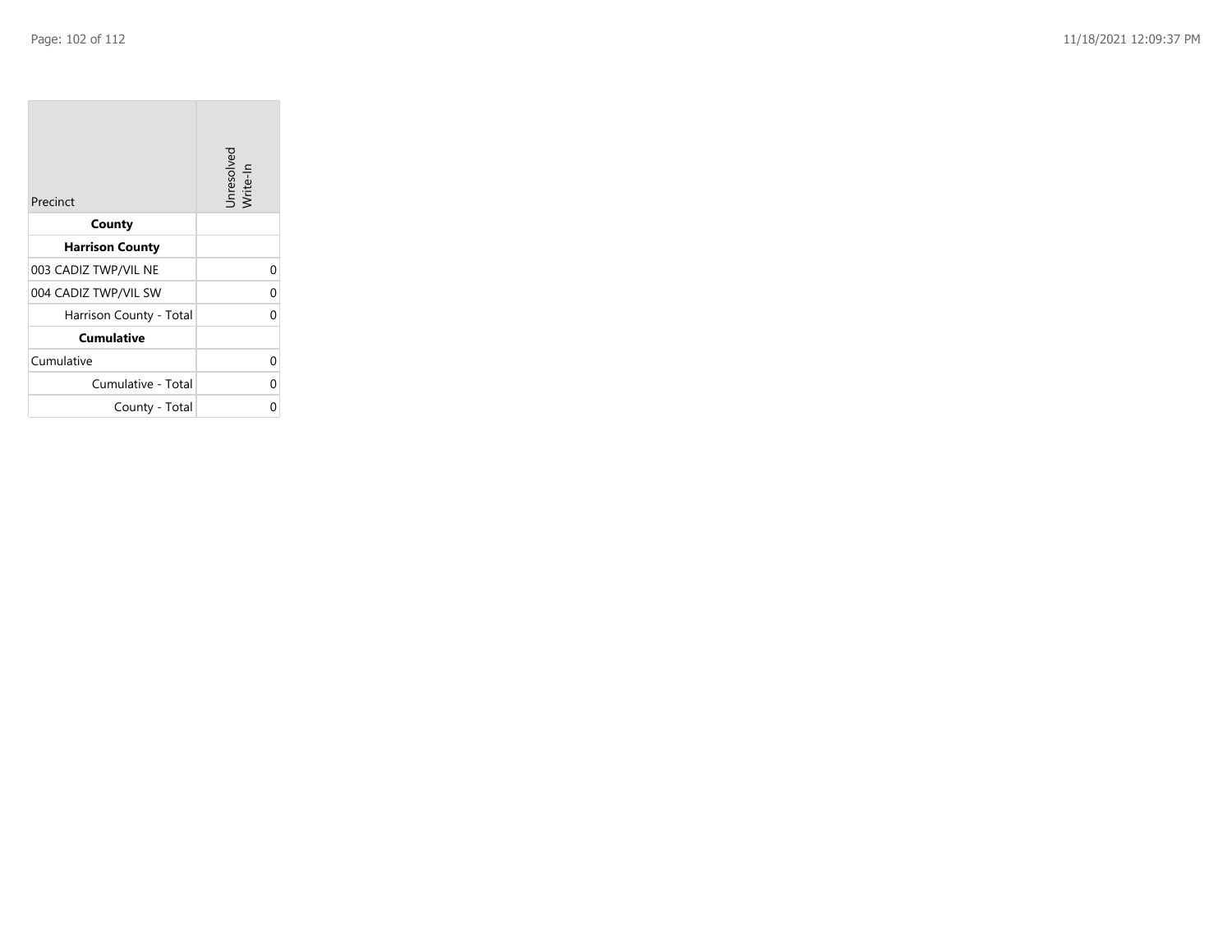| Precinct | Unresolved Write-In |
|---|---|
| **County** | |
| **Harrison County** | |
| 003 CADIZ TWP/VIL NE | 0 |
| 004 CADIZ TWP/VIL SW | 0 |
| Harrison County - Total | 0 |
| **Cumulative** | |
| Cumulative | 0 |
| Cumulative - Total | 0 |
| County - Total | 0 |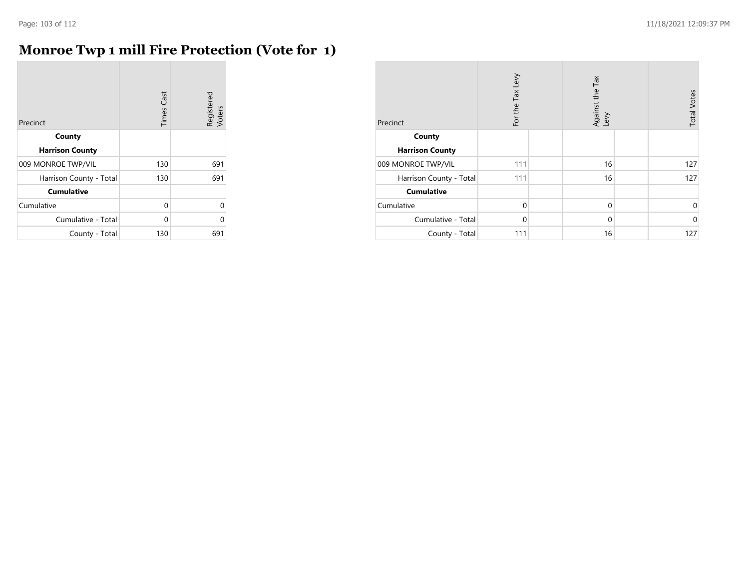# Monroe Twp 1 mill Fire Protection (Vote for 1)

| Precinct | Times Cast | Registered Voters |
|---|---|---|
| **County** | | |
| **Harrison County** | | |
| 009 MONROE TWP/VIL | 130 | 691 |
| Harrison County - Total | 130 | 691 |
| **Cumulative** | | |
| Cumulative | 0 | 0 |
| Cumulative - Total | 0 | 0 |
| County - Total | 130 | 691 |

| Precinct | For the Tax Levy | | Against the Tax Levy | | Total Votes |
|---|---|---|---|---|---|
| **County** | | | | | |
| **Harrison County** | | | | | |
| 009 MONROE TWP/VIL | 111 | | 16 | | 127 |
| Harrison County - Total | 111 | | 16 | | 127 |
| **Cumulative** | | | | | |
| Cumulative | 0 | | 0 | | 0 |
| Cumulative - Total | 0 | | 0 | | 0 |
| County - Total | 111 | | 16 | | 127 |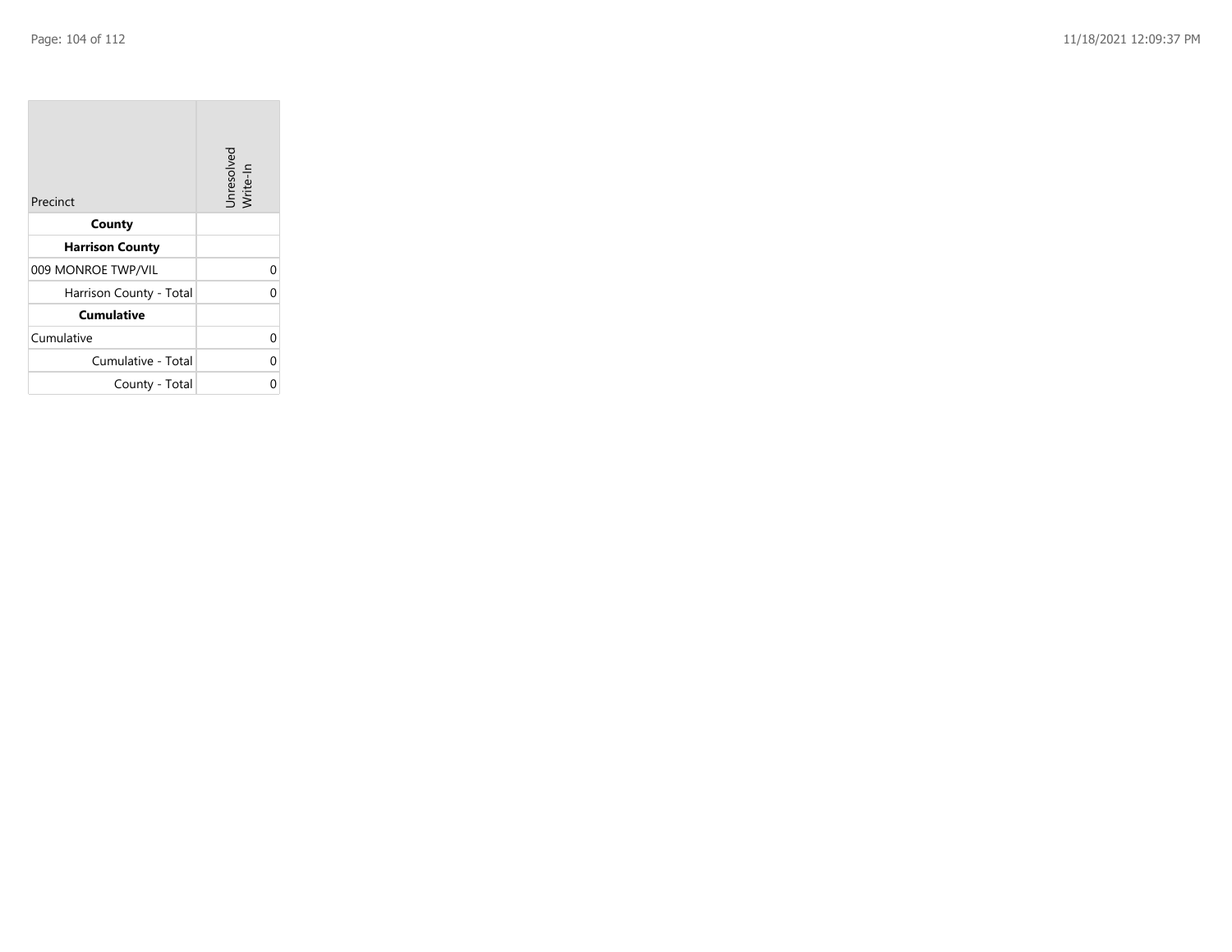| Precinct | Unresolved Write-In |
|---|---|
| **County** | |
| **Harrison County** | |
| 009 MONROE TWP/VIL | 0 |
| Harrison County - Total | 0 |
| **Cumulative** | |
| Cumulative | 0 |
| Cumulative - Total | 0 |
| County - Total | 0 |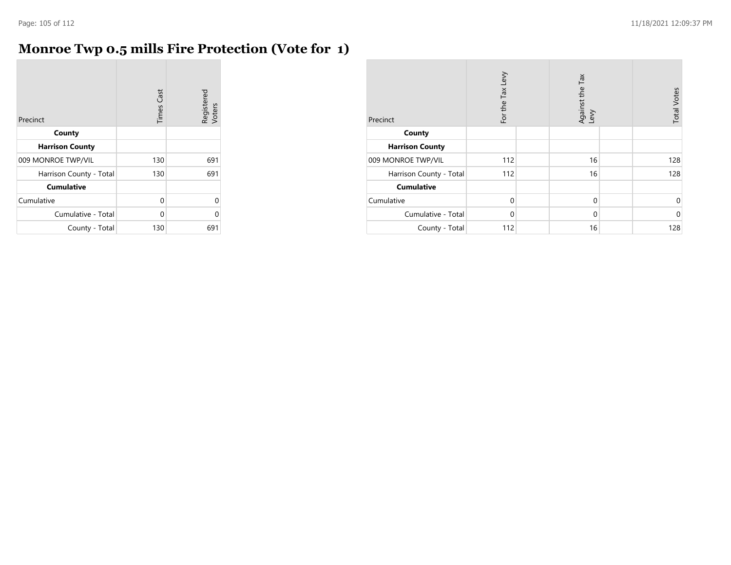# Monroe Twp 0.5 mills Fire Protection (Vote for 1)

| Precinct | Times Cast | Registered Voters |
|---|---|---|
| **County** | | |
| **Harrison County** | | |
| 009 MONROE TWP/VIL | 130 | 691 |
| Harrison County - Total | 130 | 691 |
| **Cumulative** | | |
| Cumulative | 0 | 0 |
| Cumulative - Total | 0 | 0 |
| County - Total | 130 | 691 |

| Precinct | For the Tax Levy | | Against the Tax Levy | | Total Votes |
|---|---|---|---|---|---|
| **County** | | | | | |
| **Harrison County** | | | | | |
| 009 MONROE TWP/VIL | 112 | | 16 | | 128 |
| Harrison County - Total | 112 | | 16 | | 128 |
| **Cumulative** | | | | | |
| Cumulative | 0 | | 0 | | 0 |
| Cumulative - Total | 0 | | 0 | | 0 |
| County - Total | 112 | | 16 | | 128 |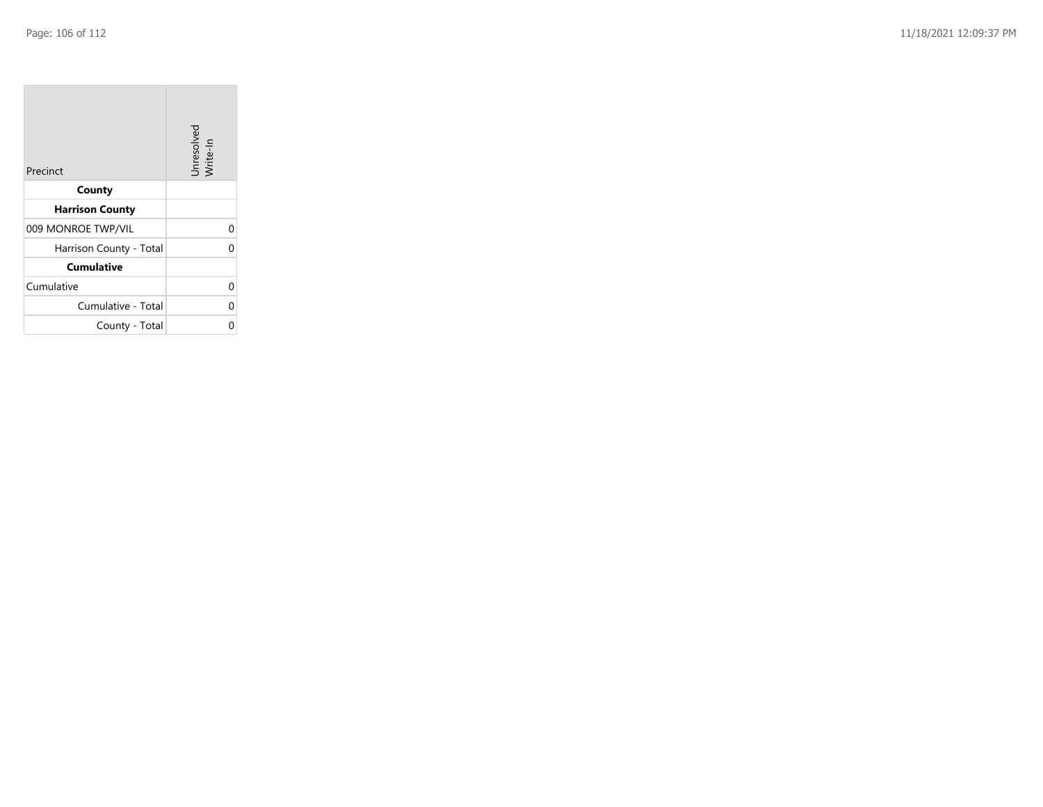| Precinct | Unresolved Write-In |
|---|---|
| **County** | |
| **Harrison County** | |
| 009 MONROE TWP/VIL | 0 |
| Harrison County - Total | 0 |
| **Cumulative** | |
| Cumulative | 0 |
| Cumulative - Total | 0 |
| County - Total | 0 |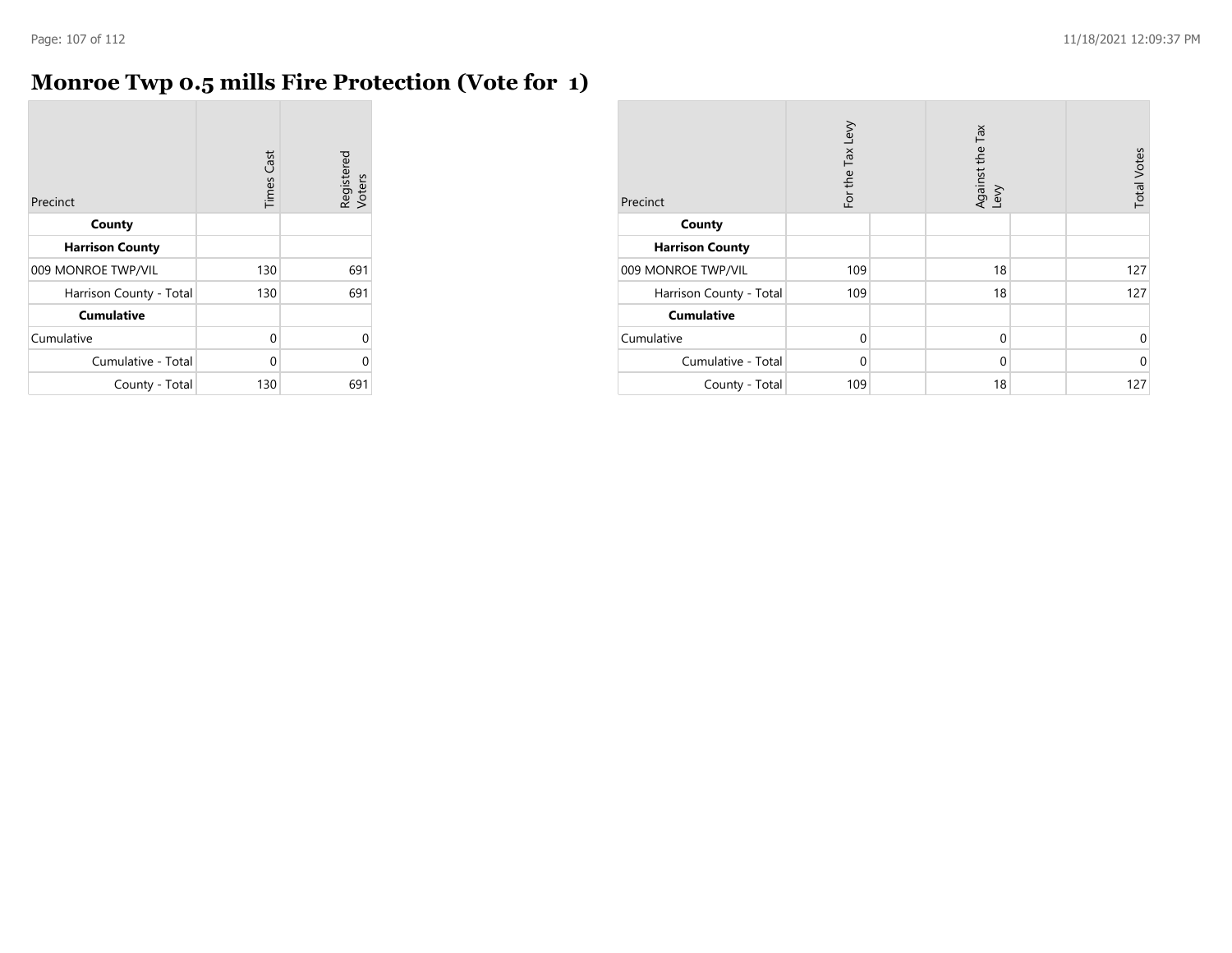# Monroe Twp 0.5 mills Fire Protection (Vote for 1)

| Precinct | Times Cast | Registered Voters |
|---|---|---|
| **County** | | |
| **Harrison County** | | |
| 009 MONROE TWP/VIL | 130 | 691 |
| Harrison County - Total | 130 | 691 |
| **Cumulative** | | |
| Cumulative | 0 | 0 |
| Cumulative - Total | 0 | 0 |
| County - Total | 130 | 691 |

| Precinct | For the Tax Levy | Against the Tax Levy | Total Votes |
|---|---|---|---|
| **County** | | | |
| **Harrison County** | | | |
| 009 MONROE TWP/VIL | 109 | 18 | 127 |
| Harrison County - Total | 109 | 18 | 127 |
| **Cumulative** | | | |
| Cumulative | 0 | 0 | 0 |
| Cumulative - Total | 0 | 0 | 0 |
| County - Total | 109 | 18 | 127 |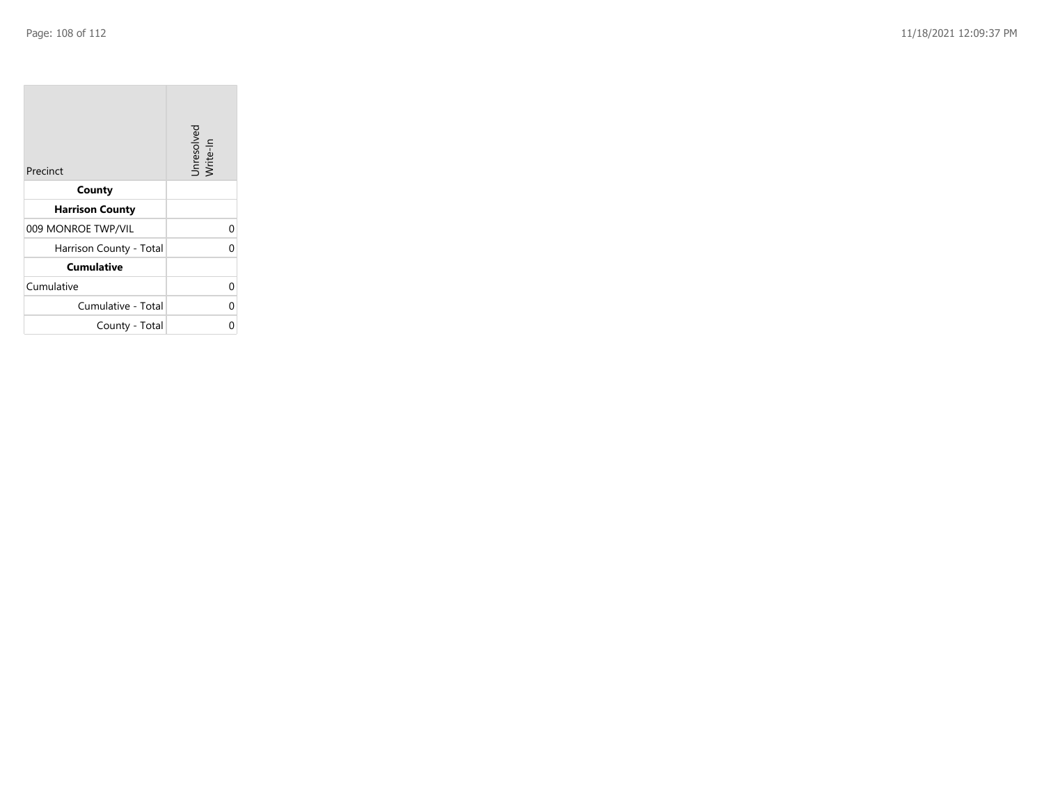| Precinct | Unresolved Write-In |
|---|---|
| **County** | |
| **Harrison County** | |
| 009 MONROE TWP/VIL | 0 |
| Harrison County - Total | 0 |
| **Cumulative** | |
| Cumulative | 0 |
| Cumulative - Total | 0 |
| County - Total | 0 |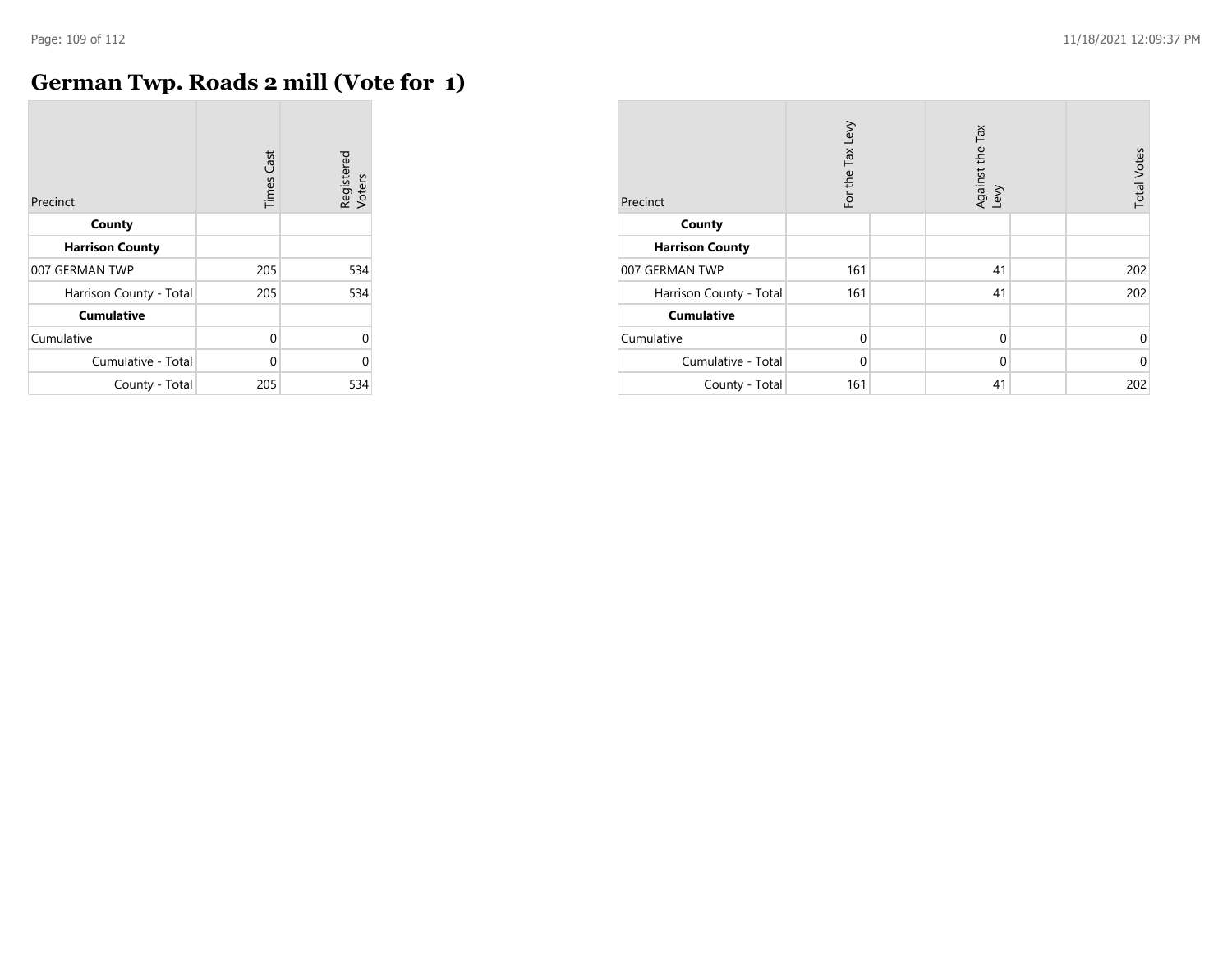# German Twp. Roads 2 mill (Vote for 1)

| Precinct | Times Cast | Registered Voters |
|---|---|---|
| **County** | | |
| **Harrison County** | | |
| 007 GERMAN TWP | 205 | 534 |
| Harrison County - Total | 205 | 534 |
| **Cumulative** | | |
| Cumulative | 0 | 0 |
| Cumulative - Total | 0 | 0 |
| County - Total | 205 | 534 |

| Precinct | For the Tax Levy | | Against the Tax Levy | | Total Votes |
|---|---|---|---|---|---|
| **County** | | | | | |
| **Harrison County** | | | | | |
| 007 GERMAN TWP | 161 | | 41 | | 202 |
| Harrison County - Total | 161 | | 41 | | 202 |
| **Cumulative** | | | | | |
| Cumulative | 0 | | 0 | | 0 |
| Cumulative - Total | 0 | | 0 | | 0 |
| County - Total | 161 | | 41 | | 202 |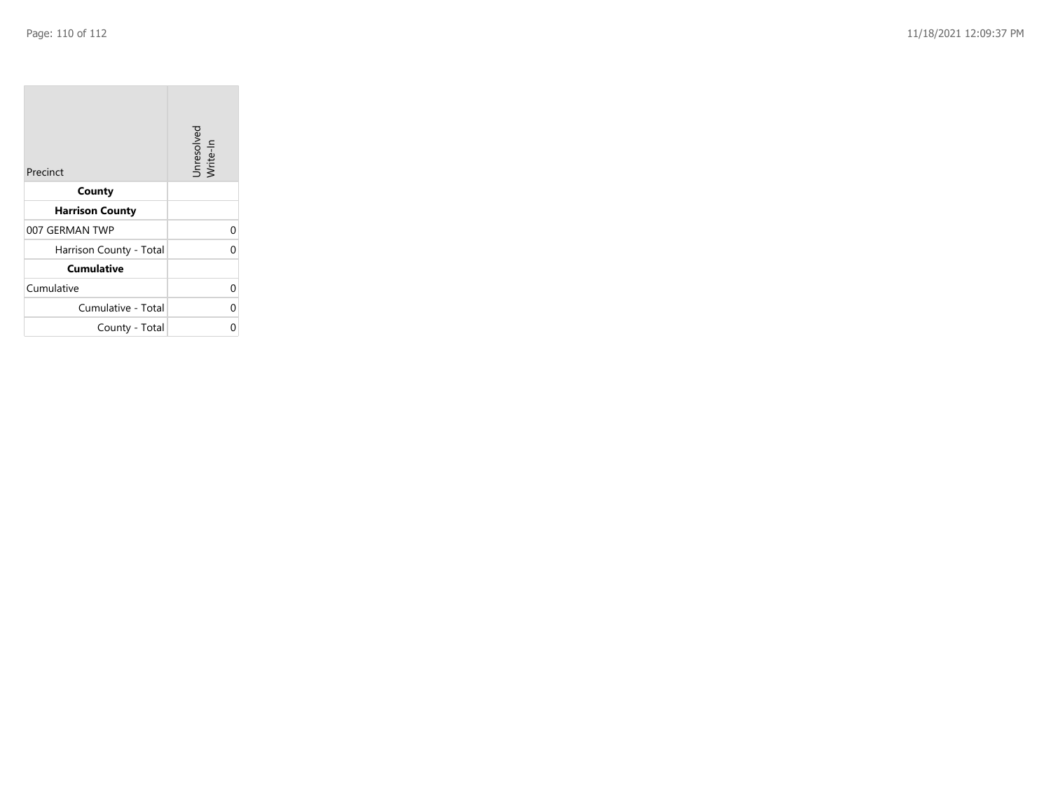| Precinct | Unresolved Write-In |
| --- | --- |
| **County** | |
| **Harrison County** | |
| 007 GERMAN TWP | 0 |
| Harrison County - Total | 0 |
| **Cumulative** | |
| Cumulative | 0 |
| Cumulative - Total | 0 |
| County - Total | 0 |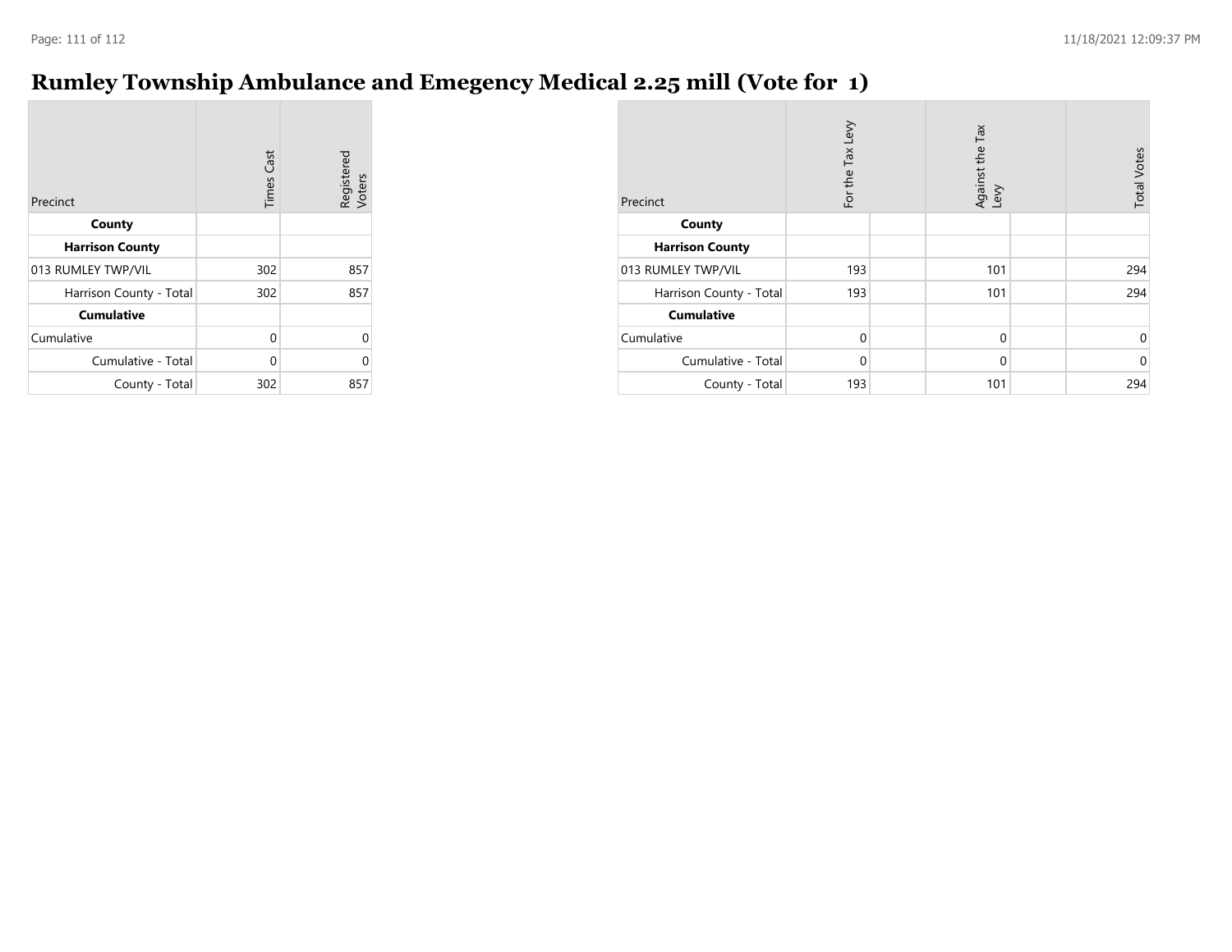# Rumley Township Ambulance and Emegency Medical 2.25 mill (Vote for 1)

| Precinct | Times Cast | Registered Voters |
|---|---|---|
| **County** | | |
| **Harrison County** | | |
| 013 RUMLEY TWP/VIL | 302 | 857 |
| Harrison County - Total | 302 | 857 |
| **Cumulative** | | |
| Cumulative | 0 | 0 |
| Cumulative - Total | 0 | 0 |
| County - Total | 302 | 857 |

| Precinct | For the Tax Levy | | Against the Tax Levy | | Total Votes |
|---|---|---|---|---|---|
| **County** | | | | | |
| **Harrison County** | | | | | |
| 013 RUMLEY TWP/VIL | 193 | | 101 | | 294 |
| Harrison County - Total | 193 | | 101 | | 294 |
| **Cumulative** | | | | | |
| Cumulative | 0 | | 0 | | 0 |
| Cumulative - Total | 0 | | 0 | | 0 |
| County - Total | 193 | | 101 | | 294 |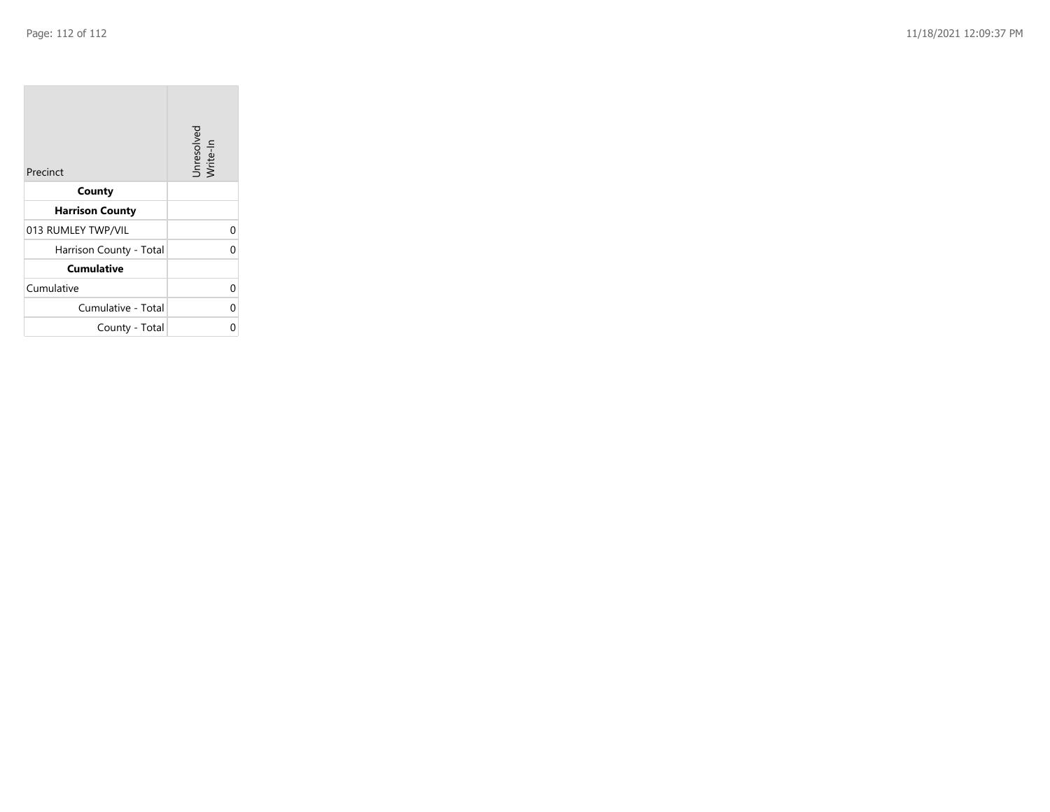| Precinct | Unresolved Write-In |
|---|---|
| **County** | |
| **Harrison County** | |
| 013 RUMLEY TWP/VIL | 0 |
| Harrison County - Total | 0 |
| **Cumulative** | |
| Cumulative | 0 |
| Cumulative - Total | 0 |
| County - Total | 0 |